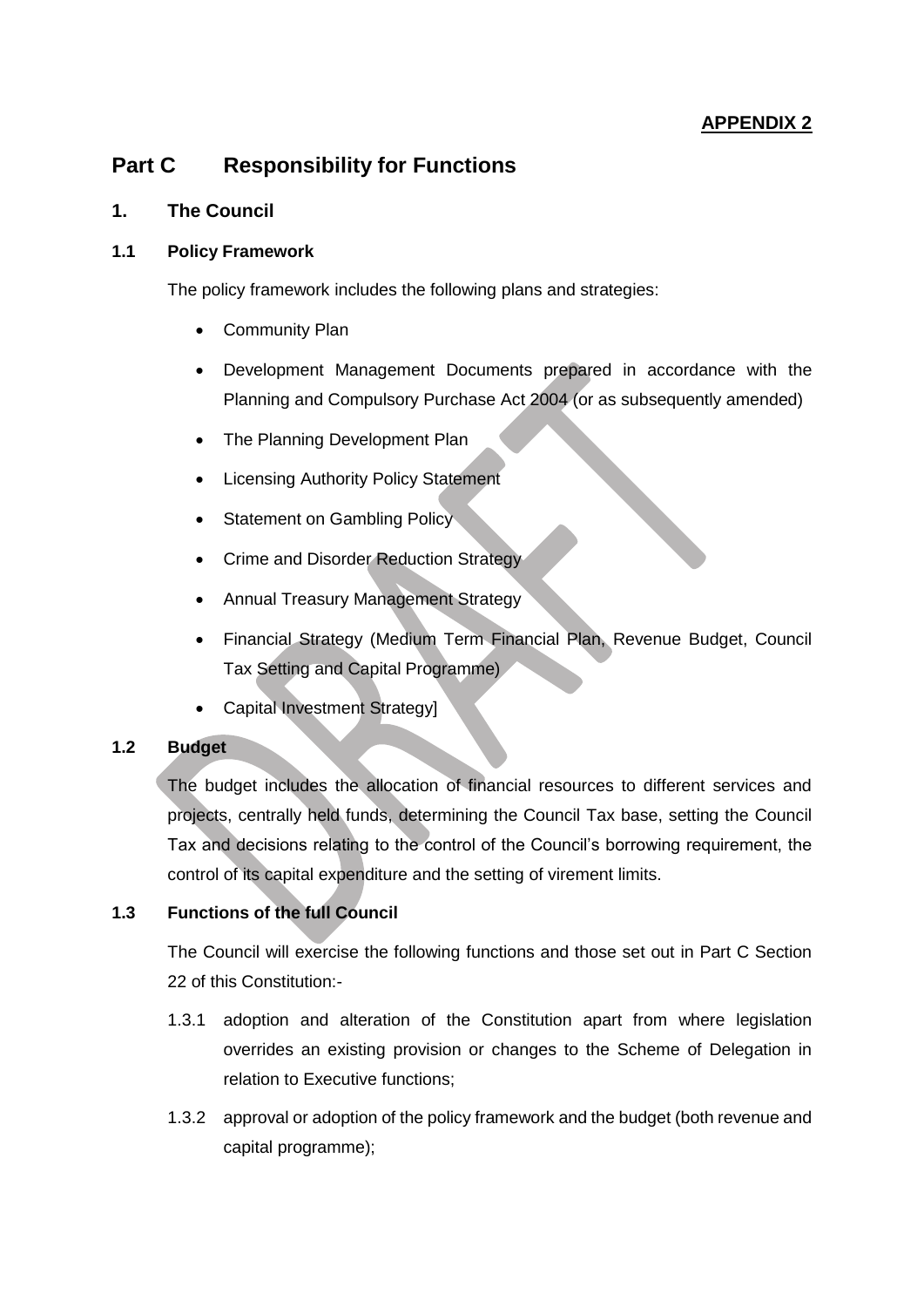**APPENDIX 2**

# Part C Responsibility for Functions

## 1. The Council

### 1.1 Policy Framework

The policy framework includes the following plans and strategies:

- Community Plan
- Development Management Documents prepared in accordance with the Planning and Compulsory Purchase Act 2004 (or as subsequently amended)
- The Planning Development Plan
- Licensing Authority Policy Statement
- Statement on Gambling Policy
- Crime and Disorder Reduction Strategy
- Annual Treasury Management Strategy
- Financial Strategy (Medium Term Financial Plan, Revenue Budget, Council Tax Setting and Capital Programme)
- Capital Investment Strategy]

### 1.2 Budget

The budget includes the allocation of financial resources to different services and projects, centrally held funds, determining the Council Tax base, setting the Council Tax and decisions relating to the control of the Council's borrowing requirement, the control of its capital expenditure and the setting of virement limits.

### 1.3 Functions of the full Council

The Council will exercise the following functions and those set out in Part C Section 22 of this Constitution:-

1.3.1 adoption and alteration of the Constitution apart from where legislation overrides an existing provision or changes to the Scheme of Delegation in relation to Executive functions;

1.3.2 approval or adoption of the policy framework and the budget (both revenue and capital programme);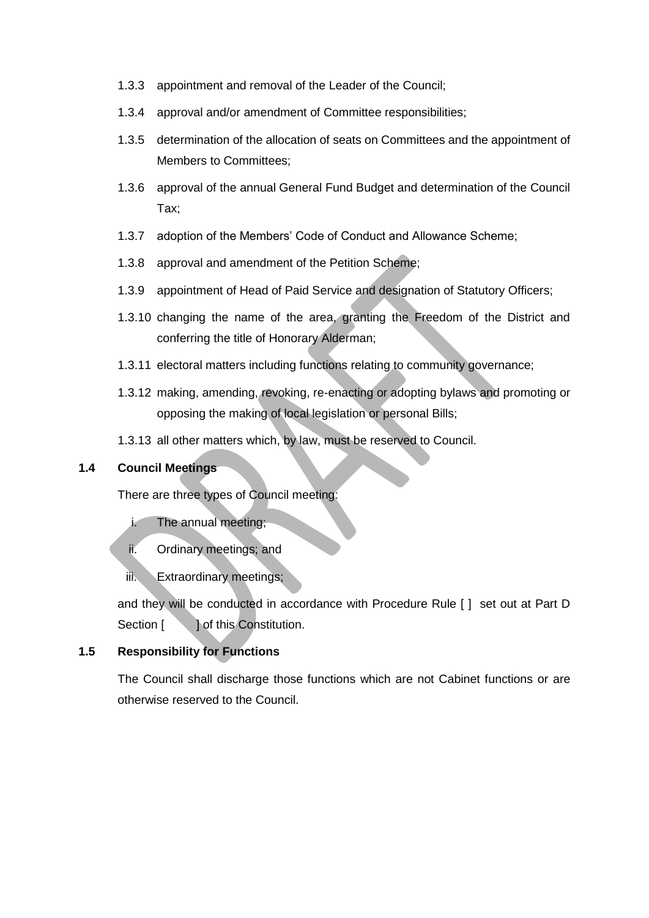1.3.3 appointment and removal of the Leader of the Council;

1.3.4 approval and/or amendment of Committee responsibilities;

1.3.5 determination of the allocation of seats on Committees and the appointment of Members to Committees;

1.3.6 approval of the annual General Fund Budget and determination of the Council Tax;

1.3.7 adoption of the Members' Code of Conduct and Allowance Scheme;

1.3.8 approval and amendment of the Petition Scheme;

1.3.9 appointment of Head of Paid Service and designation of Statutory Officers;

1.3.10 changing the name of the area, granting the Freedom of the District and conferring the title of Honorary Alderman;

1.3.11 electoral matters including functions relating to community governance;

1.3.12 making, amending, revoking, re-enacting or adopting bylaws and promoting or opposing the making of local legislation or personal Bills;

1.3.13 all other matters which, by law, must be reserved to Council.

### 1.4 Council Meetings

There are three types of Council meeting:

i. The annual meeting;

ii. Ordinary meetings; and

iii. Extraordinary meetings;

and they will be conducted in accordance with Procedure Rule [ ] set out at Part D Section [ ] of this Constitution.

### 1.5 Responsibility for Functions

The Council shall discharge those functions which are not Cabinet functions or are otherwise reserved to the Council.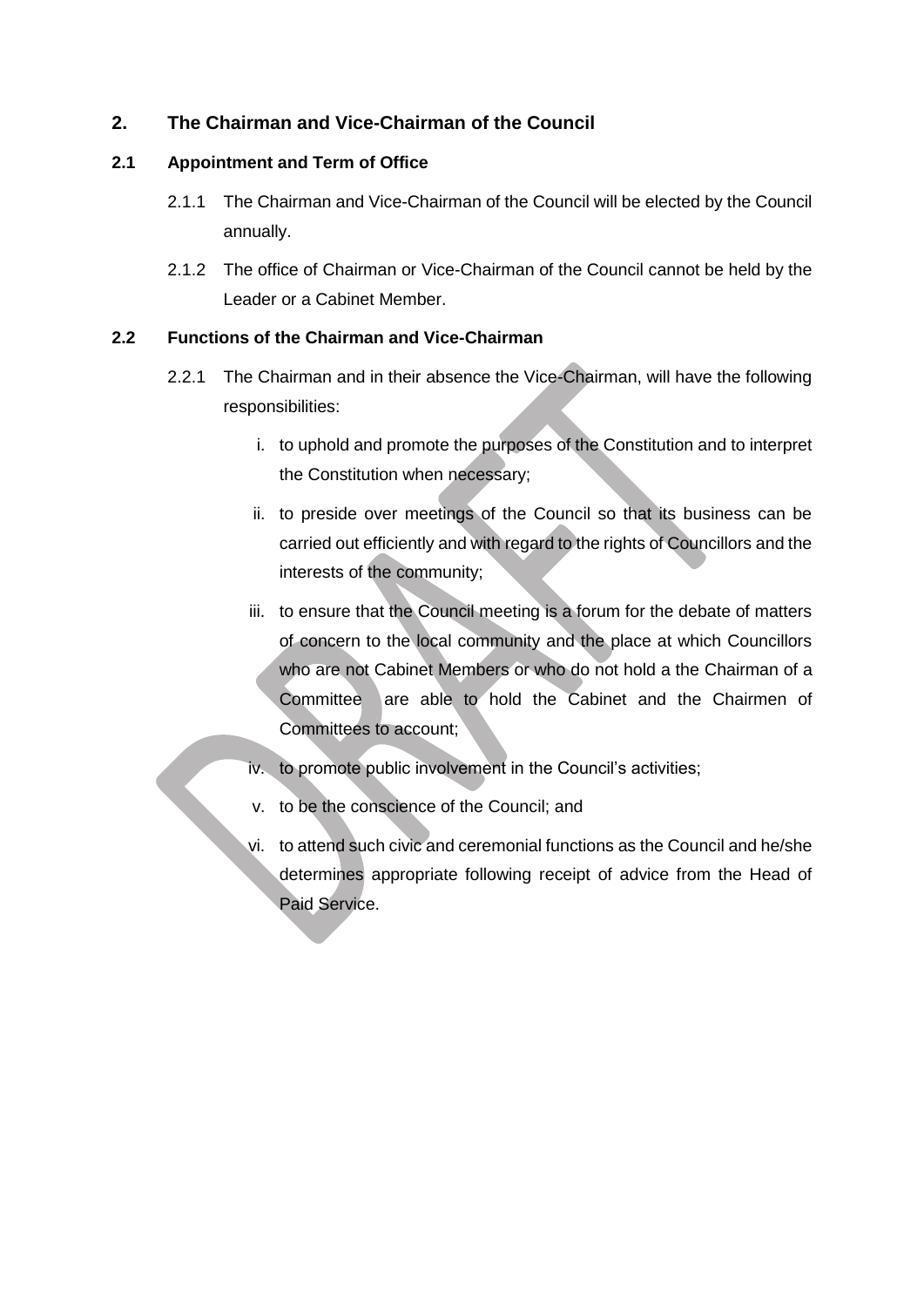## 2. The Chairman and Vice-Chairman of the Council

### 2.1 Appointment and Term of Office

2.1.1 The Chairman and Vice-Chairman of the Council will be elected by the Council annually.

2.1.2 The office of Chairman or Vice-Chairman of the Council cannot be held by the Leader or a Cabinet Member.

### 2.2 Functions of the Chairman and Vice-Chairman

2.2.1 The Chairman and in their absence the Vice-Chairman, will have the following responsibilities:

i. to uphold and promote the purposes of the Constitution and to interpret the Constitution when necessary;

ii. to preside over meetings of the Council so that its business can be carried out efficiently and with regard to the rights of Councillors and the interests of the community;

iii. to ensure that the Council meeting is a forum for the debate of matters of concern to the local community and the place at which Councillors who are not Cabinet Members or who do not hold a the Chairman of a Committee are able to hold the Cabinet and the Chairmen of Committees to account;

iv. to promote public involvement in the Council's activities;

v. to be the conscience of the Council; and

vi. to attend such civic and ceremonial functions as the Council and he/she determines appropriate following receipt of advice from the Head of Paid Service.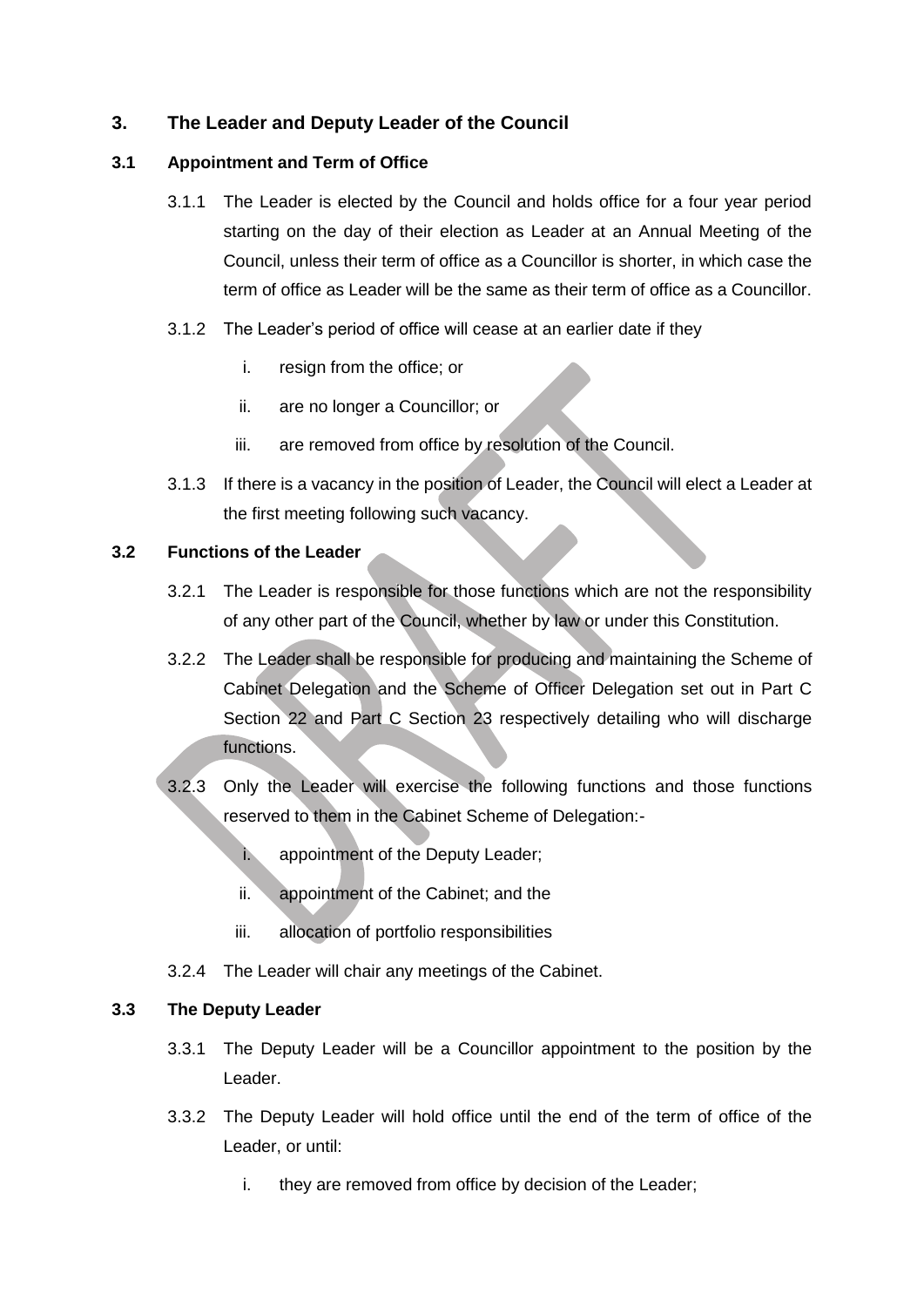## 3. The Leader and Deputy Leader of the Council

### 3.1 Appointment and Term of Office

3.1.1 The Leader is elected by the Council and holds office for a four year period starting on the day of their election as Leader at an Annual Meeting of the Council, unless their term of office as a Councillor is shorter, in which case the term of office as Leader will be the same as their term of office as a Councillor.

3.1.2 The Leader's period of office will cease at an earlier date if they

i. resign from the office; or

ii. are no longer a Councillor; or

iii. are removed from office by resolution of the Council.

3.1.3 If there is a vacancy in the position of Leader, the Council will elect a Leader at the first meeting following such vacancy.

### 3.2 Functions of the Leader

3.2.1 The Leader is responsible for those functions which are not the responsibility of any other part of the Council, whether by law or under this Constitution.

3.2.2 The Leader shall be responsible for producing and maintaining the Scheme of Cabinet Delegation and the Scheme of Officer Delegation set out in Part C Section 22 and Part C Section 23 respectively detailing who will discharge functions.

3.2.3 Only the Leader will exercise the following functions and those functions reserved to them in the Cabinet Scheme of Delegation:-

i. appointment of the Deputy Leader;

ii. appointment of the Cabinet; and the

iii. allocation of portfolio responsibilities

3.2.4 The Leader will chair any meetings of the Cabinet.

### 3.3 The Deputy Leader

3.3.1 The Deputy Leader will be a Councillor appointment to the position by the Leader.

3.3.2 The Deputy Leader will hold office until the end of the term of office of the Leader, or until:

i. they are removed from office by decision of the Leader;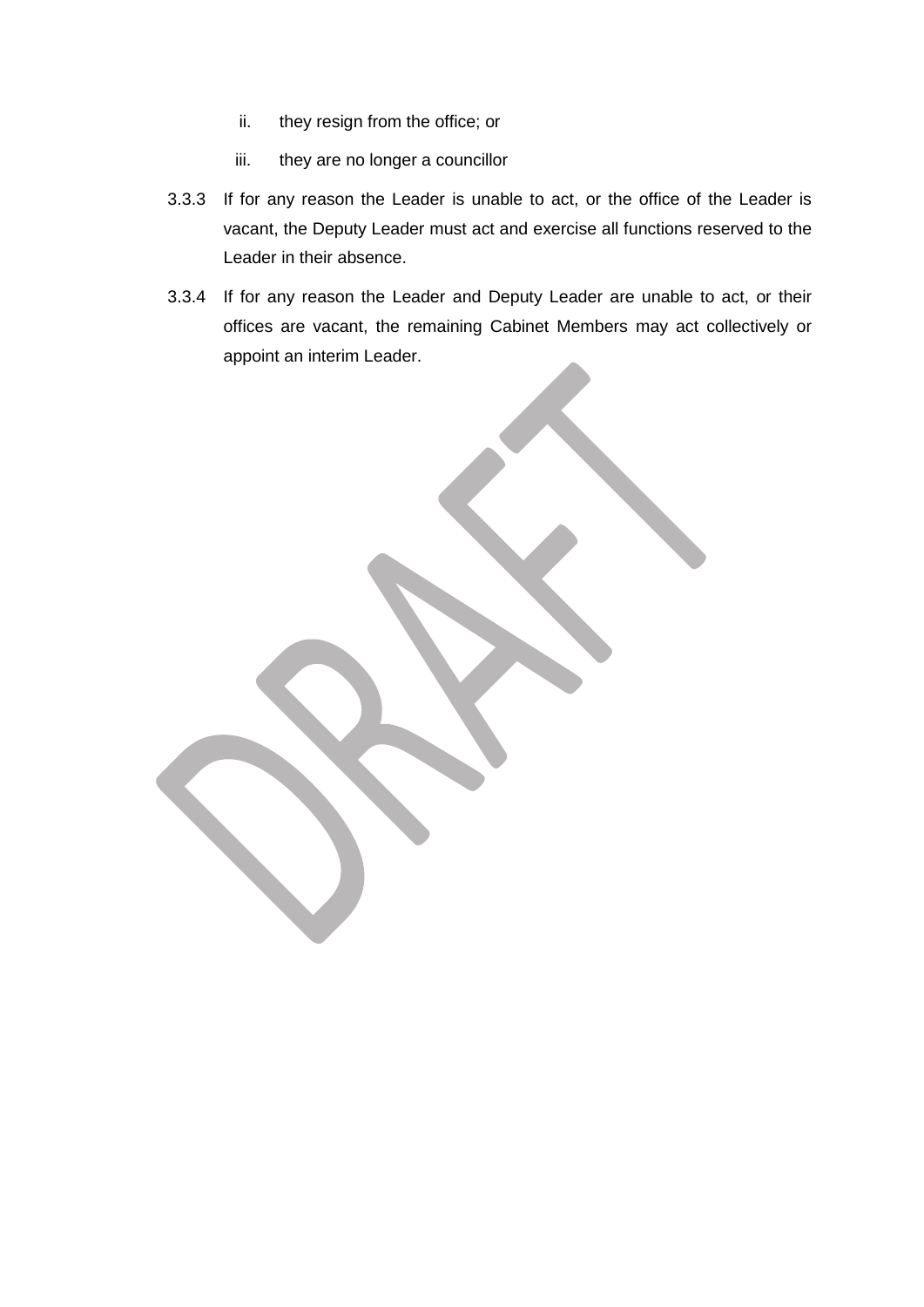ii. they resign from the office; or

    iii. they are no longer a councillor

3.3.3 If for any reason the Leader is unable to act, or the office of the Leader is vacant, the Deputy Leader must act and exercise all functions reserved to the Leader in their absence.

3.3.4 If for any reason the Leader and Deputy Leader are unable to act, or their offices are vacant, the remaining Cabinet Members may act collectively or appoint an interim Leader.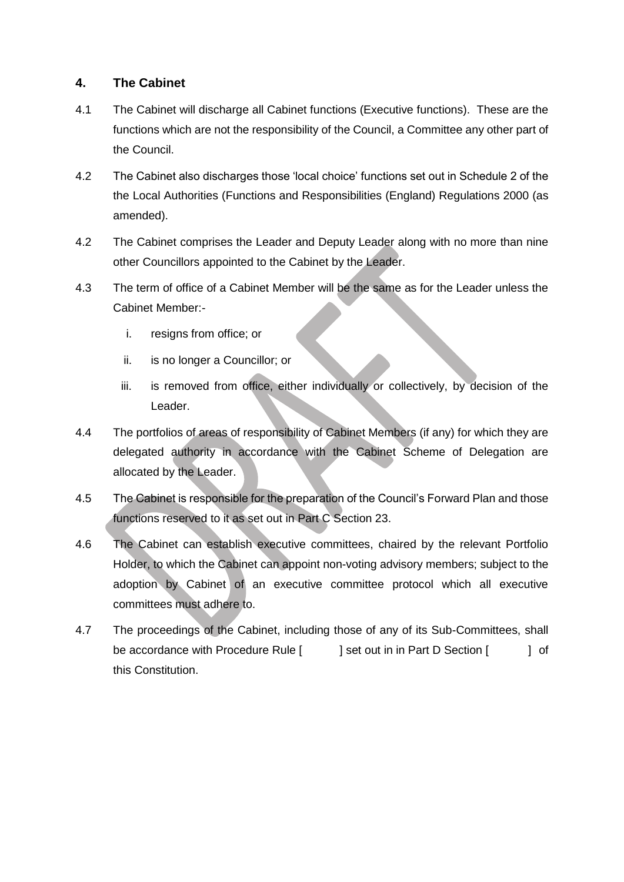## 4. The Cabinet

4.1 The Cabinet will discharge all Cabinet functions (Executive functions). These are the functions which are not the responsibility of the Council, a Committee any other part of the Council.

4.2 The Cabinet also discharges those 'local choice' functions set out in Schedule 2 of the the Local Authorities (Functions and Responsibilities (England) Regulations 2000 (as amended).

4.2 The Cabinet comprises the Leader and Deputy Leader along with no more than nine other Councillors appointed to the Cabinet by the Leader.

4.3 The term of office of a Cabinet Member will be the same as for the Leader unless the Cabinet Member:-

   i. resigns from office; or

   ii. is no longer a Councillor; or

   iii. is removed from office, either individually or collectively, by decision of the Leader.

4.4 The portfolios of areas of responsibility of Cabinet Members (if any) for which they are delegated authority in accordance with the Cabinet Scheme of Delegation are allocated by the Leader.

4.5 The Cabinet is responsible for the preparation of the Council's Forward Plan and those functions reserved to it as set out in Part C Section 23.

4.6 The Cabinet can establish executive committees, chaired by the relevant Portfolio Holder, to which the Cabinet can appoint non-voting advisory members; subject to the adoption by Cabinet of an executive committee protocol which all executive committees must adhere to.

4.7 The proceedings of the Cabinet, including those of any of its Sub-Committees, shall be accordance with Procedure Rule [ ] set out in in Part D Section [ ] of this Constitution.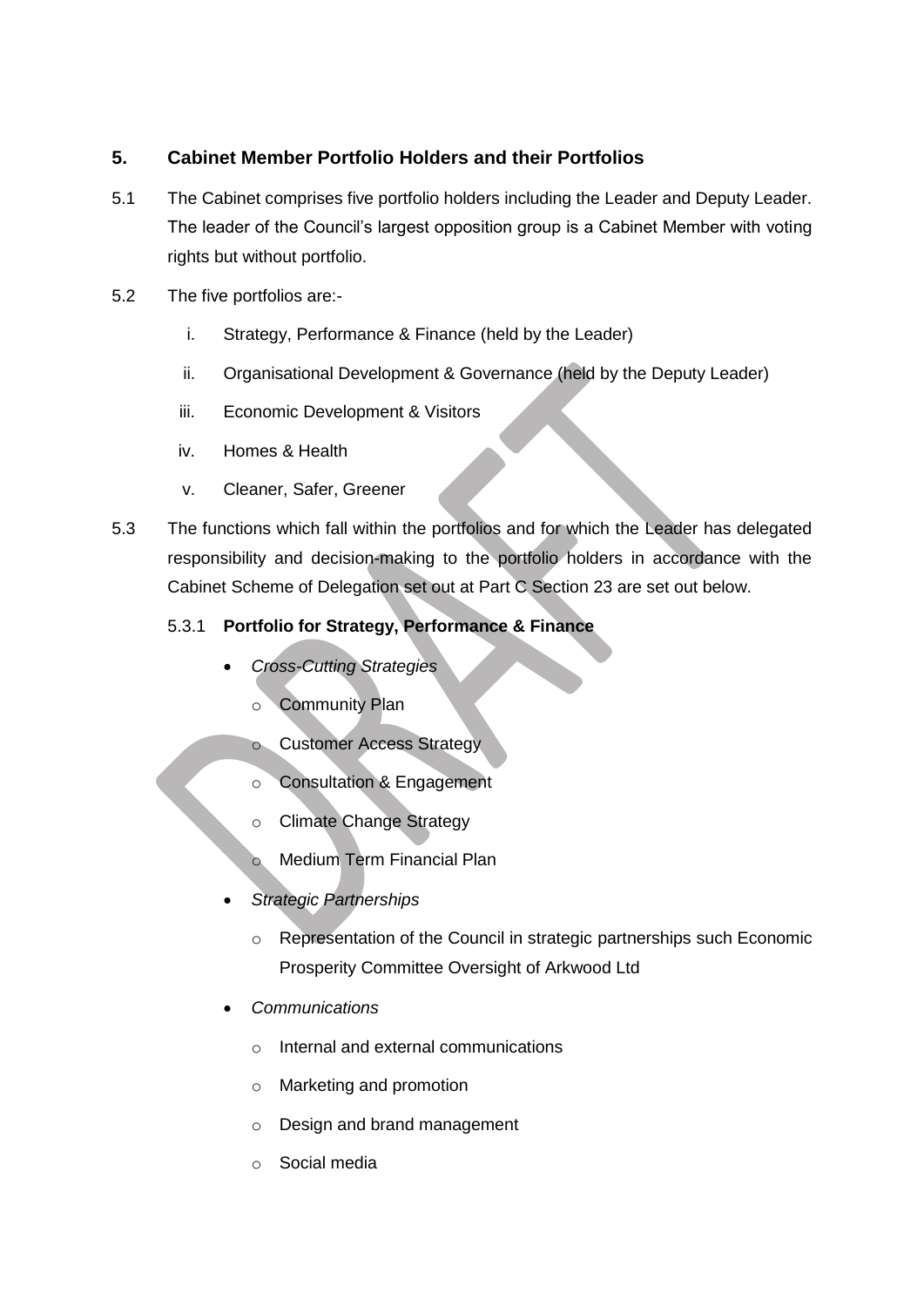## 5. Cabinet Member Portfolio Holders and their Portfolios

5.1 The Cabinet comprises five portfolio holders including the Leader and Deputy Leader. The leader of the Council's largest opposition group is a Cabinet Member with voting rights but without portfolio.

5.2 The five portfolios are:-

i. Strategy, Performance & Finance (held by the Leader)

ii. Organisational Development & Governance (held by the Deputy Leader)

iii. Economic Development & Visitors

iv. Homes & Health

v. Cleaner, Safer, Greener

5.3 The functions which fall within the portfolios and for which the Leader has delegated responsibility and decision-making to the portfolio holders in accordance with the Cabinet Scheme of Delegation set out at Part C Section 23 are set out below.

### 5.3.1 Portfolio for Strategy, Performance & Finance

- *Cross-Cutting Strategies*
  - Community Plan
  - Customer Access Strategy
  - Consultation & Engagement
  - Climate Change Strategy
  - Medium Term Financial Plan
- *Strategic Partnerships*
  - Representation of the Council in strategic partnerships such Economic Prosperity Committee Oversight of Arkwood Ltd
- *Communications*
  - Internal and external communications
  - Marketing and promotion
  - Design and brand management
  - Social media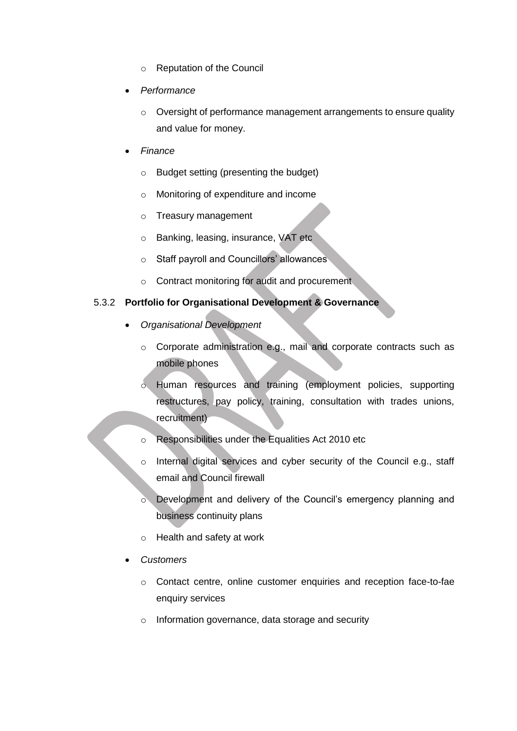- Reputation of the Council

- *Performance*
  - Oversight of performance management arrangements to ensure quality and value for money.

- *Finance*
  - Budget setting (presenting the budget)
  - Monitoring of expenditure and income
  - Treasury management
  - Banking, leasing, insurance, VAT etc
  - Staff payroll and Councillors' allowances
  - Contract monitoring for audit and procurement

### 5.3.2 **Portfolio for Organisational Development & Governance**

- *Organisational Development*
  - Corporate administration e.g., mail and corporate contracts such as mobile phones
  - Human resources and training (employment policies, supporting restructures, pay policy, training, consultation with trades unions, recruitment)
  - Responsibilities under the Equalities Act 2010 etc
  - Internal digital services and cyber security of the Council e.g., staff email and Council firewall
  - Development and delivery of the Council's emergency planning and business continuity plans
  - Health and safety at work

- *Customers*
  - Contact centre, online customer enquiries and reception face-to-fae enquiry services
  - Information governance, data storage and security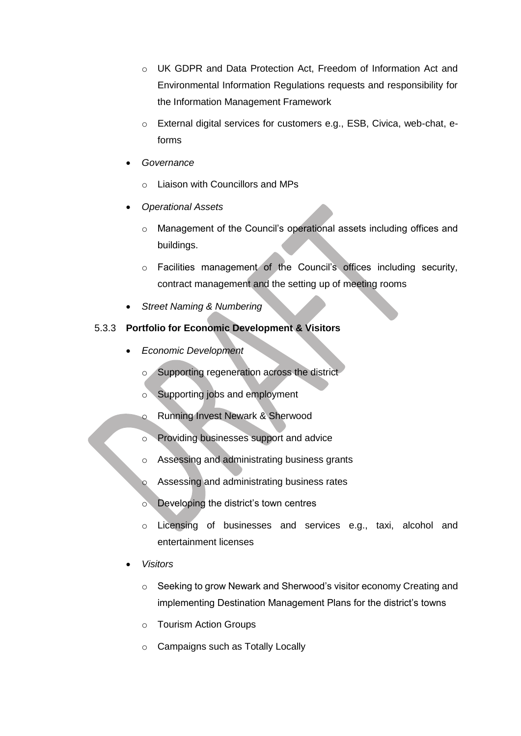- UK GDPR and Data Protection Act, Freedom of Information Act and Environmental Information Regulations requests and responsibility for the Information Management Framework
  - External digital services for customers e.g., ESB, Civica, web-chat, e-forms
- *Governance*
  - Liaison with Councillors and MPs
- *Operational Assets*
  - Management of the Council's operational assets including offices and buildings.
  - Facilities management of the Council's offices including security, contract management and the setting up of meeting rooms
- *Street Naming & Numbering*

5.3.3 **Portfolio for Economic Development & Visitors**

- *Economic Development*
  - Supporting regeneration across the district
  - Supporting jobs and employment
  - Running Invest Newark & Sherwood
  - Providing businesses support and advice
  - Assessing and administrating business grants
  - Assessing and administrating business rates
  - Developing the district's town centres
  - Licensing of businesses and services e.g., taxi, alcohol and entertainment licenses
- *Visitors*
  - Seeking to grow Newark and Sherwood's visitor economy Creating and implementing Destination Management Plans for the district's towns
  - Tourism Action Groups
  - Campaigns such as Totally Locally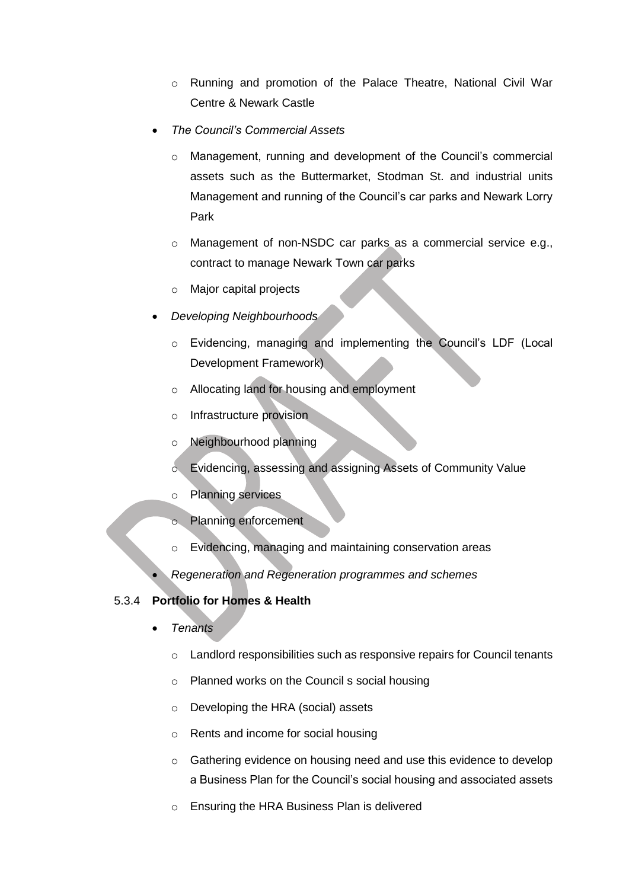- Running and promotion of the Palace Theatre, National Civil War Centre & Newark Castle

- *The Council's Commercial Assets*
  - Management, running and development of the Council's commercial assets such as the Buttermarket, Stodman St. and industrial units Management and running of the Council's car parks and Newark Lorry Park
  - Management of non-NSDC car parks as a commercial service e.g., contract to manage Newark Town car parks
  - Major capital projects

- *Developing Neighbourhoods*
  - Evidencing, managing and implementing the Council's LDF (Local Development Framework)
  - Allocating land for housing and employment
  - Infrastructure provision
  - Neighbourhood planning
  - Evidencing, assessing and assigning Assets of Community Value
  - Planning services
  - Planning enforcement
  - Evidencing, managing and maintaining conservation areas

- *Regeneration and Regeneration programmes and schemes*

### 5.3.4 Portfolio for Homes & Health

- *Tenants*
  - Landlord responsibilities such as responsive repairs for Council tenants
  - Planned works on the Council s social housing
  - Developing the HRA (social) assets
  - Rents and income for social housing
  - Gathering evidence on housing need and use this evidence to develop a Business Plan for the Council's social housing and associated assets
  - Ensuring the HRA Business Plan is delivered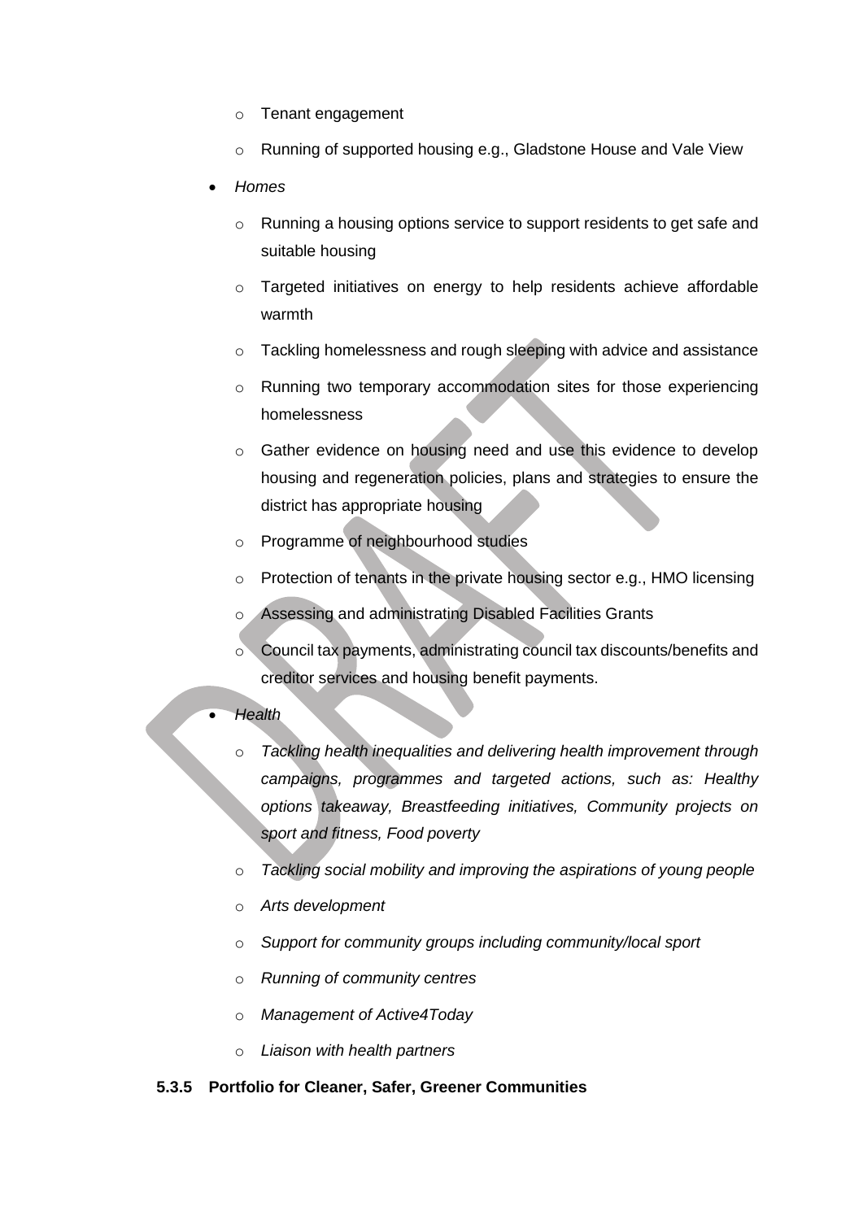- Tenant engagement
    - Running of supported housing e.g., Gladstone House and Vale View
- *Homes*
    - Running a housing options service to support residents to get safe and suitable housing
    - Targeted initiatives on energy to help residents achieve affordable warmth
    - Tackling homelessness and rough sleeping with advice and assistance
    - Running two temporary accommodation sites for those experiencing homelessness
    - Gather evidence on housing need and use this evidence to develop housing and regeneration policies, plans and strategies to ensure the district has appropriate housing
    - Programme of neighbourhood studies
    - Protection of tenants in the private housing sector e.g., HMO licensing
    - Assessing and administrating Disabled Facilities Grants
    - Council tax payments, administrating council tax discounts/benefits and creditor services and housing benefit payments.
- *Health*
    - *Tackling health inequalities and delivering health improvement through campaigns, programmes and targeted actions, such as: Healthy options takeaway, Breastfeeding initiatives, Community projects on sport and fitness, Food poverty*
    - *Tackling social mobility and improving the aspirations of young people*
    - *Arts development*
    - *Support for community groups including community/local sport*
    - *Running of community centres*
    - *Management of Active4Today*
    - *Liaison with health partners*

**5.3.5 Portfolio for Cleaner, Safer, Greener Communities**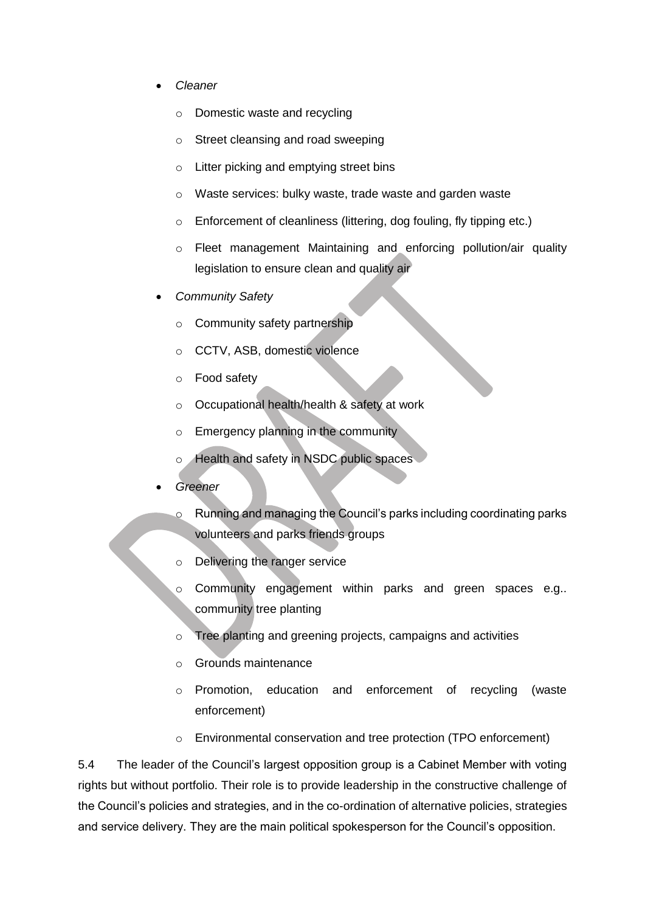- *Cleaner*
  - Domestic waste and recycling
  - Street cleansing and road sweeping
  - Litter picking and emptying street bins
  - Waste services: bulky waste, trade waste and garden waste
  - Enforcement of cleanliness (littering, dog fouling, fly tipping etc.)
  - Fleet management Maintaining and enforcing pollution/air quality legislation to ensure clean and quality air
- *Community Safety*
  - Community safety partnership
  - CCTV, ASB, domestic violence
  - Food safety
  - Occupational health/health & safety at work
  - Emergency planning in the community
  - Health and safety in NSDC public spaces
- *Greener*
  - Running and managing the Council's parks including coordinating parks volunteers and parks friends groups
  - Delivering the ranger service
  - Community engagement within parks and green spaces e.g.. community tree planting
  - Tree planting and greening projects, campaigns and activities
  - Grounds maintenance
  - Promotion, education and enforcement of recycling (waste enforcement)
  - Environmental conservation and tree protection (TPO enforcement)

5.4 The leader of the Council's largest opposition group is a Cabinet Member with voting rights but without portfolio. Their role is to provide leadership in the constructive challenge of the Council's policies and strategies, and in the co-ordination of alternative policies, strategies and service delivery. They are the main political spokesperson for the Council's opposition.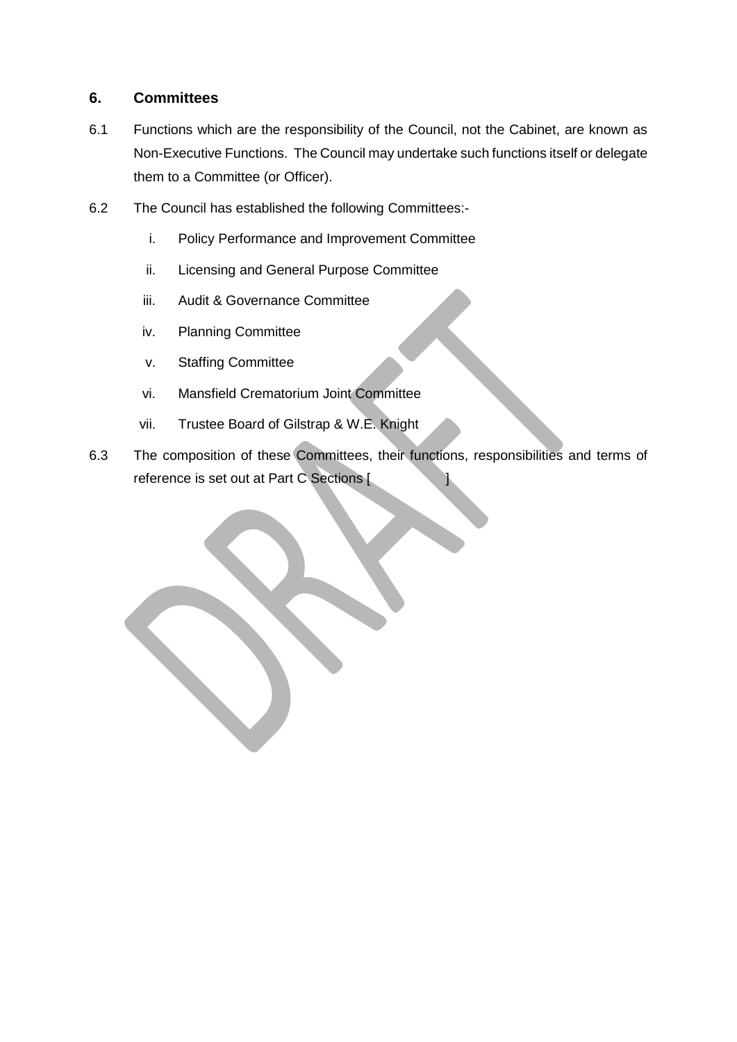## 6. Committees

6.1 Functions which are the responsibility of the Council, not the Cabinet, are known as Non-Executive Functions. The Council may undertake such functions itself or delegate them to a Committee (or Officer).

6.2 The Council has established the following Committees:-

i. Policy Performance and Improvement Committee

ii. Licensing and General Purpose Committee

iii. Audit & Governance Committee

iv. Planning Committee

v. Staffing Committee

vi. Mansfield Crematorium Joint Committee

vii. Trustee Board of Gilstrap & W.E. Knight

6.3 The composition of these Committees, their functions, responsibilities and terms of reference is set out at Part C Sections [ ]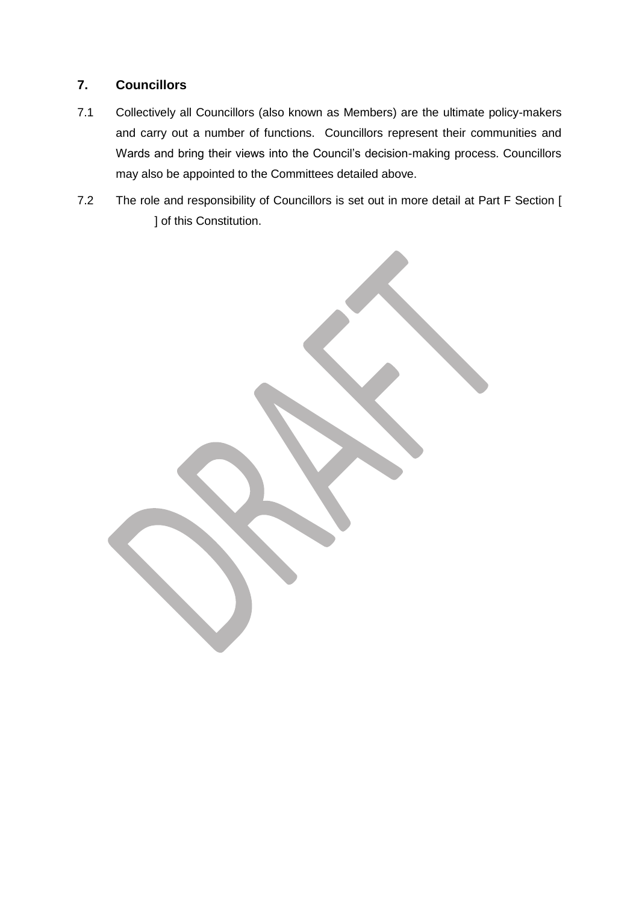## 7. Councillors

7.1 Collectively all Councillors (also known as Members) are the ultimate policy-makers and carry out a number of functions. Councillors represent their communities and Wards and bring their views into the Council's decision-making process. Councillors may also be appointed to the Committees detailed above.

7.2 The role and responsibility of Councillors is set out in more detail at Part F Section [ ] of this Constitution.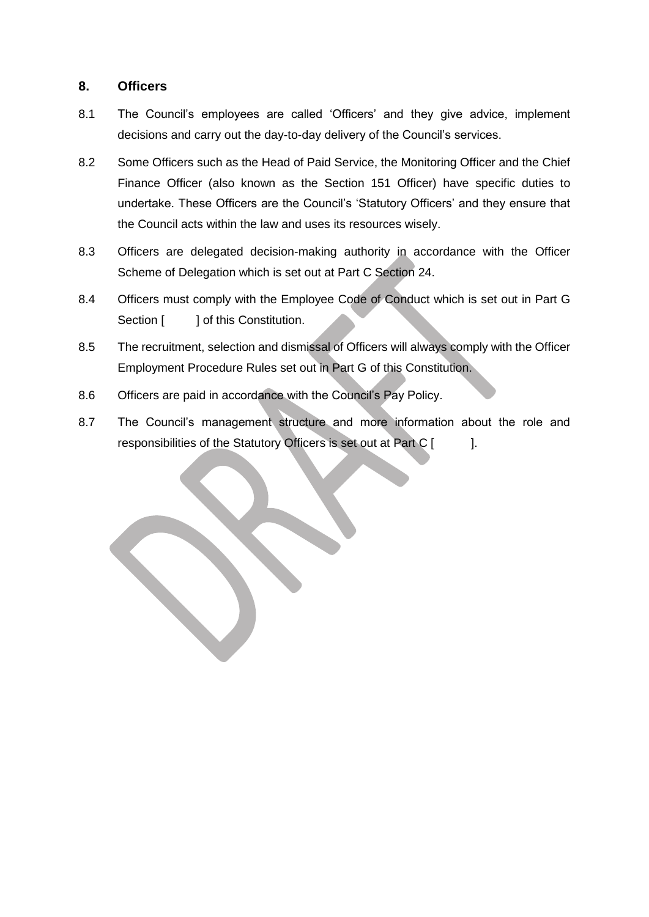## 8. Officers

8.1 The Council's employees are called 'Officers' and they give advice, implement decisions and carry out the day-to-day delivery of the Council's services.

8.2 Some Officers such as the Head of Paid Service, the Monitoring Officer and the Chief Finance Officer (also known as the Section 151 Officer) have specific duties to undertake. These Officers are the Council's 'Statutory Officers' and they ensure that the Council acts within the law and uses its resources wisely.

8.3 Officers are delegated decision-making authority in accordance with the Officer Scheme of Delegation which is set out at Part C Section 24.

8.4 Officers must comply with the Employee Code of Conduct which is set out in Part G Section [ ] of this Constitution.

8.5 The recruitment, selection and dismissal of Officers will always comply with the Officer Employment Procedure Rules set out in Part G of this Constitution.

8.6 Officers are paid in accordance with the Council's Pay Policy.

8.7 The Council's management structure and more information about the role and responsibilities of the Statutory Officers is set out at Part C [ ].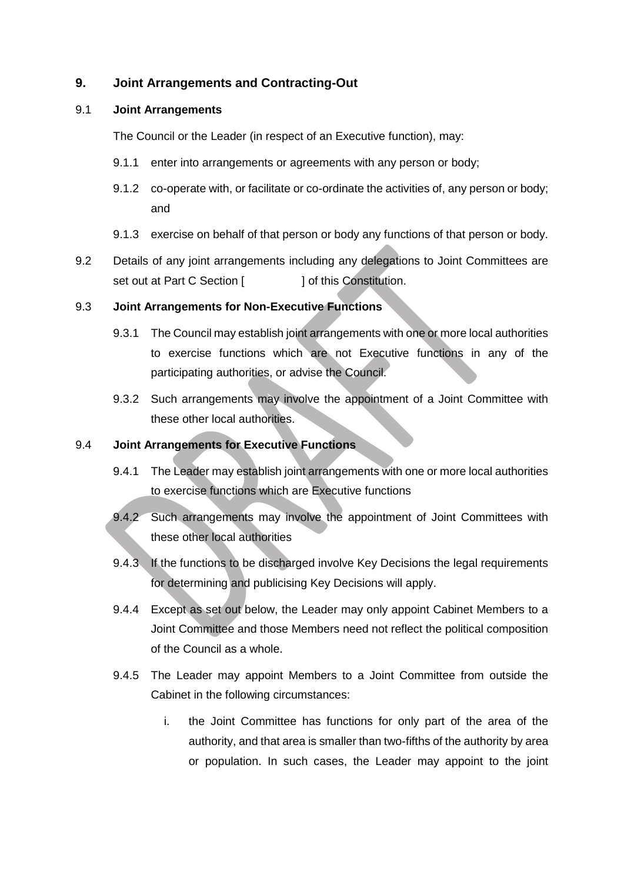## 9. Joint Arrangements and Contracting-Out

### 9.1 Joint Arrangements

The Council or the Leader (in respect of an Executive function), may:

9.1.1 enter into arrangements or agreements with any person or body;

9.1.2 co-operate with, or facilitate or co-ordinate the activities of, any person or body; and

9.1.3 exercise on behalf of that person or body any functions of that person or body.

9.2 Details of any joint arrangements including any delegations to Joint Committees are set out at Part C Section [ ] of this Constitution.

### 9.3 Joint Arrangements for Non-Executive Functions

9.3.1 The Council may establish joint arrangements with one or more local authorities to exercise functions which are not Executive functions in any of the participating authorities, or advise the Council.

9.3.2 Such arrangements may involve the appointment of a Joint Committee with these other local authorities.

### 9.4 Joint Arrangements for Executive Functions

9.4.1 The Leader may establish joint arrangements with one or more local authorities to exercise functions which are Executive functions

9.4.2 Such arrangements may involve the appointment of Joint Committees with these other local authorities

9.4.3 If the functions to be discharged involve Key Decisions the legal requirements for determining and publicising Key Decisions will apply.

9.4.4 Except as set out below, the Leader may only appoint Cabinet Members to a Joint Committee and those Members need not reflect the political composition of the Council as a whole.

9.4.5 The Leader may appoint Members to a Joint Committee from outside the Cabinet in the following circumstances:

i. the Joint Committee has functions for only part of the area of the authority, and that area is smaller than two-fifths of the authority by area or population. In such cases, the Leader may appoint to the joint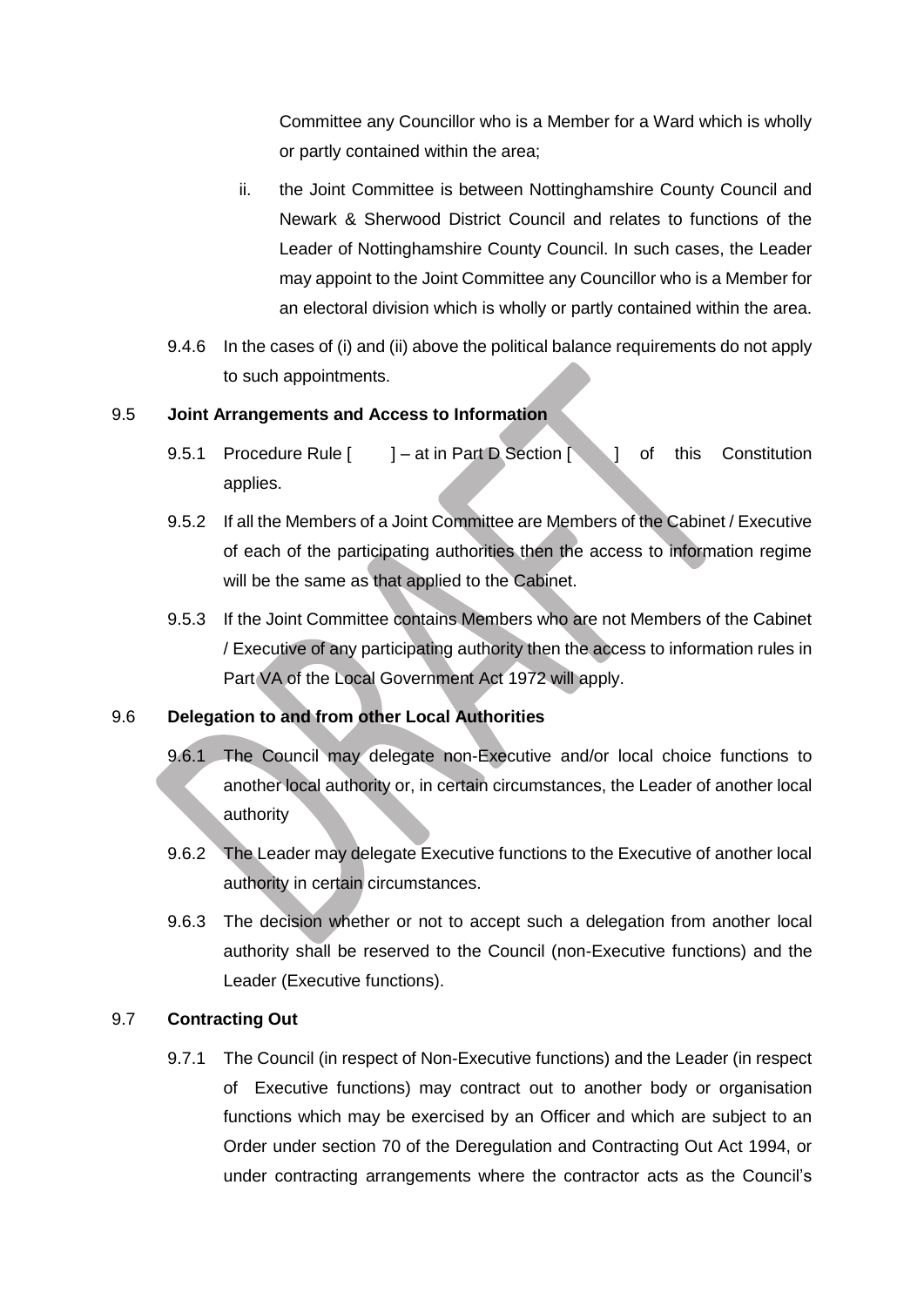Committee any Councillor who is a Member for a Ward which is wholly or partly contained within the area;

ii. the Joint Committee is between Nottinghamshire County Council and Newark & Sherwood District Council and relates to functions of the Leader of Nottinghamshire County Council. In such cases, the Leader may appoint to the Joint Committee any Councillor who is a Member for an electoral division which is wholly or partly contained within the area.

9.4.6 In the cases of (i) and (ii) above the political balance requirements do not apply to such appointments.

## 9.5 Joint Arrangements and Access to Information

9.5.1 Procedure Rule [ ] – at in Part D Section [ ] of this Constitution applies.

9.5.2 If all the Members of a Joint Committee are Members of the Cabinet / Executive of each of the participating authorities then the access to information regime will be the same as that applied to the Cabinet.

9.5.3 If the Joint Committee contains Members who are not Members of the Cabinet / Executive of any participating authority then the access to information rules in Part VA of the Local Government Act 1972 will apply.

## 9.6 Delegation to and from other Local Authorities

9.6.1 The Council may delegate non-Executive and/or local choice functions to another local authority or, in certain circumstances, the Leader of another local authority

9.6.2 The Leader may delegate Executive functions to the Executive of another local authority in certain circumstances.

9.6.3 The decision whether or not to accept such a delegation from another local authority shall be reserved to the Council (non-Executive functions) and the Leader (Executive functions).

## 9.7 Contracting Out

9.7.1 The Council (in respect of Non-Executive functions) and the Leader (in respect of Executive functions) may contract out to another body or organisation functions which may be exercised by an Officer and which are subject to an Order under section 70 of the Deregulation and Contracting Out Act 1994, or under contracting arrangements where the contractor acts as the Council's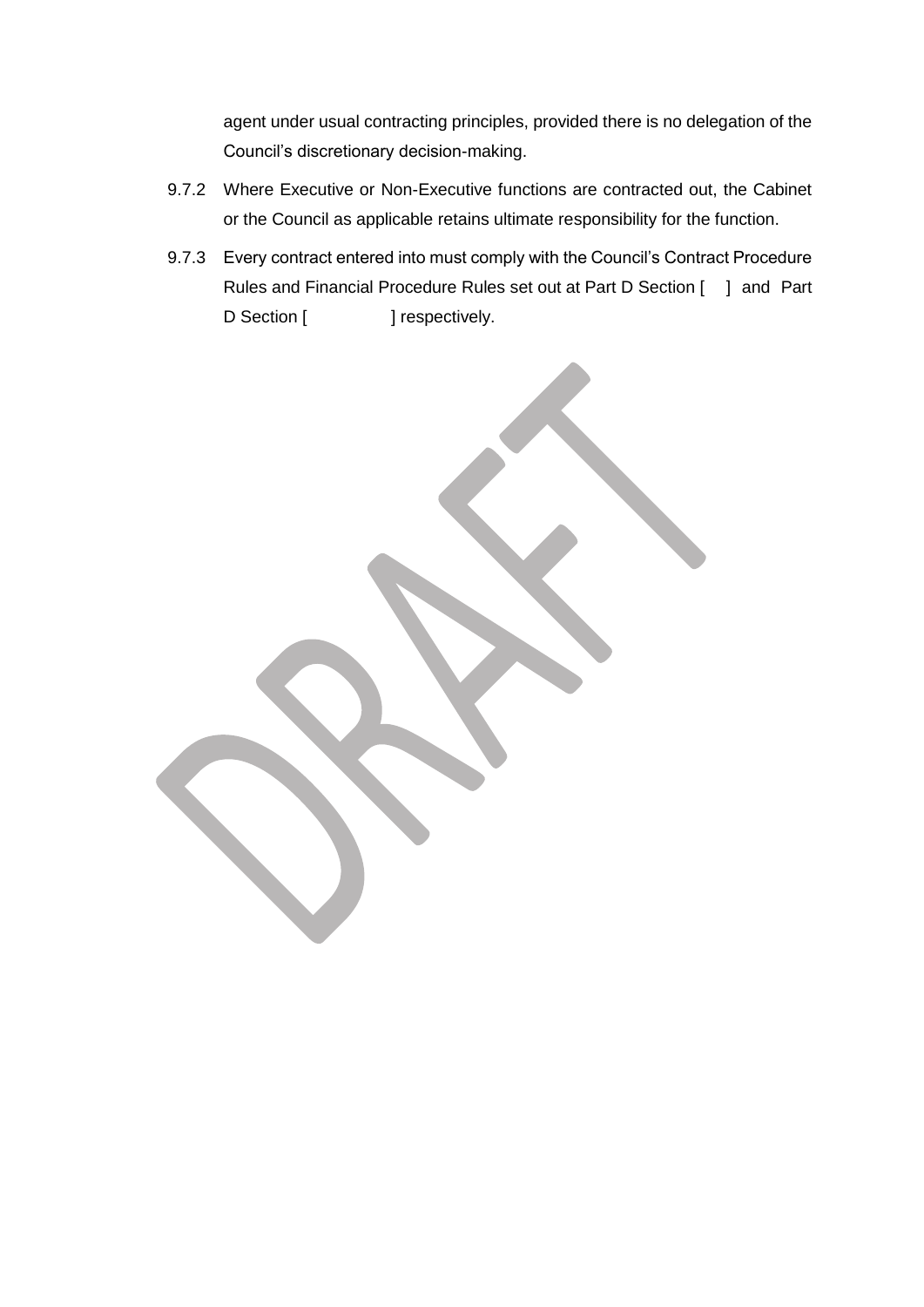agent under usual contracting principles, provided there is no delegation of the Council's discretionary decision-making.

9.7.2 Where Executive or Non-Executive functions are contracted out, the Cabinet or the Council as applicable retains ultimate responsibility for the function.

9.7.3 Every contract entered into must comply with the Council's Contract Procedure Rules and Financial Procedure Rules set out at Part D Section [ ] and Part D Section [ ] respectively.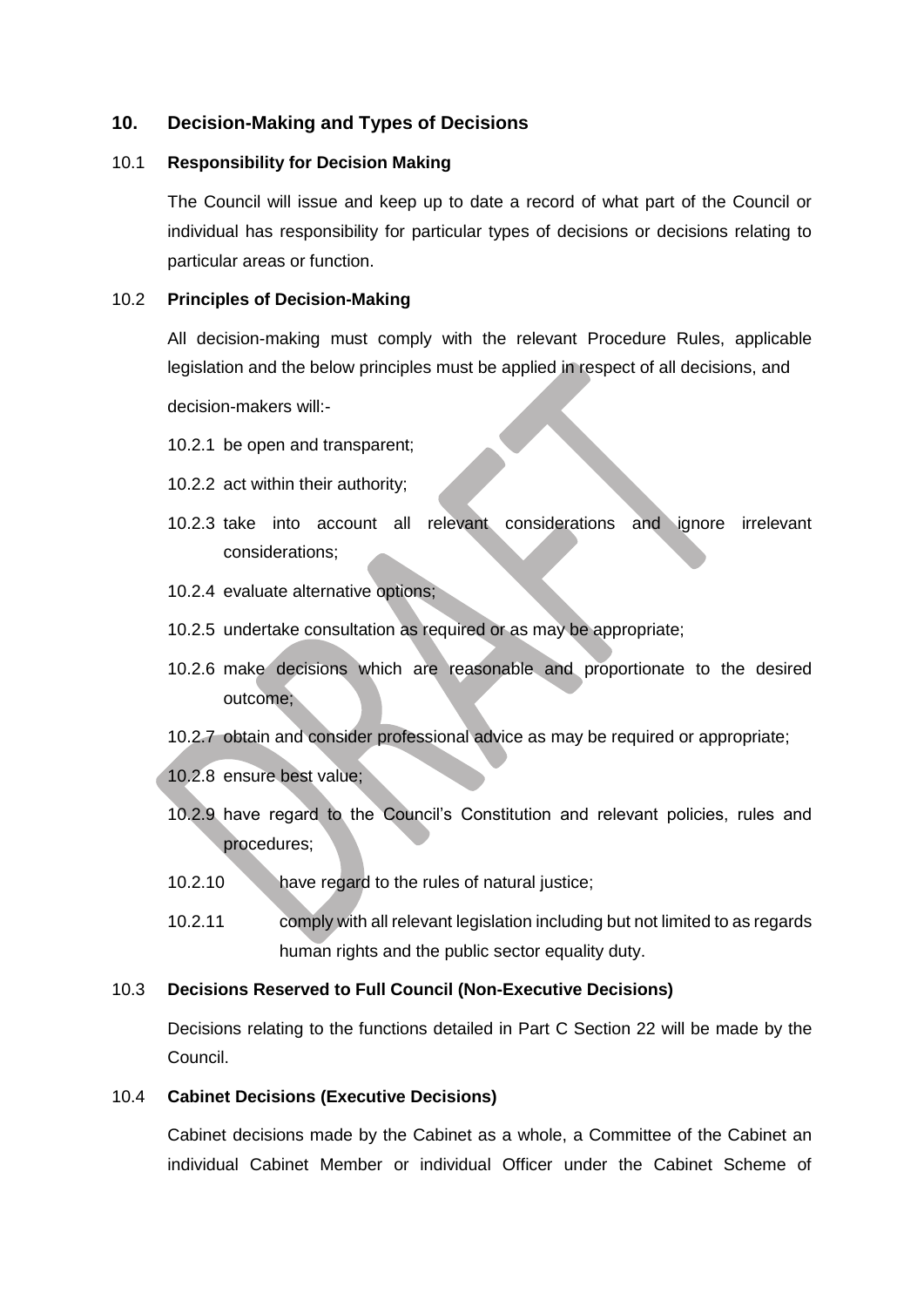## 10. Decision-Making and Types of Decisions

### 10.1 Responsibility for Decision Making

The Council will issue and keep up to date a record of what part of the Council or individual has responsibility for particular types of decisions or decisions relating to particular areas or function.

### 10.2 Principles of Decision-Making

All decision-making must comply with the relevant Procedure Rules, applicable legislation and the below principles must be applied in respect of all decisions, and

decision-makers will:-

10.2.1 be open and transparent;

10.2.2 act within their authority;

10.2.3 take into account all relevant considerations and ignore irrelevant considerations;

10.2.4 evaluate alternative options;

10.2.5 undertake consultation as required or as may be appropriate;

10.2.6 make decisions which are reasonable and proportionate to the desired outcome;

10.2.7 obtain and consider professional advice as may be required or appropriate;

10.2.8 ensure best value;

10.2.9 have regard to the Council's Constitution and relevant policies, rules and procedures;

10.2.10 have regard to the rules of natural justice;

10.2.11 comply with all relevant legislation including but not limited to as regards human rights and the public sector equality duty.

### 10.3 Decisions Reserved to Full Council (Non-Executive Decisions)

Decisions relating to the functions detailed in Part C Section 22 will be made by the Council.

### 10.4 Cabinet Decisions (Executive Decisions)

Cabinet decisions made by the Cabinet as a whole, a Committee of the Cabinet an individual Cabinet Member or individual Officer under the Cabinet Scheme of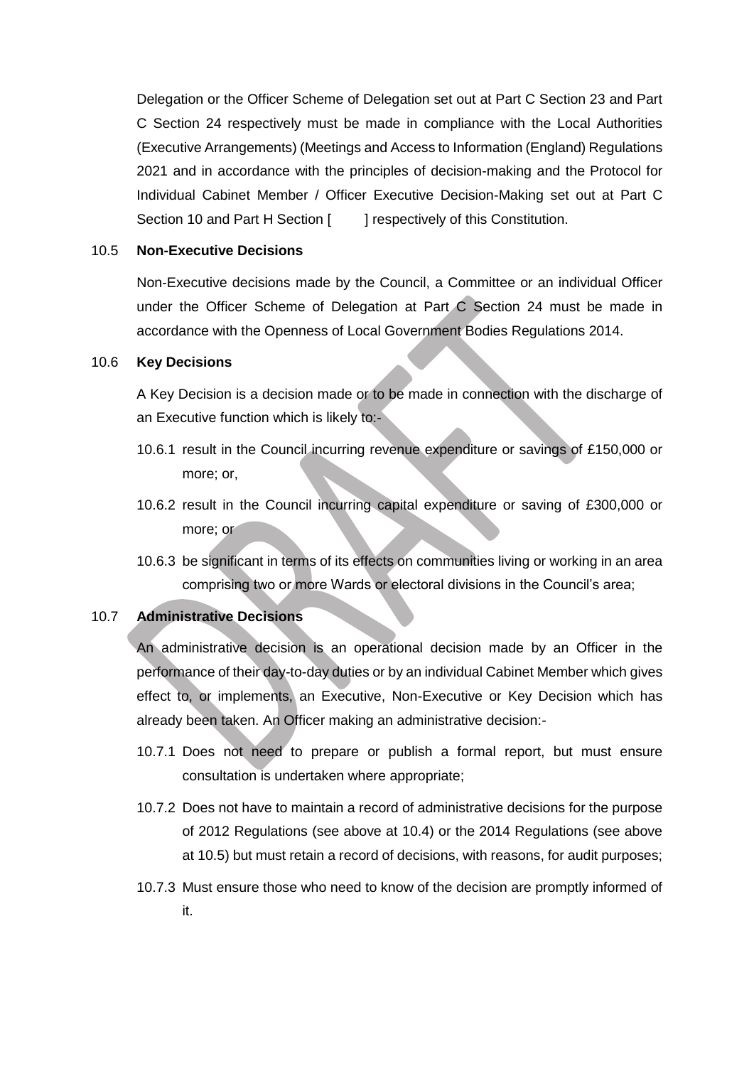Delegation or the Officer Scheme of Delegation set out at Part C Section 23 and Part C Section 24 respectively must be made in compliance with the Local Authorities (Executive Arrangements) (Meetings and Access to Information (England) Regulations 2021 and in accordance with the principles of decision-making and the Protocol for Individual Cabinet Member / Officer Executive Decision-Making set out at Part C Section 10 and Part H Section [ ] respectively of this Constitution.

10.5 **Non-Executive Decisions**

Non-Executive decisions made by the Council, a Committee or an individual Officer under the Officer Scheme of Delegation at Part C Section 24 must be made in accordance with the Openness of Local Government Bodies Regulations 2014.

10.6 **Key Decisions**

A Key Decision is a decision made or to be made in connection with the discharge of an Executive function which is likely to:-

10.6.1 result in the Council incurring revenue expenditure or savings of £150,000 or more; or,

10.6.2 result in the Council incurring capital expenditure or saving of £300,000 or more; or

10.6.3 be significant in terms of its effects on communities living or working in an area comprising two or more Wards or electoral divisions in the Council's area;

10.7 **Administrative Decisions**

An administrative decision is an operational decision made by an Officer in the performance of their day-to-day duties or by an individual Cabinet Member which gives effect to, or implements, an Executive, Non-Executive or Key Decision which has already been taken. An Officer making an administrative decision:-

10.7.1 Does not need to prepare or publish a formal report, but must ensure consultation is undertaken where appropriate;

10.7.2 Does not have to maintain a record of administrative decisions for the purpose of 2012 Regulations (see above at 10.4) or the 2014 Regulations (see above at 10.5) but must retain a record of decisions, with reasons, for audit purposes;

10.7.3 Must ensure those who need to know of the decision are promptly informed of it.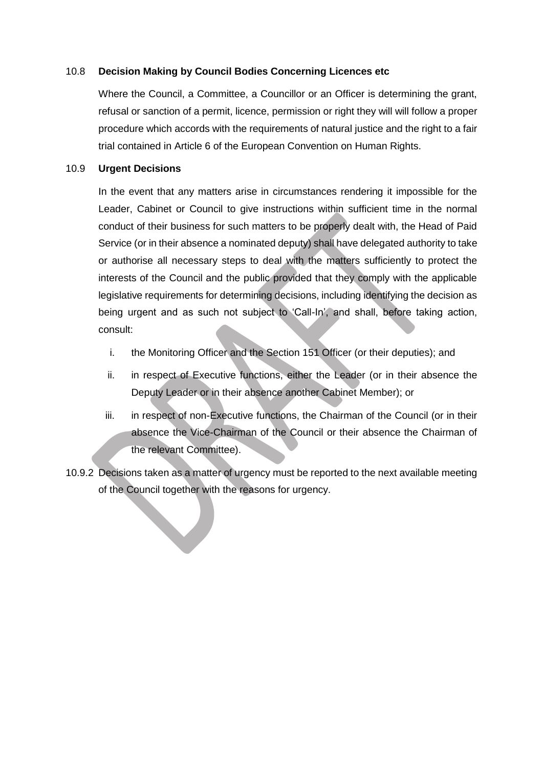10.8 **Decision Making by Council Bodies Concerning Licences etc**

Where the Council, a Committee, a Councillor or an Officer is determining the grant, refusal or sanction of a permit, licence, permission or right they will will follow a proper procedure which accords with the requirements of natural justice and the right to a fair trial contained in Article 6 of the European Convention on Human Rights.

10.9 **Urgent Decisions**

In the event that any matters arise in circumstances rendering it impossible for the Leader, Cabinet or Council to give instructions within sufficient time in the normal conduct of their business for such matters to be properly dealt with, the Head of Paid Service (or in their absence a nominated deputy) shall have delegated authority to take or authorise all necessary steps to deal with the matters sufficiently to protect the interests of the Council and the public provided that they comply with the applicable legislative requirements for determining decisions, including identifying the decision as being urgent and as such not subject to 'Call-In', and shall, before taking action, consult:

i. the Monitoring Officer and the Section 151 Officer (or their deputies); and

ii. in respect of Executive functions, either the Leader (or in their absence the Deputy Leader or in their absence another Cabinet Member); or

iii. in respect of non-Executive functions, the Chairman of the Council (or in their absence the Vice-Chairman of the Council or their absence the Chairman of the relevant Committee).

10.9.2 Decisions taken as a matter of urgency must be reported to the next available meeting of the Council together with the reasons for urgency.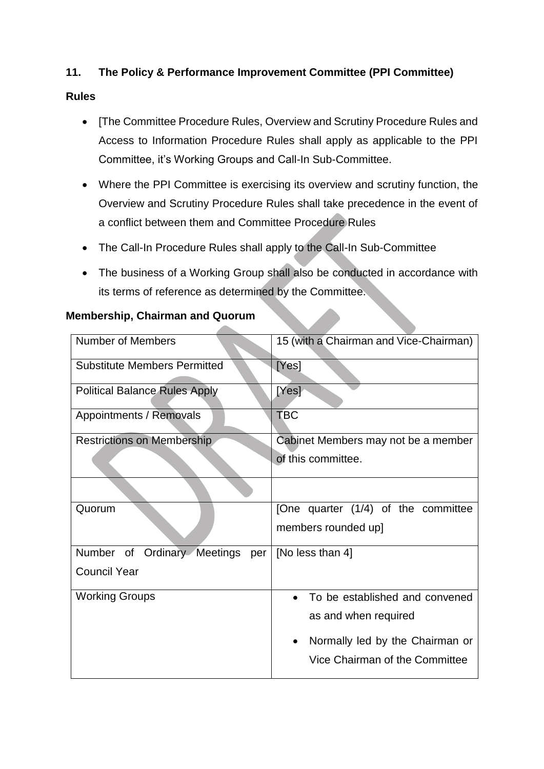## 11. The Policy & Performance Improvement Committee (PPI Committee)

**Rules**

- [The Committee Procedure Rules, Overview and Scrutiny Procedure Rules and Access to Information Procedure Rules shall apply as applicable to the PPI Committee, it's Working Groups and Call-In Sub-Committee.
- Where the PPI Committee is exercising its overview and scrutiny function, the Overview and Scrutiny Procedure Rules shall take precedence in the event of a conflict between them and Committee Procedure Rules
- The Call-In Procedure Rules shall apply to the Call-In Sub-Committee
- The business of a Working Group shall also be conducted in accordance with its terms of reference as determined by the Committee.

**Membership, Chairman and Quorum**

| Number of Members | 15 (with a Chairman and Vice-Chairman) |
|---|---|
| Substitute Members Permitted | [Yes] |
| Political Balance Rules Apply | [Yes] |
| Appointments / Removals | TBC |
| Restrictions on Membership | Cabinet Members may not be a member of this committee. |
| | |
| Quorum | [One quarter (1/4) of the committee members rounded up] |
| Number of Ordinary Meetings per Council Year | [No less than 4] |
| Working Groups | • To be established and convened as and when required<br>• Normally led by the Chairman or Vice Chairman of the Committee |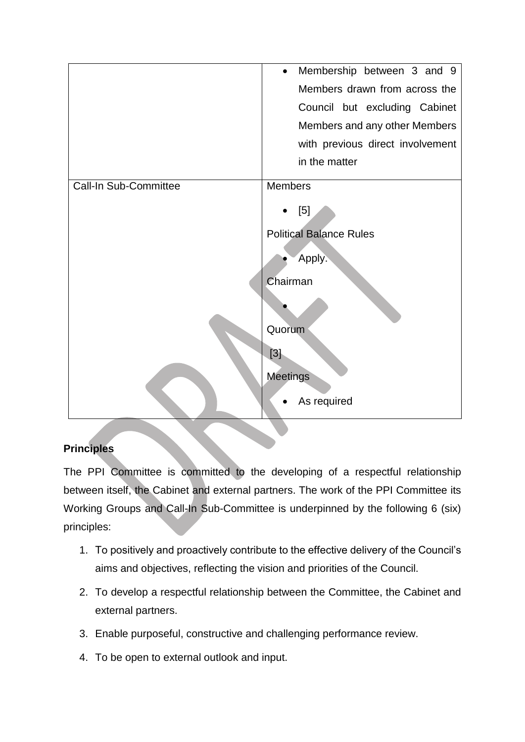| | |
|---|---|
| | • Membership between 3 and 9 Members drawn from across the Council but excluding Cabinet Members and any other Members with previous direct involvement in the matter |
| Call-In Sub-Committee | Members<br>• [5]<br>Political Balance Rules<br>• Apply.<br>Chairman<br>•<br>Quorum<br>[3]<br>Meetings<br>• As required |

**Principles**

The PPI Committee is committed to the developing of a respectful relationship between itself, the Cabinet and external partners. The work of the PPI Committee its Working Groups and Call-In Sub-Committee is underpinned by the following 6 (six) principles:

1. To positively and proactively contribute to the effective delivery of the Council's aims and objectives, reflecting the vision and priorities of the Council.
2. To develop a respectful relationship between the Committee, the Cabinet and external partners.
3. Enable purposeful, constructive and challenging performance review.
4. To be open to external outlook and input.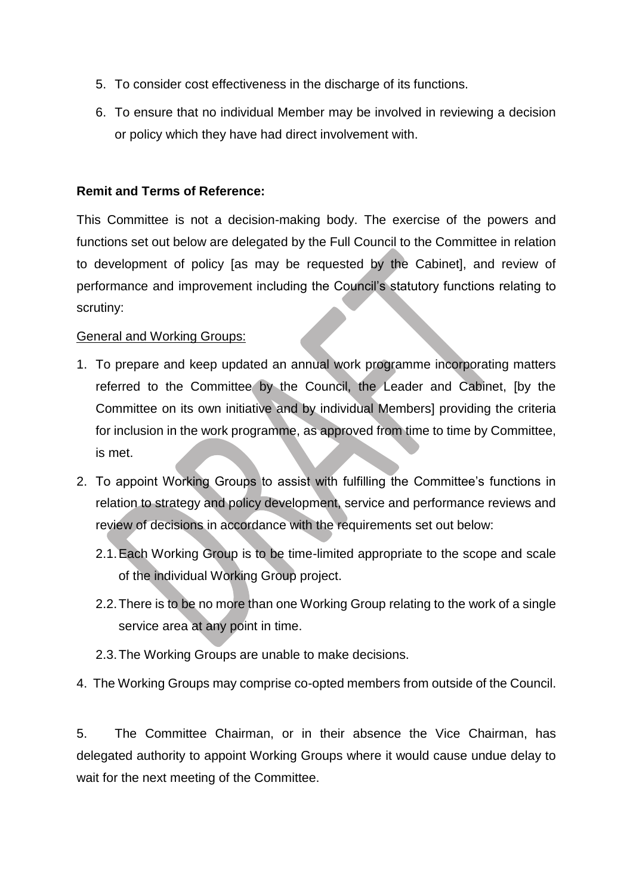5. To consider cost effectiveness in the discharge of its functions.
6. To ensure that no individual Member may be involved in reviewing a decision or policy which they have had direct involvement with.

**Remit and Terms of Reference:**

This Committee is not a decision-making body. The exercise of the powers and functions set out below are delegated by the Full Council to the Committee in relation to development of policy [as may be requested by the Cabinet], and review of performance and improvement including the Council's statutory functions relating to scrutiny:

General and Working Groups:

1. To prepare and keep updated an annual work programme incorporating matters referred to the Committee by the Council, the Leader and Cabinet, [by the Committee on its own initiative and by individual Members] providing the criteria for inclusion in the work programme, as approved from time to time by Committee, is met.
2. To appoint Working Groups to assist with fulfilling the Committee's functions in relation to strategy and policy development, service and performance reviews and review of decisions in accordance with the requirements set out below:
   - 2.1. Each Working Group is to be time-limited appropriate to the scope and scale of the individual Working Group project.
   - 2.2. There is to be no more than one Working Group relating to the work of a single service area at any point in time.
   - 2.3. The Working Groups are unable to make decisions.

4. The Working Groups may comprise co-opted members from outside of the Council.

5. The Committee Chairman, or in their absence the Vice Chairman, has delegated authority to appoint Working Groups where it would cause undue delay to wait for the next meeting of the Committee.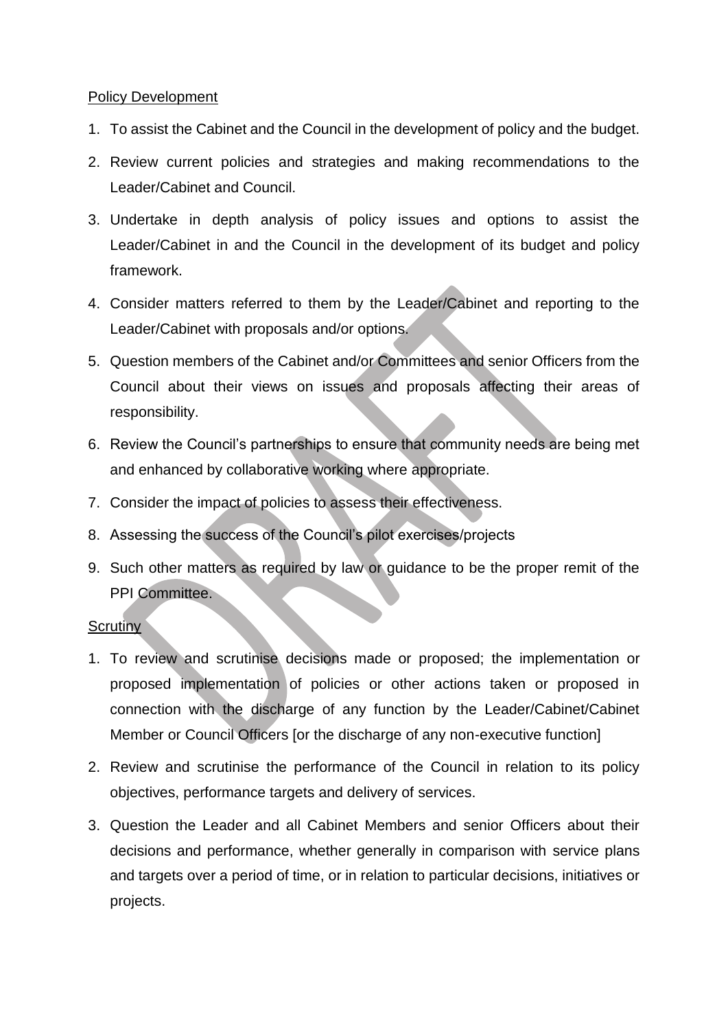<u>Policy Development</u>

1. To assist the Cabinet and the Council in the development of policy and the budget.
2. Review current policies and strategies and making recommendations to the Leader/Cabinet and Council.
3. Undertake in depth analysis of policy issues and options to assist the Leader/Cabinet in and the Council in the development of its budget and policy framework.
4. Consider matters referred to them by the Leader/Cabinet and reporting to the Leader/Cabinet with proposals and/or options.
5. Question members of the Cabinet and/or Committees and senior Officers from the Council about their views on issues and proposals affecting their areas of responsibility.
6. Review the Council's partnerships to ensure that community needs are being met and enhanced by collaborative working where appropriate.
7. Consider the impact of policies to assess their effectiveness.
8. Assessing the success of the Council's pilot exercises/projects
9. Such other matters as required by law or guidance to be the proper remit of the PPI Committee.

<u>Scrutiny</u>

1. To review and scrutinise decisions made or proposed; the implementation or proposed implementation of policies or other actions taken or proposed in connection with the discharge of any function by the Leader/Cabinet/Cabinet Member or Council Officers [or the discharge of any non-executive function]
2. Review and scrutinise the performance of the Council in relation to its policy objectives, performance targets and delivery of services.
3. Question the Leader and all Cabinet Members and senior Officers about their decisions and performance, whether generally in comparison with service plans and targets over a period of time, or in relation to particular decisions, initiatives or projects.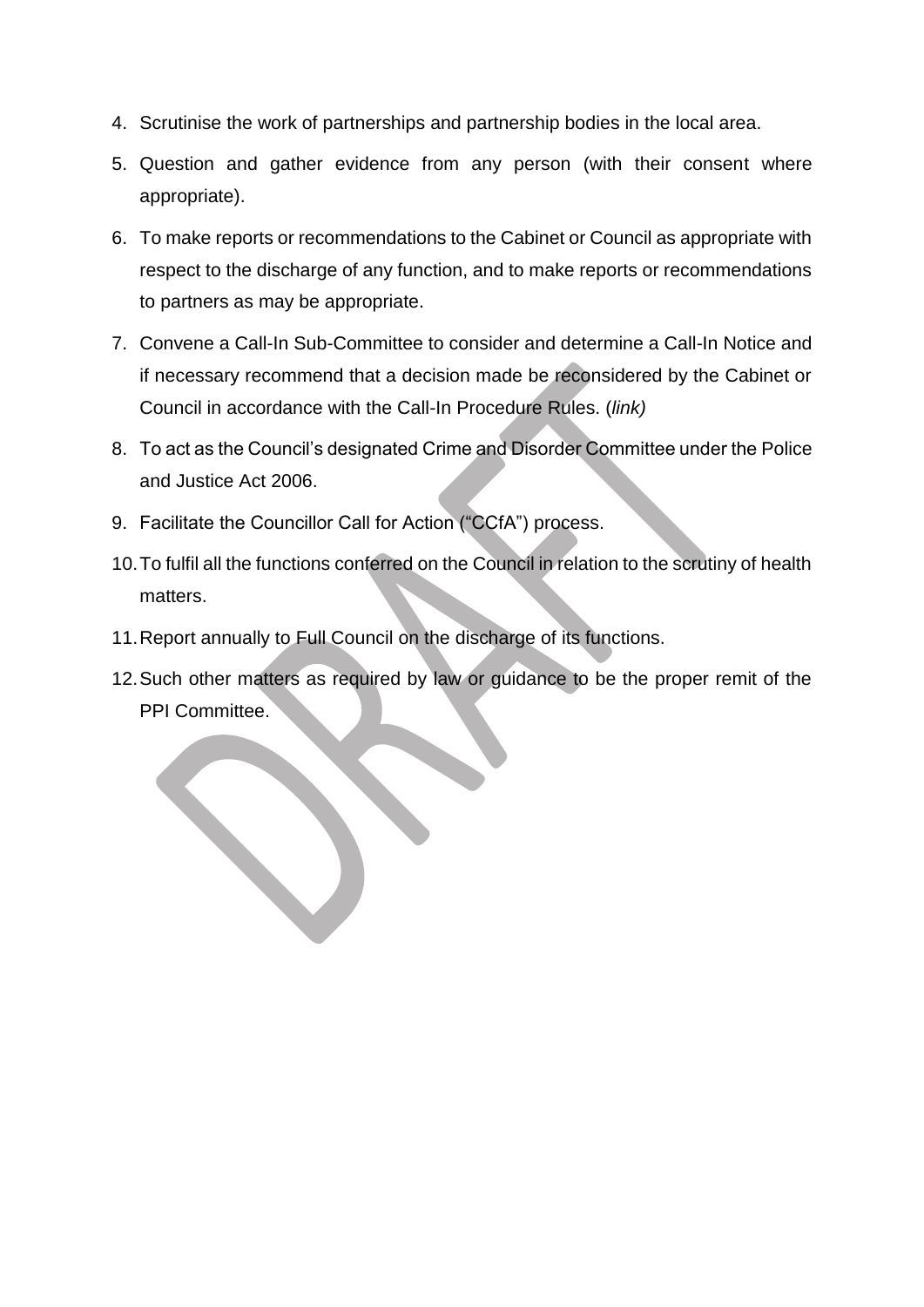4. Scrutinise the work of partnerships and partnership bodies in the local area.
5. Question and gather evidence from any person (with their consent where appropriate).
6. To make reports or recommendations to the Cabinet or Council as appropriate with respect to the discharge of any function, and to make reports or recommendations to partners as may be appropriate.
7. Convene a Call-In Sub-Committee to consider and determine a Call-In Notice and if necessary recommend that a decision made be reconsidered by the Cabinet or Council in accordance with the Call-In Procedure Rules. (*link)*
8. To act as the Council's designated Crime and Disorder Committee under the Police and Justice Act 2006.
9. Facilitate the Councillor Call for Action ("CCfA") process.
10. To fulfil all the functions conferred on the Council in relation to the scrutiny of health matters.
11. Report annually to Full Council on the discharge of its functions.
12. Such other matters as required by law or guidance to be the proper remit of the PPI Committee.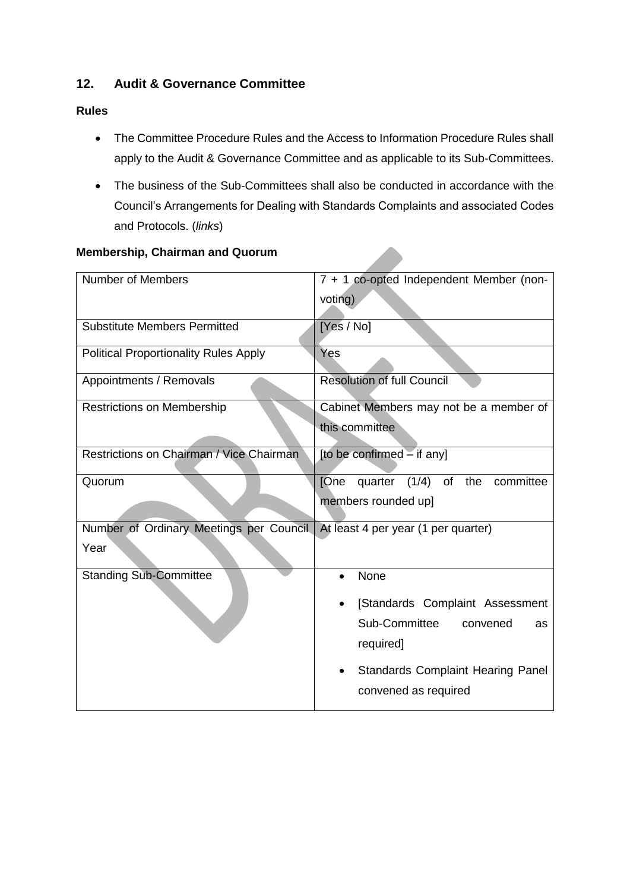## 12. Audit & Governance Committee

**Rules**

- The Committee Procedure Rules and the Access to Information Procedure Rules shall apply to the Audit & Governance Committee and as applicable to its Sub-Committees.
- The business of the Sub-Committees shall also be conducted in accordance with the Council's Arrangements for Dealing with Standards Complaints and associated Codes and Protocols. (*links*)

**Membership, Chairman and Quorum**

| Number of Members | 7 + 1 co-opted Independent Member (non-voting) |
|---|---|
| Substitute Members Permitted | [Yes / No] |
| Political Proportionality Rules Apply | Yes |
| Appointments / Removals | Resolution of full Council |
| Restrictions on Membership | Cabinet Members may not be a member of this committee |
| Restrictions on Chairman / Vice Chairman | [to be confirmed – if any] |
| Quorum | [One quarter (1/4) of the committee members rounded up] |
| Number of Ordinary Meetings per Council Year | At least 4 per year (1 per quarter) |
| Standing Sub-Committee | • None<br>• [Standards Complaint Assessment Sub-Committee convened as required]<br>• Standards Complaint Hearing Panel convened as required |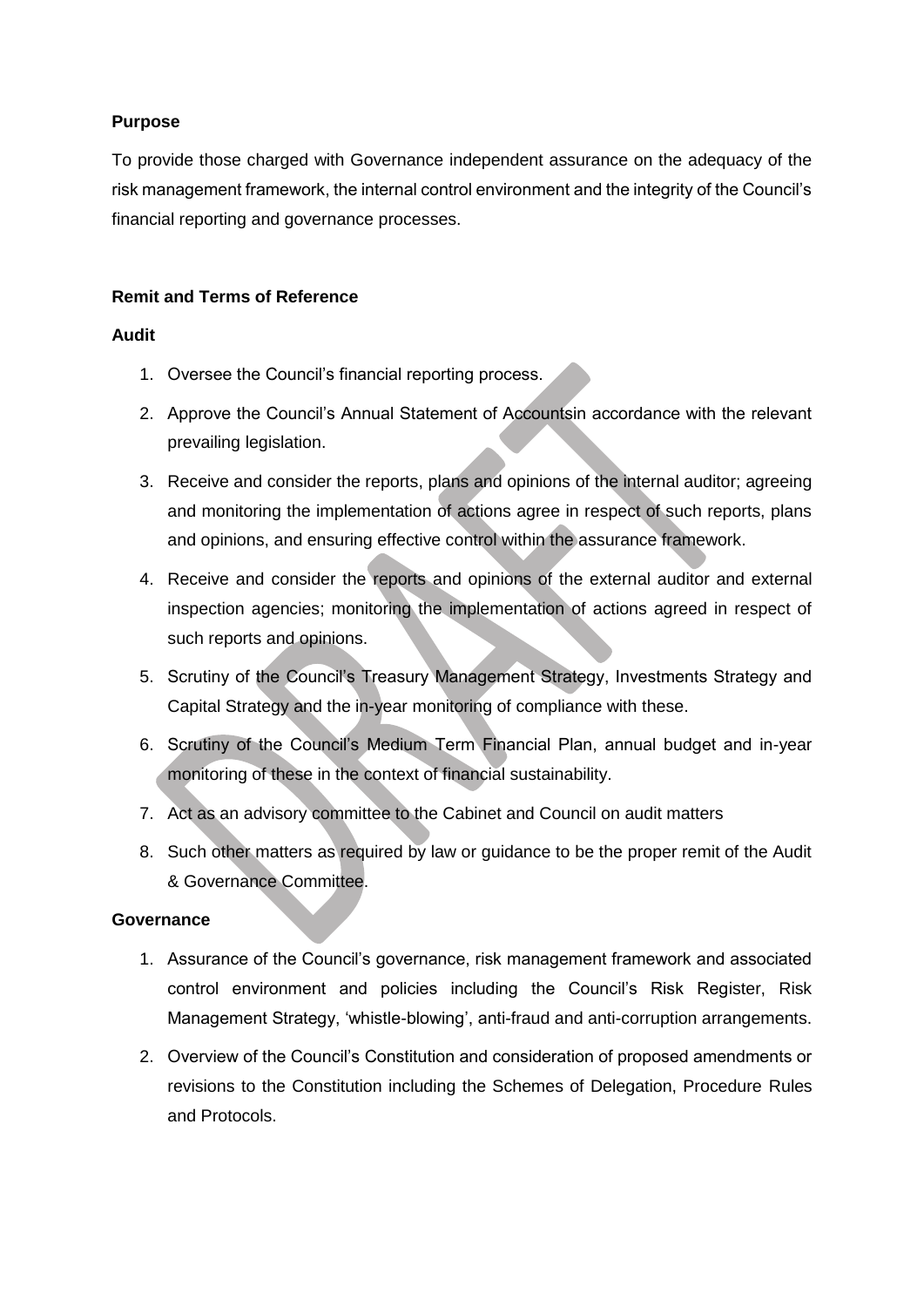**Purpose**

To provide those charged with Governance independent assurance on the adequacy of the risk management framework, the internal control environment and the integrity of the Council's financial reporting and governance processes.

**Remit and Terms of Reference**

**Audit**

1. Oversee the Council's financial reporting process.
2. Approve the Council's Annual Statement of Accountsin accordance with the relevant prevailing legislation.
3. Receive and consider the reports, plans and opinions of the internal auditor; agreeing and monitoring the implementation of actions agree in respect of such reports, plans and opinions, and ensuring effective control within the assurance framework.
4. Receive and consider the reports and opinions of the external auditor and external inspection agencies; monitoring the implementation of actions agreed in respect of such reports and opinions.
5. Scrutiny of the Council's Treasury Management Strategy, Investments Strategy and Capital Strategy and the in-year monitoring of compliance with these.
6. Scrutiny of the Council's Medium Term Financial Plan, annual budget and in-year monitoring of these in the context of financial sustainability.
7. Act as an advisory committee to the Cabinet and Council on audit matters
8. Such other matters as required by law or guidance to be the proper remit of the Audit & Governance Committee.

**Governance**

1. Assurance of the Council's governance, risk management framework and associated control environment and policies including the Council's Risk Register, Risk Management Strategy, 'whistle-blowing', anti-fraud and anti-corruption arrangements.
2. Overview of the Council's Constitution and consideration of proposed amendments or revisions to the Constitution including the Schemes of Delegation, Procedure Rules and Protocols.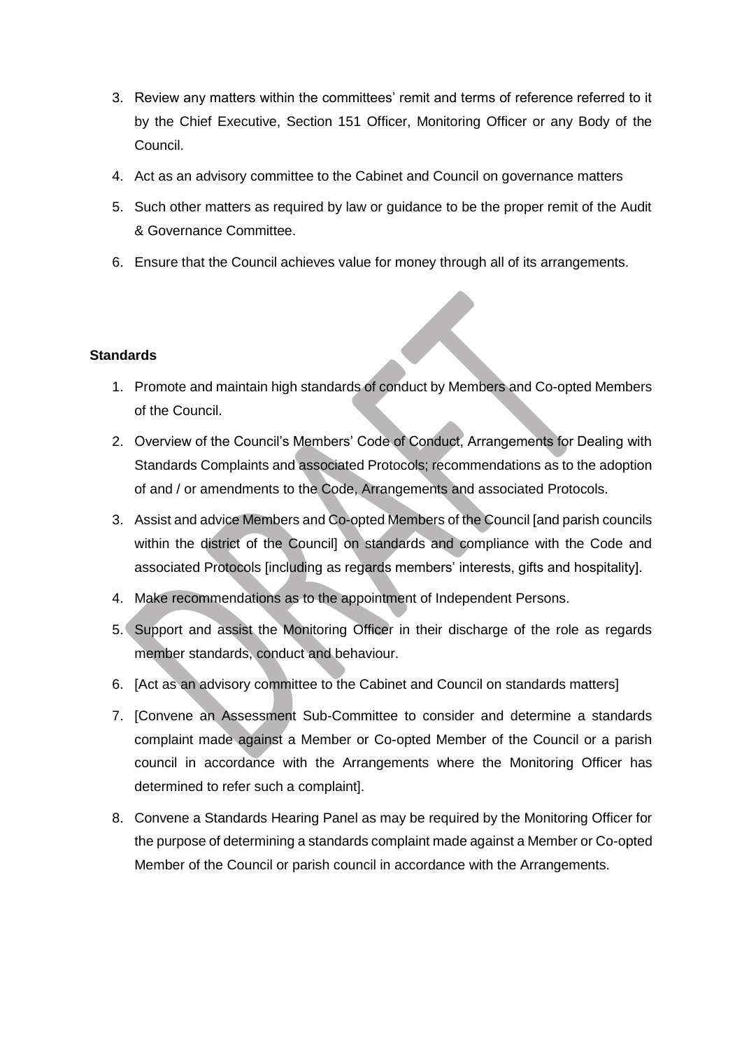3. Review any matters within the committees' remit and terms of reference referred to it by the Chief Executive, Section 151 Officer, Monitoring Officer or any Body of the Council.
4. Act as an advisory committee to the Cabinet and Council on governance matters
5. Such other matters as required by law or guidance to be the proper remit of the Audit & Governance Committee.
6. Ensure that the Council achieves value for money through all of its arrangements.

**Standards**

1. Promote and maintain high standards of conduct by Members and Co-opted Members of the Council.
2. Overview of the Council's Members' Code of Conduct, Arrangements for Dealing with Standards Complaints and associated Protocols; recommendations as to the adoption of and / or amendments to the Code, Arrangements and associated Protocols.
3. Assist and advice Members and Co-opted Members of the Council [and parish councils within the district of the Council] on standards and compliance with the Code and associated Protocols [including as regards members' interests, gifts and hospitality].
4. Make recommendations as to the appointment of Independent Persons.
5. Support and assist the Monitoring Officer in their discharge of the role as regards member standards, conduct and behaviour.
6. [Act as an advisory committee to the Cabinet and Council on standards matters]
7. [Convene an Assessment Sub-Committee to consider and determine a standards complaint made against a Member or Co-opted Member of the Council or a parish council in accordance with the Arrangements where the Monitoring Officer has determined to refer such a complaint].
8. Convene a Standards Hearing Panel as may be required by the Monitoring Officer for the purpose of determining a standards complaint made against a Member or Co-opted Member of the Council or parish council in accordance with the Arrangements.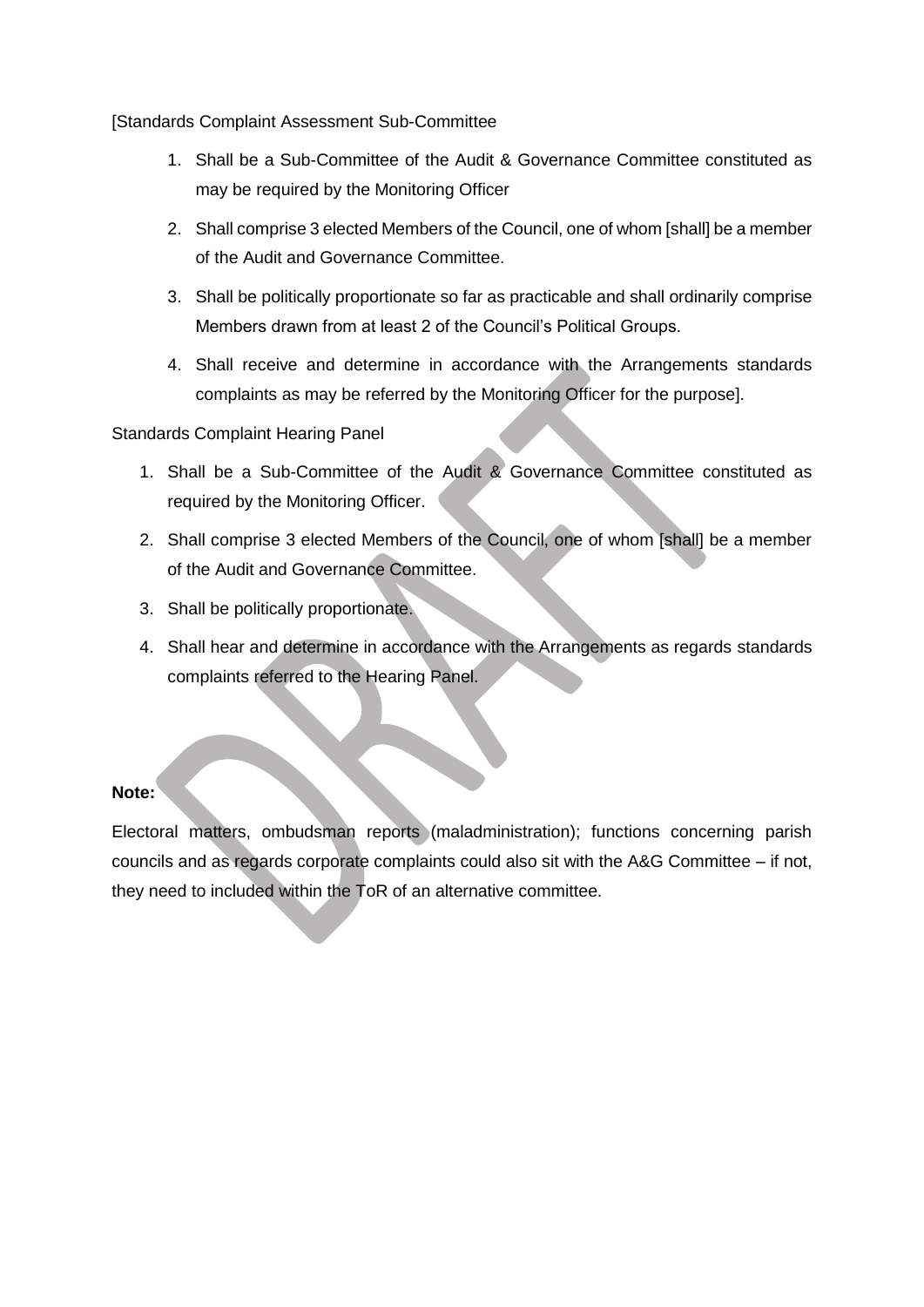[Standards Complaint Assessment Sub-Committee

1. Shall be a Sub-Committee of the Audit & Governance Committee constituted as may be required by the Monitoring Officer
2. Shall comprise 3 elected Members of the Council, one of whom [shall] be a member of the Audit and Governance Committee.
3. Shall be politically proportionate so far as practicable and shall ordinarily comprise Members drawn from at least 2 of the Council's Political Groups.
4. Shall receive and determine in accordance with the Arrangements standards complaints as may be referred by the Monitoring Officer for the purpose].

Standards Complaint Hearing Panel

1. Shall be a Sub-Committee of the Audit & Governance Committee constituted as required by the Monitoring Officer.
2. Shall comprise 3 elected Members of the Council, one of whom [shall] be a member of the Audit and Governance Committee.
3. Shall be politically proportionate.
4. Shall hear and determine in accordance with the Arrangements as regards standards complaints referred to the Hearing Panel.

**Note:**

Electoral matters, ombudsman reports (maladministration); functions concerning parish councils and as regards corporate complaints could also sit with the A&G Committee – if not, they need to included within the ToR of an alternative committee.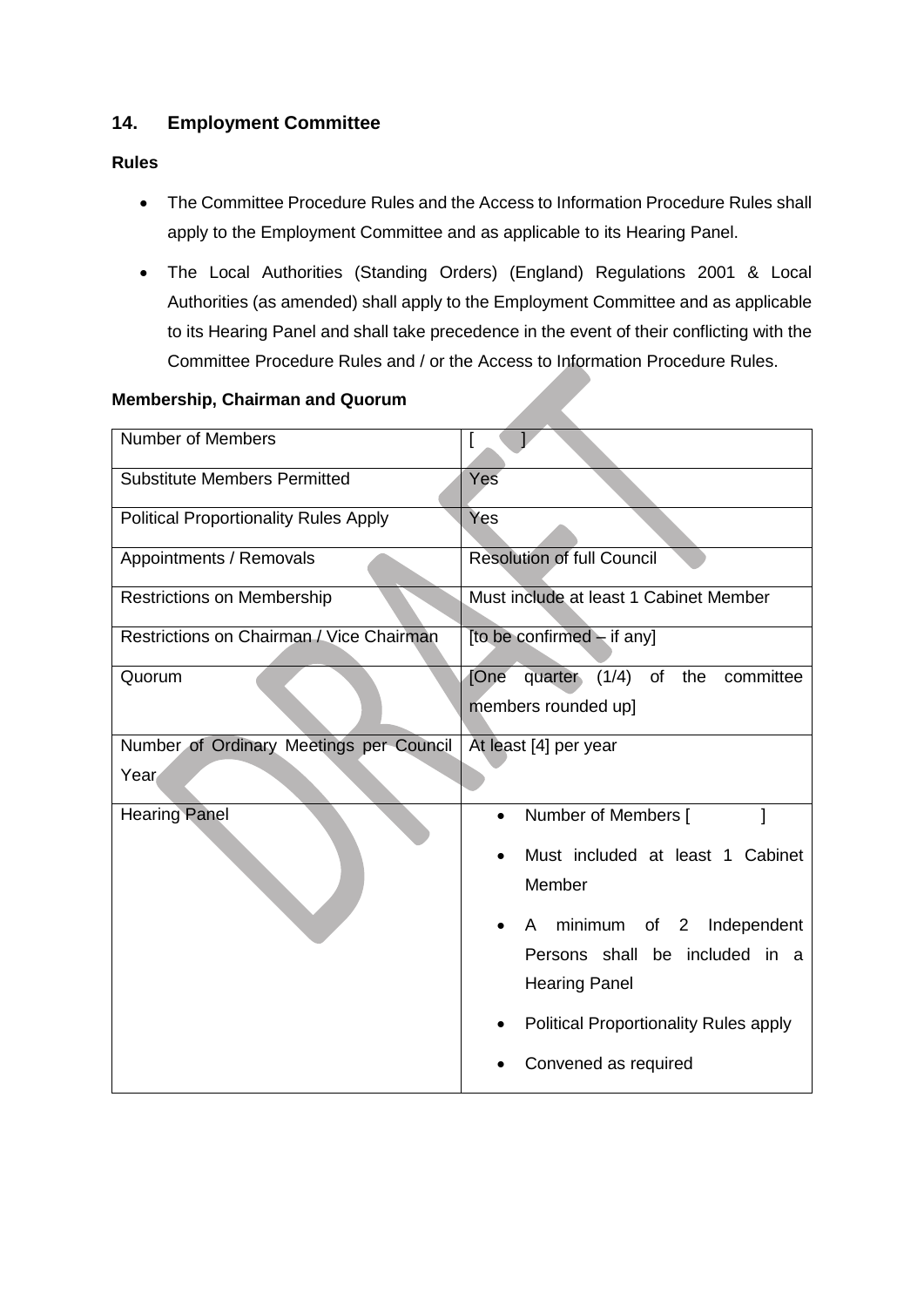## 14. Employment Committee

### Rules

- The Committee Procedure Rules and the Access to Information Procedure Rules shall apply to the Employment Committee and as applicable to its Hearing Panel.
- The Local Authorities (Standing Orders) (England) Regulations 2001 & Local Authorities (as amended) shall apply to the Employment Committee and as applicable to its Hearing Panel and shall take precedence in the event of their conflicting with the Committee Procedure Rules and / or the Access to Information Procedure Rules.

### Membership, Chairman and Quorum

| | |
|---|---|
| Number of Members | [ ] |
| Substitute Members Permitted | Yes |
| Political Proportionality Rules Apply | Yes |
| Appointments / Removals | Resolution of full Council |
| Restrictions on Membership | Must include at least 1 Cabinet Member |
| Restrictions on Chairman / Vice Chairman | [to be confirmed – if any] |
| Quorum | [One quarter (1/4) of the committee members rounded up] |
| Number of Ordinary Meetings per Council Year | At least [4] per year |
| Hearing Panel | • Number of Members [ ]<br>• Must included at least 1 Cabinet Member<br>• A minimum of 2 Independent Persons shall be included in a Hearing Panel<br>• Political Proportionality Rules apply<br>• Convened as required |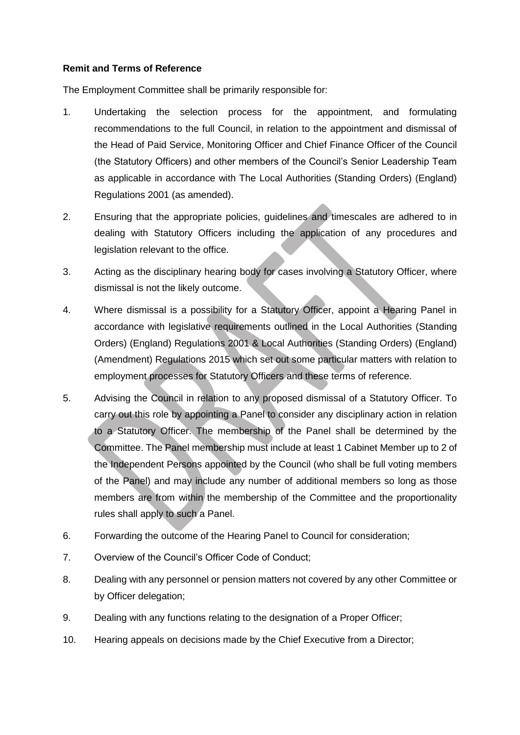**Remit and Terms of Reference**

The Employment Committee shall be primarily responsible for:

1. Undertaking the selection process for the appointment, and formulating recommendations to the full Council, in relation to the appointment and dismissal of the Head of Paid Service, Monitoring Officer and Chief Finance Officer of the Council (the Statutory Officers) and other members of the Council's Senior Leadership Team as applicable in accordance with The Local Authorities (Standing Orders) (England) Regulations 2001 (as amended).

2. Ensuring that the appropriate policies, guidelines and timescales are adhered to in dealing with Statutory Officers including the application of any procedures and legislation relevant to the office.

3. Acting as the disciplinary hearing body for cases involving a Statutory Officer, where dismissal is not the likely outcome.

4. Where dismissal is a possibility for a Statutory Officer, appoint a Hearing Panel in accordance with legislative requirements outlined in the Local Authorities (Standing Orders) (England) Regulations 2001 & Local Authorities (Standing Orders) (England) (Amendment) Regulations 2015 which set out some particular matters with relation to employment processes for Statutory Officers and these terms of reference.

5. Advising the Council in relation to any proposed dismissal of a Statutory Officer. To carry out this role by appointing a Panel to consider any disciplinary action in relation to a Statutory Officer. The membership of the Panel shall be determined by the Committee. The Panel membership must include at least 1 Cabinet Member up to 2 of the Independent Persons appointed by the Council (who shall be full voting members of the Panel) and may include any number of additional members so long as those members are from within the membership of the Committee and the proportionality rules shall apply to such a Panel.

6. Forwarding the outcome of the Hearing Panel to Council for consideration;

7. Overview of the Council's Officer Code of Conduct;

8. Dealing with any personnel or pension matters not covered by any other Committee or by Officer delegation;

9. Dealing with any functions relating to the designation of a Proper Officer;

10. Hearing appeals on decisions made by the Chief Executive from a Director;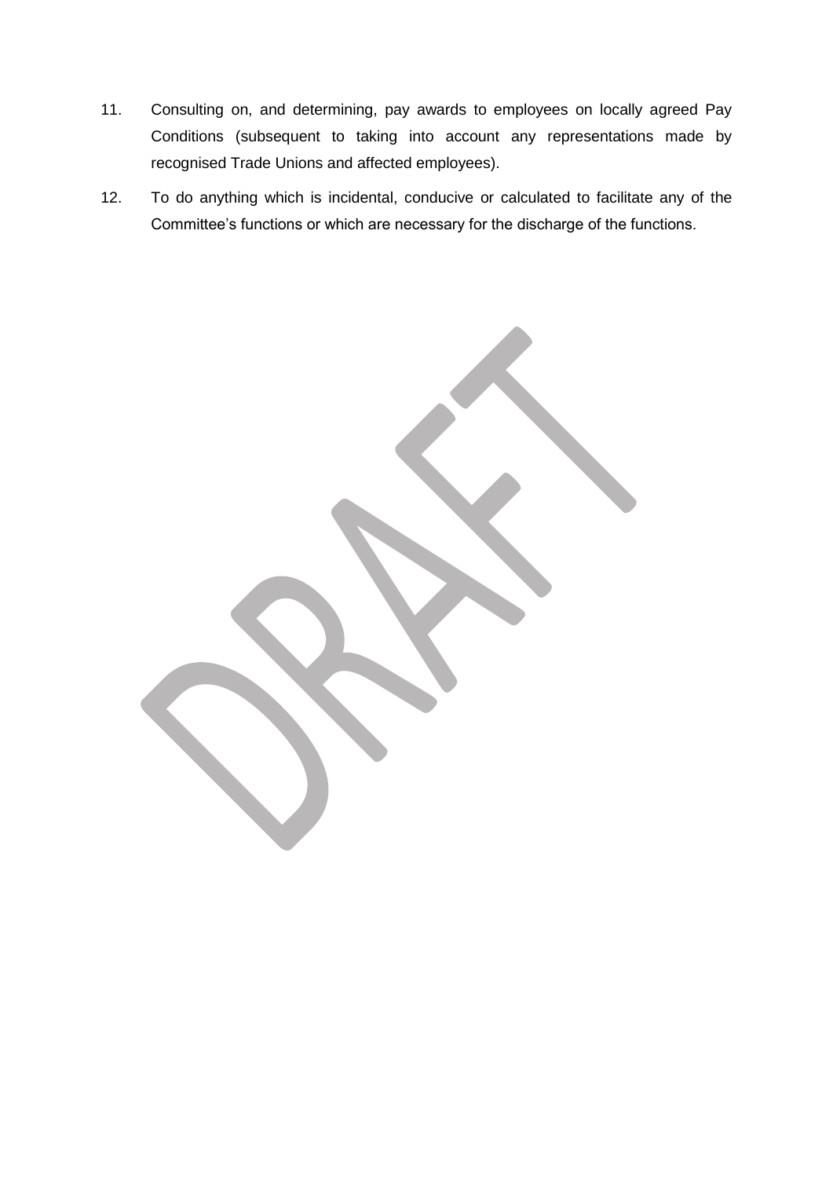11. Consulting on, and determining, pay awards to employees on locally agreed Pay Conditions (subsequent to taking into account any representations made by recognised Trade Unions and affected employees).

12. To do anything which is incidental, conducive or calculated to facilitate any of the Committee's functions or which are necessary for the discharge of the functions.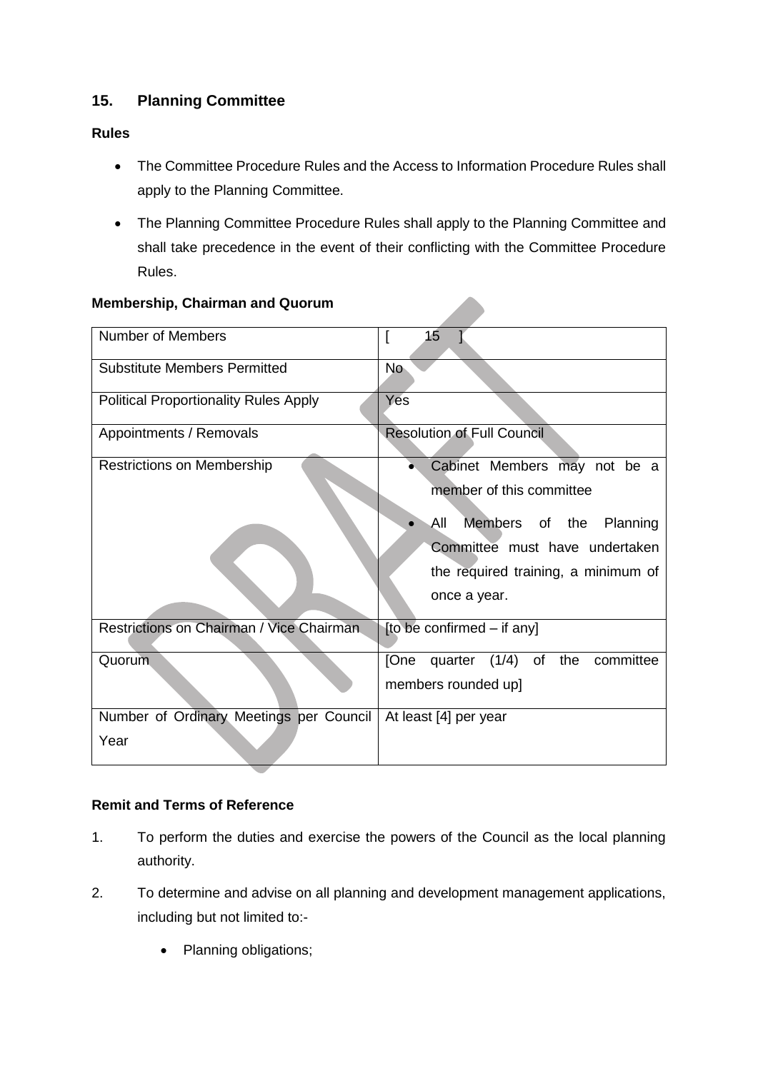## 15. Planning Committee

### Rules

- The Committee Procedure Rules and the Access to Information Procedure Rules shall apply to the Planning Committee.
- The Planning Committee Procedure Rules shall apply to the Planning Committee and shall take precedence in the event of their conflicting with the Committee Procedure Rules.

### Membership, Chairman and Quorum

| Number of Members | [ 15 ] |
|---|---|
| Substitute Members Permitted | No |
| Political Proportionality Rules Apply | Yes |
| Appointments / Removals | Resolution of Full Council |
| Restrictions on Membership | • Cabinet Members may not be a member of this committee<br>• All Members of the Planning Committee must have undertaken the required training, a minimum of once a year. |
| Restrictions on Chairman / Vice Chairman | [to be confirmed – if any] |
| Quorum | [One quarter (1/4) of the committee members rounded up] |
| Number of Ordinary Meetings per Council Year | At least [4] per year |

### Remit and Terms of Reference

1. To perform the duties and exercise the powers of the Council as the local planning authority.
2. To determine and advise on all planning and development management applications, including but not limited to:-
   - Planning obligations;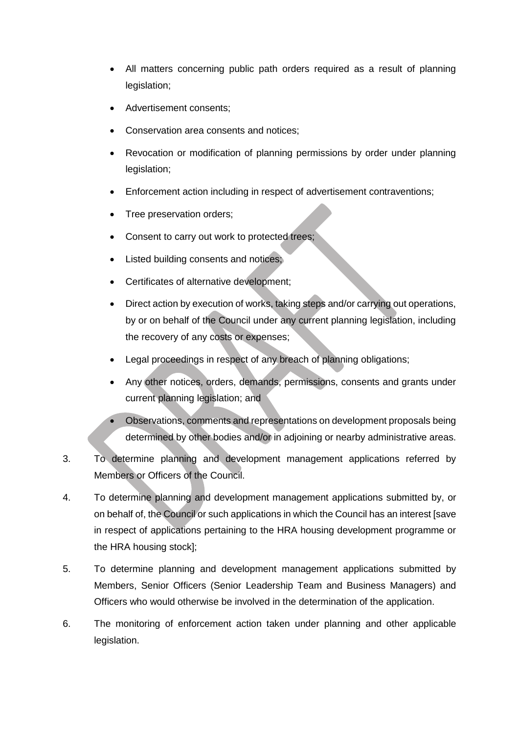- All matters concerning public path orders required as a result of planning legislation;
- Advertisement consents;
- Conservation area consents and notices;
- Revocation or modification of planning permissions by order under planning legislation;
- Enforcement action including in respect of advertisement contraventions;
- Tree preservation orders;
- Consent to carry out work to protected trees;
- Listed building consents and notices;
- Certificates of alternative development;
- Direct action by execution of works, taking steps and/or carrying out operations, by or on behalf of the Council under any current planning legislation, including the recovery of any costs or expenses;
- Legal proceedings in respect of any breach of planning obligations;
- Any other notices, orders, demands, permissions, consents and grants under current planning legislation; and
- Observations, comments and representations on development proposals being determined by other bodies and/or in adjoining or nearby administrative areas.

3. To determine planning and development management applications referred by Members or Officers of the Council.

4. To determine planning and development management applications submitted by, or on behalf of, the Council or such applications in which the Council has an interest [save in respect of applications pertaining to the HRA housing development programme or the HRA housing stock];

5. To determine planning and development management applications submitted by Members, Senior Officers (Senior Leadership Team and Business Managers) and Officers who would otherwise be involved in the determination of the application.

6. The monitoring of enforcement action taken under planning and other applicable legislation.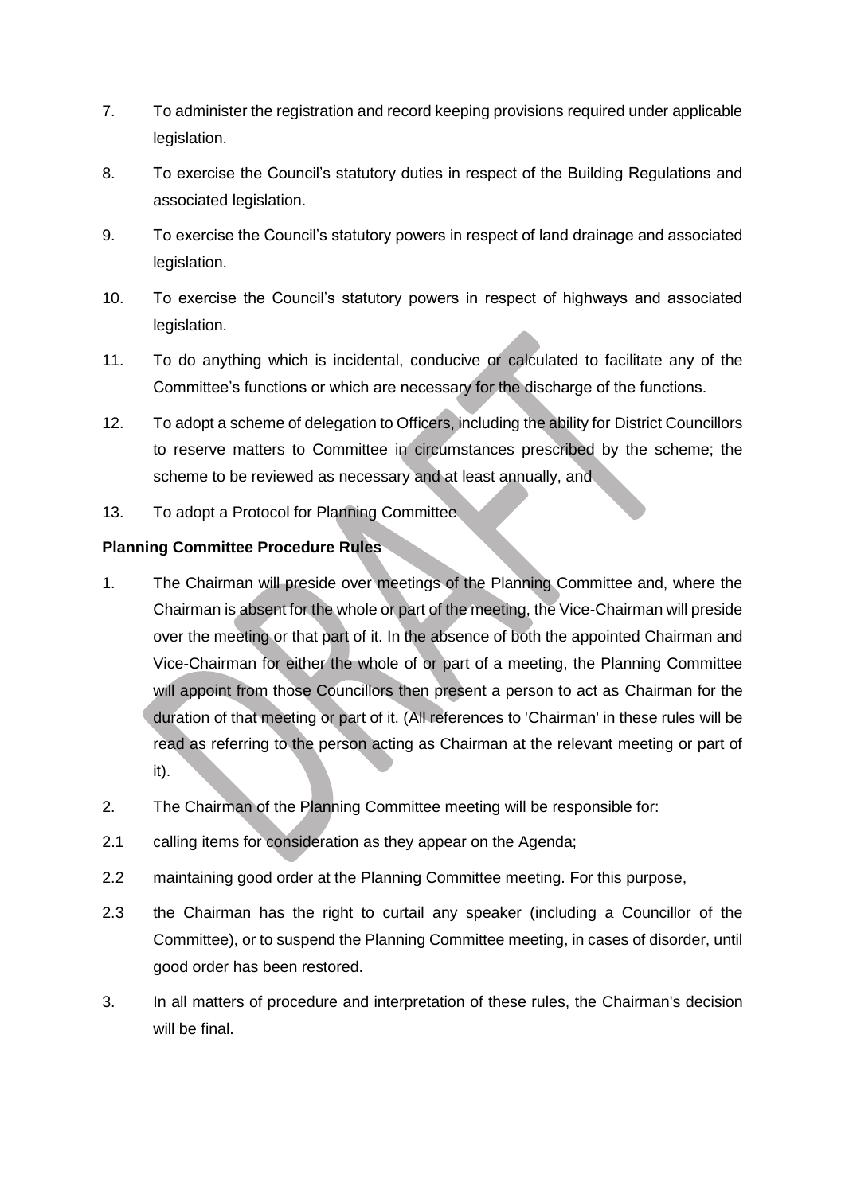7. To administer the registration and record keeping provisions required under applicable legislation.

8. To exercise the Council's statutory duties in respect of the Building Regulations and associated legislation.

9. To exercise the Council's statutory powers in respect of land drainage and associated legislation.

10. To exercise the Council's statutory powers in respect of highways and associated legislation.

11. To do anything which is incidental, conducive or calculated to facilitate any of the Committee's functions or which are necessary for the discharge of the functions.

12. To adopt a scheme of delegation to Officers, including the ability for District Councillors to reserve matters to Committee in circumstances prescribed by the scheme; the scheme to be reviewed as necessary and at least annually, and

13. To adopt a Protocol for Planning Committee

**Planning Committee Procedure Rules**

1. The Chairman will preside over meetings of the Planning Committee and, where the Chairman is absent for the whole or part of the meeting, the Vice-Chairman will preside over the meeting or that part of it. In the absence of both the appointed Chairman and Vice-Chairman for either the whole of or part of a meeting, the Planning Committee will appoint from those Councillors then present a person to act as Chairman for the duration of that meeting or part of it. (All references to 'Chairman' in these rules will be read as referring to the person acting as Chairman at the relevant meeting or part of it).

2. The Chairman of the Planning Committee meeting will be responsible for:

2.1 calling items for consideration as they appear on the Agenda;

2.2 maintaining good order at the Planning Committee meeting. For this purpose,

2.3 the Chairman has the right to curtail any speaker (including a Councillor of the Committee), or to suspend the Planning Committee meeting, in cases of disorder, until good order has been restored.

3. In all matters of procedure and interpretation of these rules, the Chairman's decision will be final.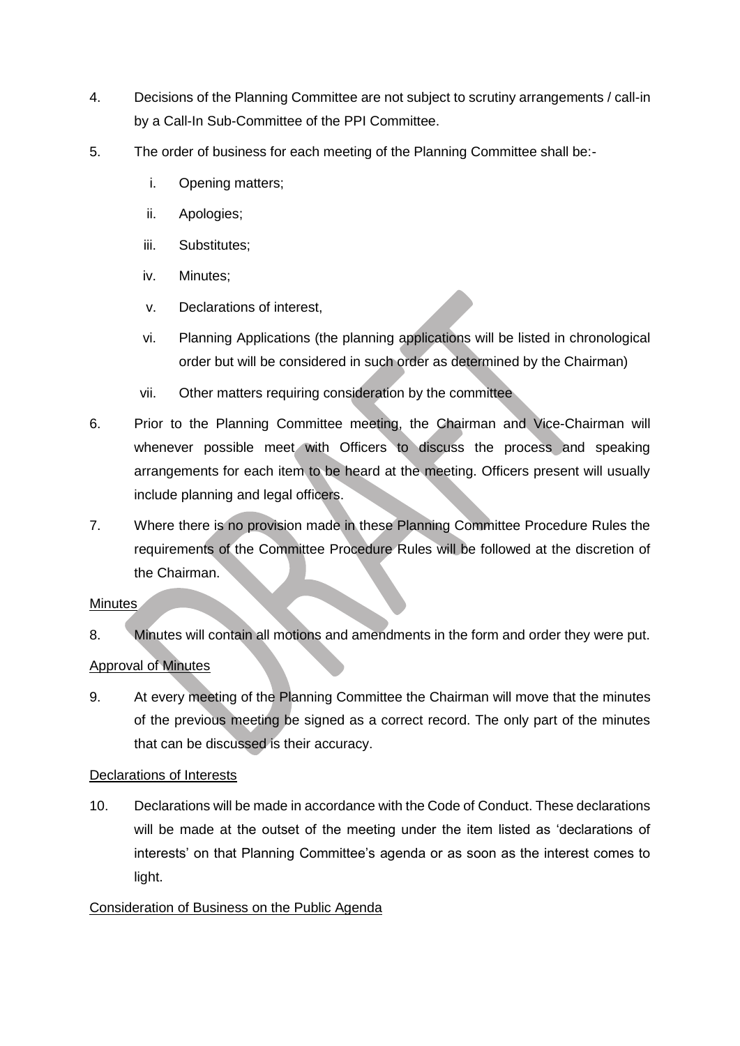4. Decisions of the Planning Committee are not subject to scrutiny arrangements / call-in by a Call-In Sub-Committee of the PPI Committee.

5. The order of business for each meeting of the Planning Committee shall be:-

   i. Opening matters;

   ii. Apologies;

   iii. Substitutes;

   iv. Minutes;

   v. Declarations of interest,

   vi. Planning Applications (the planning applications will be listed in chronological order but will be considered in such order as determined by the Chairman)

   vii. Other matters requiring consideration by the committee

6. Prior to the Planning Committee meeting, the Chairman and Vice-Chairman will whenever possible meet with Officers to discuss the process and speaking arrangements for each item to be heard at the meeting. Officers present will usually include planning and legal officers.

7. Where there is no provision made in these Planning Committee Procedure Rules the requirements of the Committee Procedure Rules will be followed at the discretion of the Chairman.

<u>Minutes</u>

8. Minutes will contain all motions and amendments in the form and order they were put.

<u>Approval of Minutes</u>

9. At every meeting of the Planning Committee the Chairman will move that the minutes of the previous meeting be signed as a correct record. The only part of the minutes that can be discussed is their accuracy.

<u>Declarations of Interests</u>

10. Declarations will be made in accordance with the Code of Conduct. These declarations will be made at the outset of the meeting under the item listed as 'declarations of interests' on that Planning Committee's agenda or as soon as the interest comes to light.

<u>Consideration of Business on the Public Agenda</u>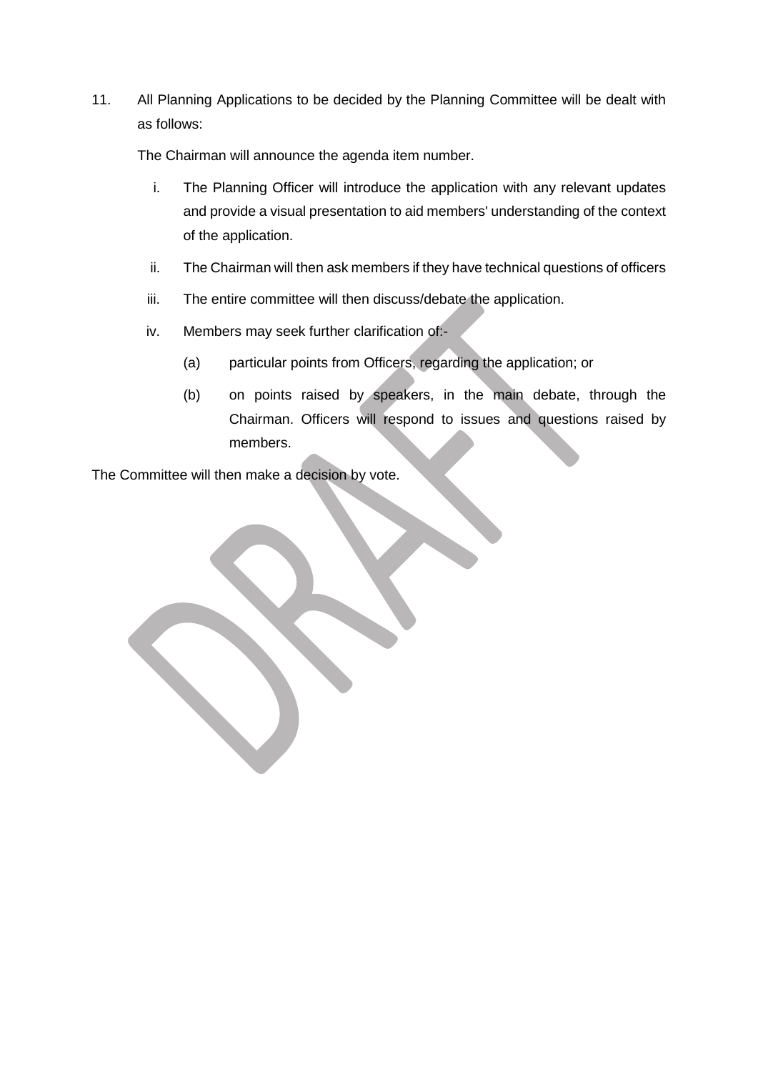11. All Planning Applications to be decided by the Planning Committee will be dealt with as follows:

    The Chairman will announce the agenda item number.

    i. The Planning Officer will introduce the application with any relevant updates and provide a visual presentation to aid members' understanding of the context of the application.

    ii. The Chairman will then ask members if they have technical questions of officers

    iii. The entire committee will then discuss/debate the application.

    iv. Members may seek further clarification of:-

        (a) particular points from Officers, regarding the application; or

        (b) on points raised by speakers, in the main debate, through the Chairman. Officers will respond to issues and questions raised by members.

The Committee will then make a decision by vote.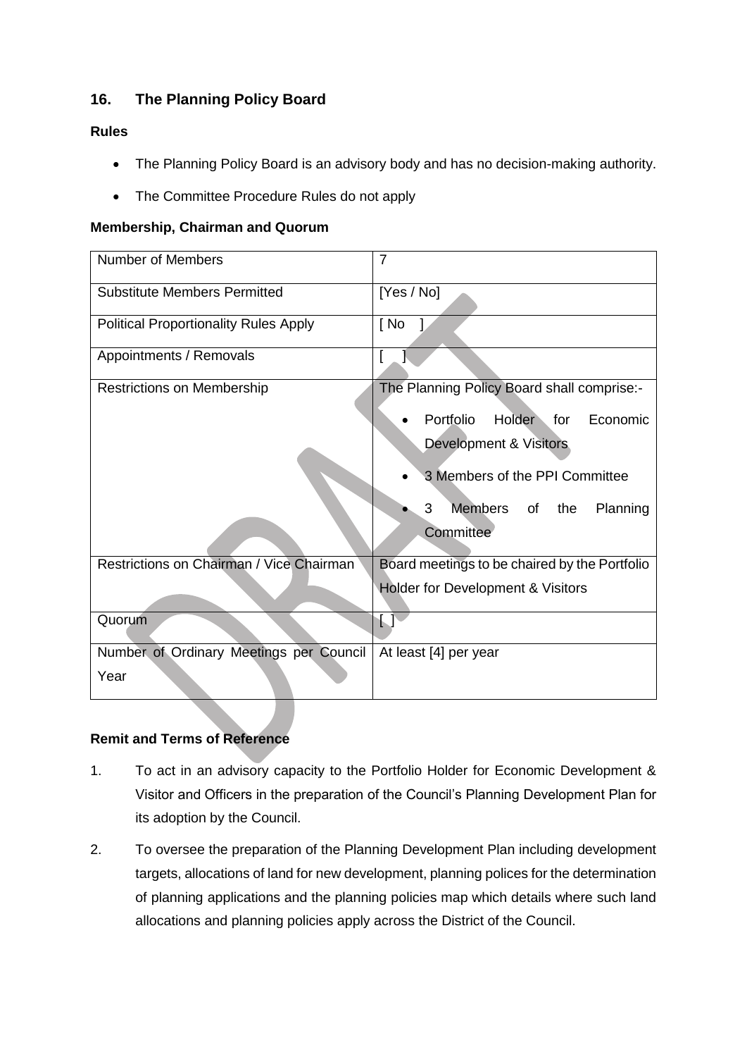## 16. The Planning Policy Board

### Rules

- The Planning Policy Board is an advisory body and has no decision-making authority.
- The Committee Procedure Rules do not apply

### Membership, Chairman and Quorum

| Number of Members | 7 |
|---|---|
| Substitute Members Permitted | [Yes / No] |
| Political Proportionality Rules Apply | [ No ] |
| Appointments / Removals | [ ] |
| Restrictions on Membership | The Planning Policy Board shall comprise:-<br>• Portfolio Holder for Economic Development & Visitors<br>• 3 Members of the PPI Committee<br>• 3 Members of the Planning Committee |
| Restrictions on Chairman / Vice Chairman | Board meetings to be chaired by the Portfolio Holder for Development & Visitors |
| Quorum | [ ] |
| Number of Ordinary Meetings per Council Year | At least [4] per year |

### Remit and Terms of Reference

1. To act in an advisory capacity to the Portfolio Holder for Economic Development & Visitor and Officers in the preparation of the Council's Planning Development Plan for its adoption by the Council.

2. To oversee the preparation of the Planning Development Plan including development targets, allocations of land for new development, planning polices for the determination of planning applications and the planning policies map which details where such land allocations and planning policies apply across the District of the Council.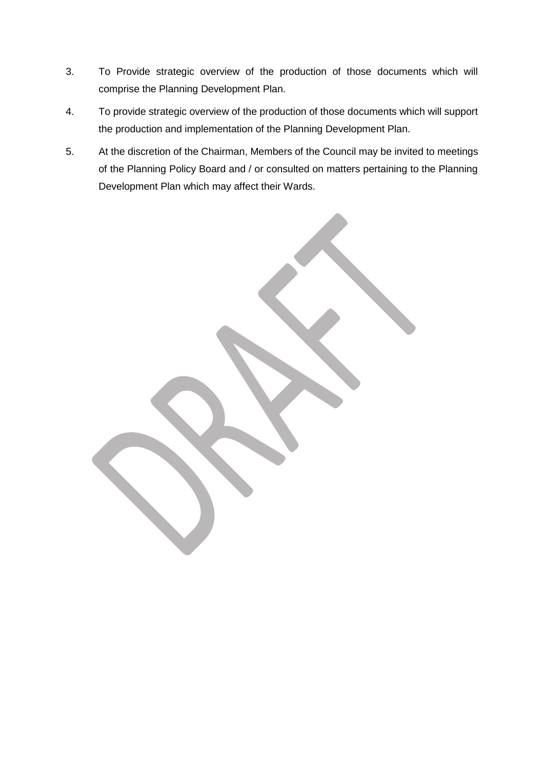3. To Provide strategic overview of the production of those documents which will comprise the Planning Development Plan.

4. To provide strategic overview of the production of those documents which will support the production and implementation of the Planning Development Plan.

5. At the discretion of the Chairman, Members of the Council may be invited to meetings of the Planning Policy Board and / or consulted on matters pertaining to the Planning Development Plan which may affect their Wards.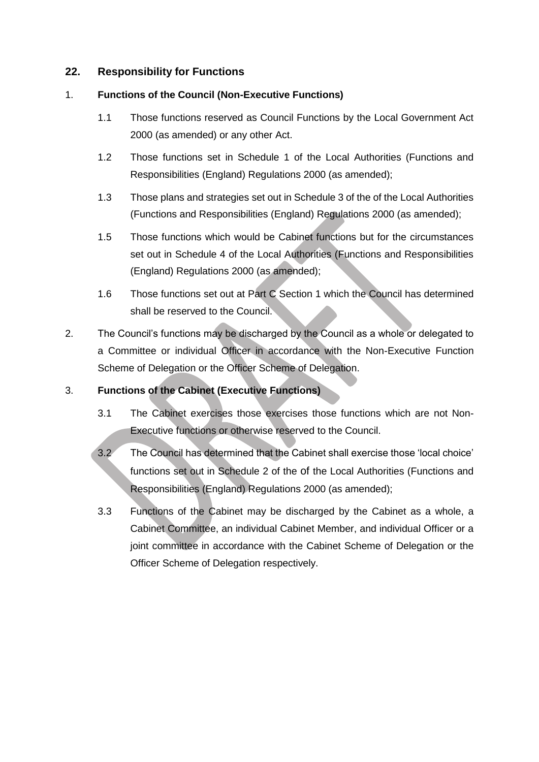## 22. Responsibility for Functions

1. **Functions of the Council (Non-Executive Functions)**

   1.1 Those functions reserved as Council Functions by the Local Government Act 2000 (as amended) or any other Act.

   1.2 Those functions set in Schedule 1 of the Local Authorities (Functions and Responsibilities (England) Regulations 2000 (as amended);

   1.3 Those plans and strategies set out in Schedule 3 of the of the Local Authorities (Functions and Responsibilities (England) Regulations 2000 (as amended);

   1.5 Those functions which would be Cabinet functions but for the circumstances set out in Schedule 4 of the Local Authorities (Functions and Responsibilities (England) Regulations 2000 (as amended);

   1.6 Those functions set out at Part C Section 1 which the Council has determined shall be reserved to the Council.

2. The Council's functions may be discharged by the Council as a whole or delegated to a Committee or individual Officer in accordance with the Non-Executive Function Scheme of Delegation or the Officer Scheme of Delegation.

3. **Functions of the Cabinet (Executive Functions)**

   3.1 The Cabinet exercises those exercises those functions which are not Non-Executive functions or otherwise reserved to the Council.

   3.2 The Council has determined that the Cabinet shall exercise those 'local choice' functions set out in Schedule 2 of the of the Local Authorities (Functions and Responsibilities (England) Regulations 2000 (as amended);

   3.3 Functions of the Cabinet may be discharged by the Cabinet as a whole, a Cabinet Committee, an individual Cabinet Member, and individual Officer or a joint committee in accordance with the Cabinet Scheme of Delegation or the Officer Scheme of Delegation respectively.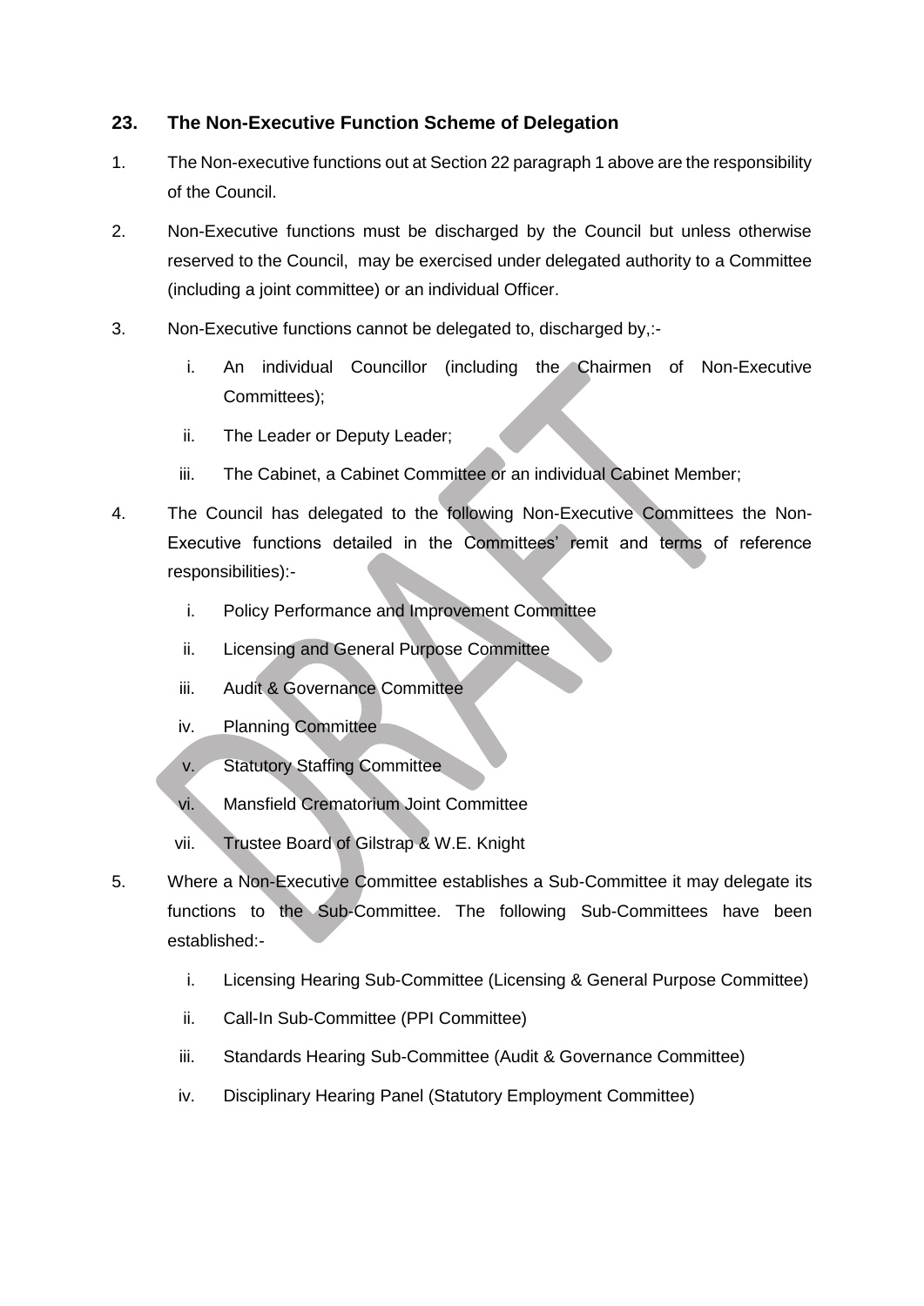## 23. The Non-Executive Function Scheme of Delegation

1. The Non-executive functions out at Section 22 paragraph 1 above are the responsibility of the Council.

2. Non-Executive functions must be discharged by the Council but unless otherwise reserved to the Council, may be exercised under delegated authority to a Committee (including a joint committee) or an individual Officer.

3. Non-Executive functions cannot be delegated to, discharged by,:-

    i. An individual Councillor (including the Chairmen of Non-Executive Committees);

    ii. The Leader or Deputy Leader;

    iii. The Cabinet, a Cabinet Committee or an individual Cabinet Member;

4. The Council has delegated to the following Non-Executive Committees the Non-Executive functions detailed in the Committees' remit and terms of reference responsibilities):-

    i. Policy Performance and Improvement Committee

    ii. Licensing and General Purpose Committee

    iii. Audit & Governance Committee

    iv. Planning Committee

    v. Statutory Staffing Committee

    vi. Mansfield Crematorium Joint Committee

    vii. Trustee Board of Gilstrap & W.E. Knight

5. Where a Non-Executive Committee establishes a Sub-Committee it may delegate its functions to the Sub-Committee. The following Sub-Committees have been established:-

    i. Licensing Hearing Sub-Committee (Licensing & General Purpose Committee)

    ii. Call-In Sub-Committee (PPI Committee)

    iii. Standards Hearing Sub-Committee (Audit & Governance Committee)

    iv. Disciplinary Hearing Panel (Statutory Employment Committee)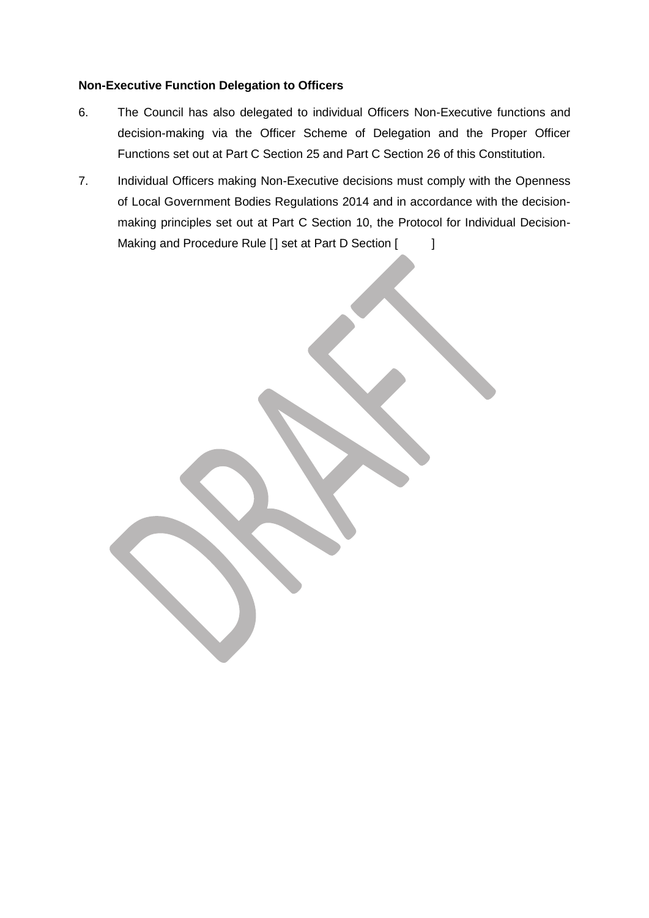**Non-Executive Function Delegation to Officers**

6. The Council has also delegated to individual Officers Non-Executive functions and decision-making via the Officer Scheme of Delegation and the Proper Officer Functions set out at Part C Section 25 and Part C Section 26 of this Constitution.

7. Individual Officers making Non-Executive decisions must comply with the Openness of Local Government Bodies Regulations 2014 and in accordance with the decision-making principles set out at Part C Section 10, the Protocol for Individual Decision-Making and Procedure Rule [] set at Part D Section [ ]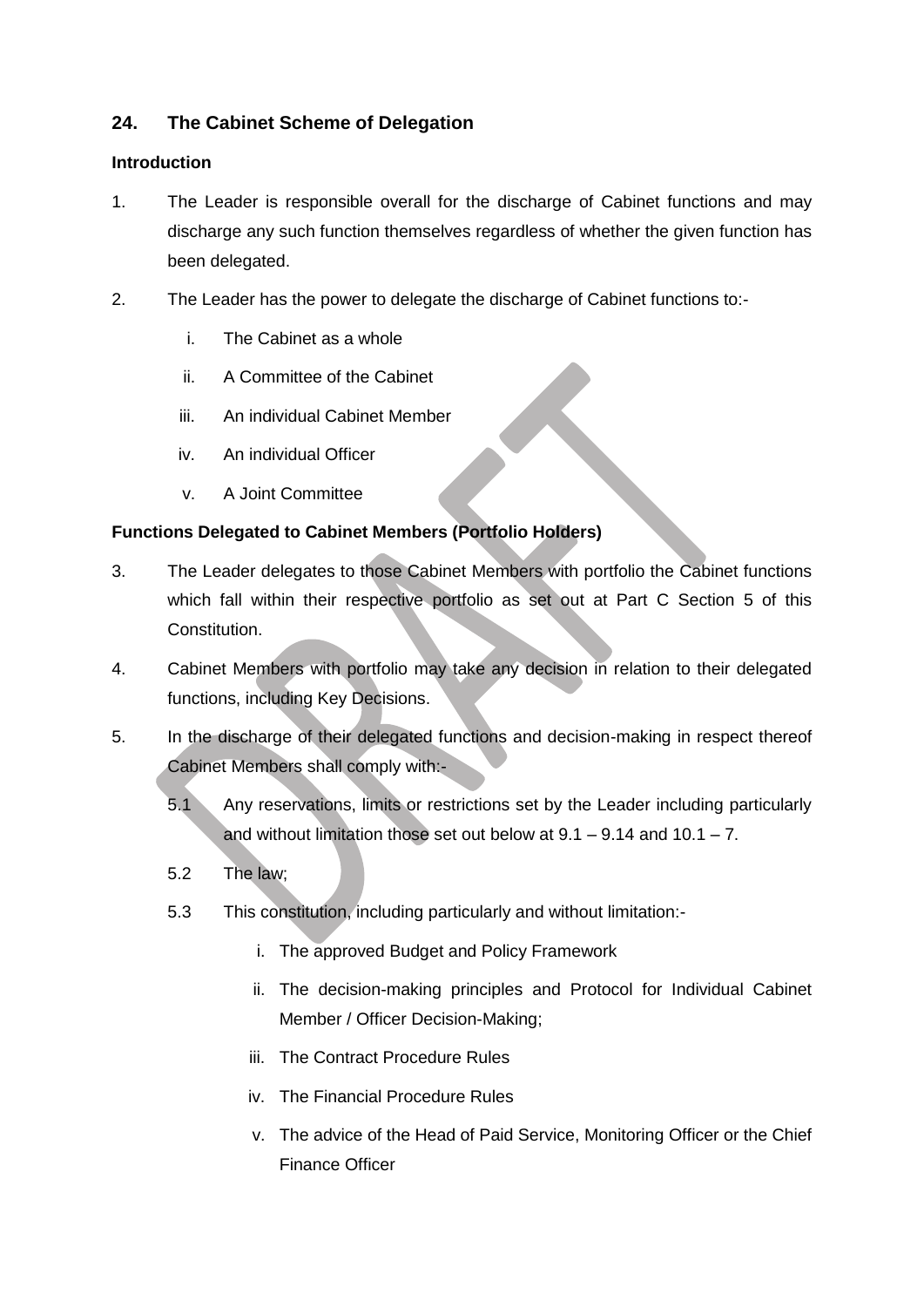## 24. The Cabinet Scheme of Delegation

**Introduction**

1. The Leader is responsible overall for the discharge of Cabinet functions and may discharge any such function themselves regardless of whether the given function has been delegated.

2. The Leader has the power to delegate the discharge of Cabinet functions to:-

   i. The Cabinet as a whole

   ii. A Committee of the Cabinet

   iii. An individual Cabinet Member

   iv. An individual Officer

   v. A Joint Committee

**Functions Delegated to Cabinet Members (Portfolio Holders)**

3. The Leader delegates to those Cabinet Members with portfolio the Cabinet functions which fall within their respective portfolio as set out at Part C Section 5 of this Constitution.

4. Cabinet Members with portfolio may take any decision in relation to their delegated functions, including Key Decisions.

5. In the discharge of their delegated functions and decision-making in respect thereof Cabinet Members shall comply with:-

   5.1 Any reservations, limits or restrictions set by the Leader including particularly and without limitation those set out below at 9.1 – 9.14 and 10.1 – 7.

   5.2 The law;

   5.3 This constitution, including particularly and without limitation:-

      i. The approved Budget and Policy Framework

      ii. The decision-making principles and Protocol for Individual Cabinet Member / Officer Decision-Making;

      iii. The Contract Procedure Rules

      iv. The Financial Procedure Rules

      v. The advice of the Head of Paid Service, Monitoring Officer or the Chief Finance Officer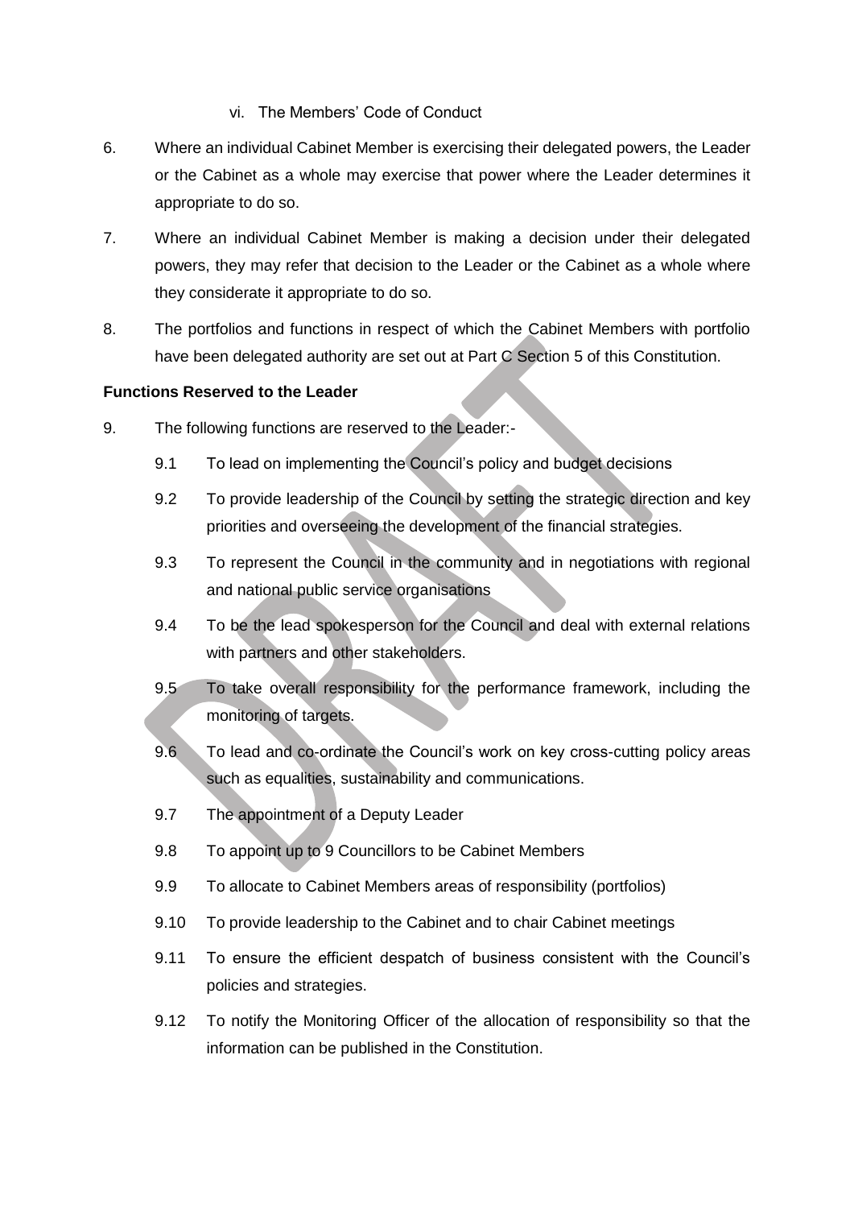vi. The Members' Code of Conduct

6. Where an individual Cabinet Member is exercising their delegated powers, the Leader or the Cabinet as a whole may exercise that power where the Leader determines it appropriate to do so.

7. Where an individual Cabinet Member is making a decision under their delegated powers, they may refer that decision to the Leader or the Cabinet as a whole where they considerate it appropriate to do so.

8. The portfolios and functions in respect of which the Cabinet Members with portfolio have been delegated authority are set out at Part C Section 5 of this Constitution.

**Functions Reserved to the Leader**

9. The following functions are reserved to the Leader:-

   9.1 To lead on implementing the Council's policy and budget decisions

   9.2 To provide leadership of the Council by setting the strategic direction and key priorities and overseeing the development of the financial strategies.

   9.3 To represent the Council in the community and in negotiations with regional and national public service organisations

   9.4 To be the lead spokesperson for the Council and deal with external relations with partners and other stakeholders.

   9.5 To take overall responsibility for the performance framework, including the monitoring of targets.

   9.6 To lead and co-ordinate the Council's work on key cross-cutting policy areas such as equalities, sustainability and communications.

   9.7 The appointment of a Deputy Leader

   9.8 To appoint up to 9 Councillors to be Cabinet Members

   9.9 To allocate to Cabinet Members areas of responsibility (portfolios)

   9.10 To provide leadership to the Cabinet and to chair Cabinet meetings

   9.11 To ensure the efficient despatch of business consistent with the Council's policies and strategies.

   9.12 To notify the Monitoring Officer of the allocation of responsibility so that the information can be published in the Constitution.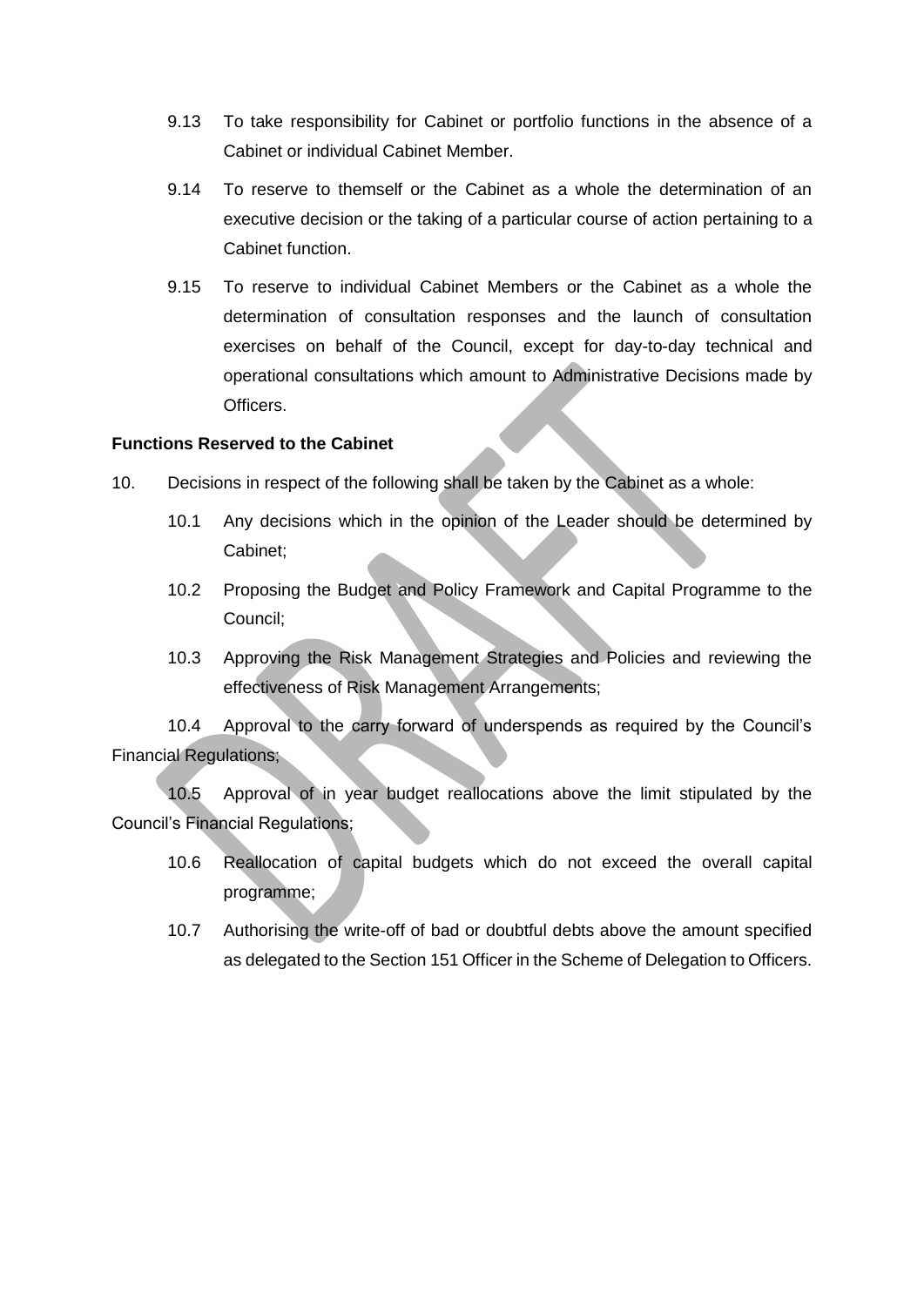9.13 To take responsibility for Cabinet or portfolio functions in the absence of a Cabinet or individual Cabinet Member.

9.14 To reserve to themself or the Cabinet as a whole the determination of an executive decision or the taking of a particular course of action pertaining to a Cabinet function.

9.15 To reserve to individual Cabinet Members or the Cabinet as a whole the determination of consultation responses and the launch of consultation exercises on behalf of the Council, except for day-to-day technical and operational consultations which amount to Administrative Decisions made by Officers.

**Functions Reserved to the Cabinet**

10. Decisions in respect of the following shall be taken by the Cabinet as a whole:

10.1 Any decisions which in the opinion of the Leader should be determined by Cabinet;

10.2 Proposing the Budget and Policy Framework and Capital Programme to the Council;

10.3 Approving the Risk Management Strategies and Policies and reviewing the effectiveness of Risk Management Arrangements;

10.4 Approval to the carry forward of underspends as required by the Council's Financial Regulations;

10.5 Approval of in year budget reallocations above the limit stipulated by the Council's Financial Regulations;

10.6 Reallocation of capital budgets which do not exceed the overall capital programme;

10.7 Authorising the write-off of bad or doubtful debts above the amount specified as delegated to the Section 151 Officer in the Scheme of Delegation to Officers.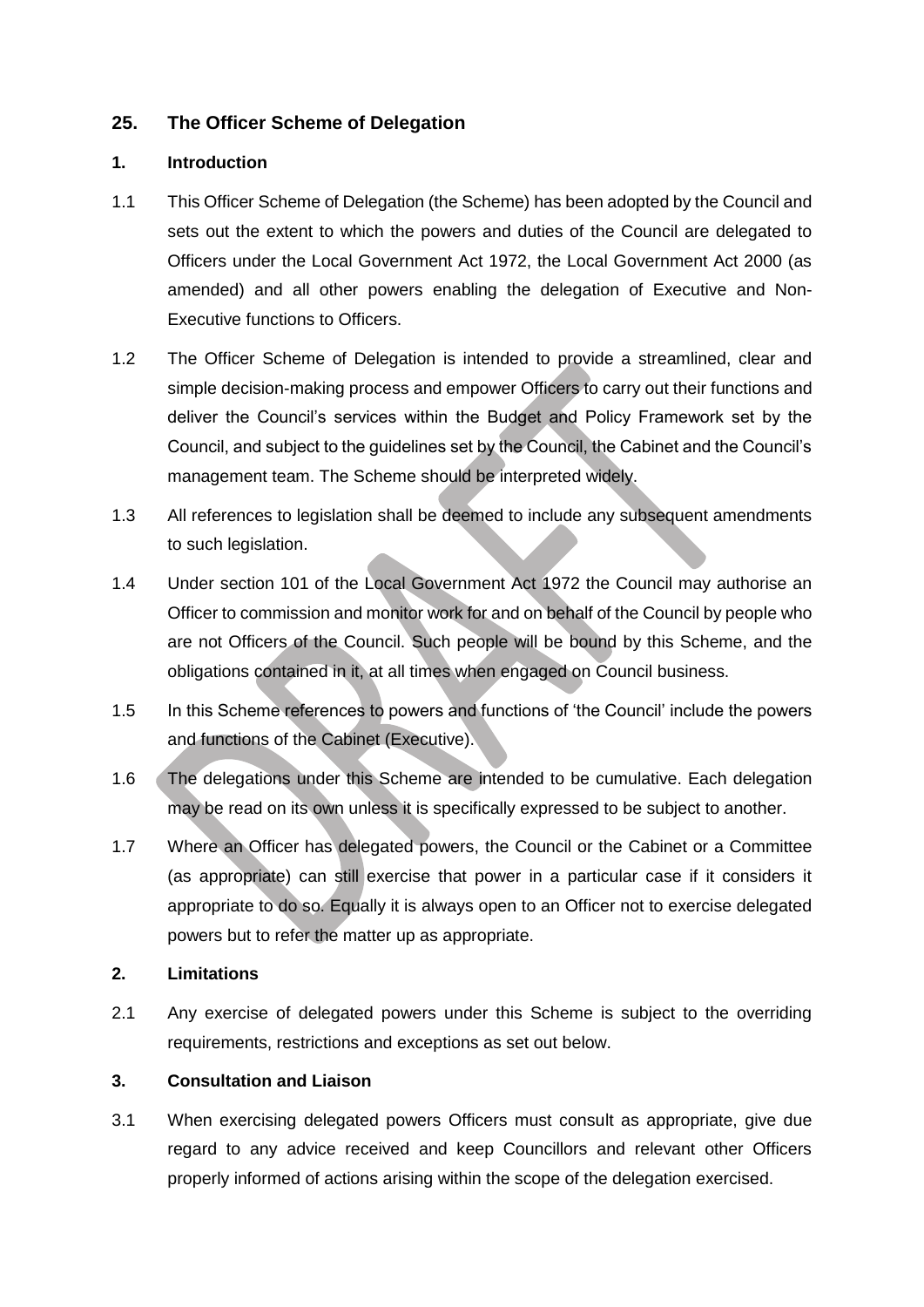## 25. The Officer Scheme of Delegation

### 1. Introduction

1.1 This Officer Scheme of Delegation (the Scheme) has been adopted by the Council and sets out the extent to which the powers and duties of the Council are delegated to Officers under the Local Government Act 1972, the Local Government Act 2000 (as amended) and all other powers enabling the delegation of Executive and Non-Executive functions to Officers.

1.2 The Officer Scheme of Delegation is intended to provide a streamlined, clear and simple decision-making process and empower Officers to carry out their functions and deliver the Council's services within the Budget and Policy Framework set by the Council, and subject to the guidelines set by the Council, the Cabinet and the Council's management team. The Scheme should be interpreted widely.

1.3 All references to legislation shall be deemed to include any subsequent amendments to such legislation.

1.4 Under section 101 of the Local Government Act 1972 the Council may authorise an Officer to commission and monitor work for and on behalf of the Council by people who are not Officers of the Council. Such people will be bound by this Scheme, and the obligations contained in it, at all times when engaged on Council business.

1.5 In this Scheme references to powers and functions of 'the Council' include the powers and functions of the Cabinet (Executive).

1.6 The delegations under this Scheme are intended to be cumulative. Each delegation may be read on its own unless it is specifically expressed to be subject to another.

1.7 Where an Officer has delegated powers, the Council or the Cabinet or a Committee (as appropriate) can still exercise that power in a particular case if it considers it appropriate to do so. Equally it is always open to an Officer not to exercise delegated powers but to refer the matter up as appropriate.

### 2. Limitations

2.1 Any exercise of delegated powers under this Scheme is subject to the overriding requirements, restrictions and exceptions as set out below.

### 3. Consultation and Liaison

3.1 When exercising delegated powers Officers must consult as appropriate, give due regard to any advice received and keep Councillors and relevant other Officers properly informed of actions arising within the scope of the delegation exercised.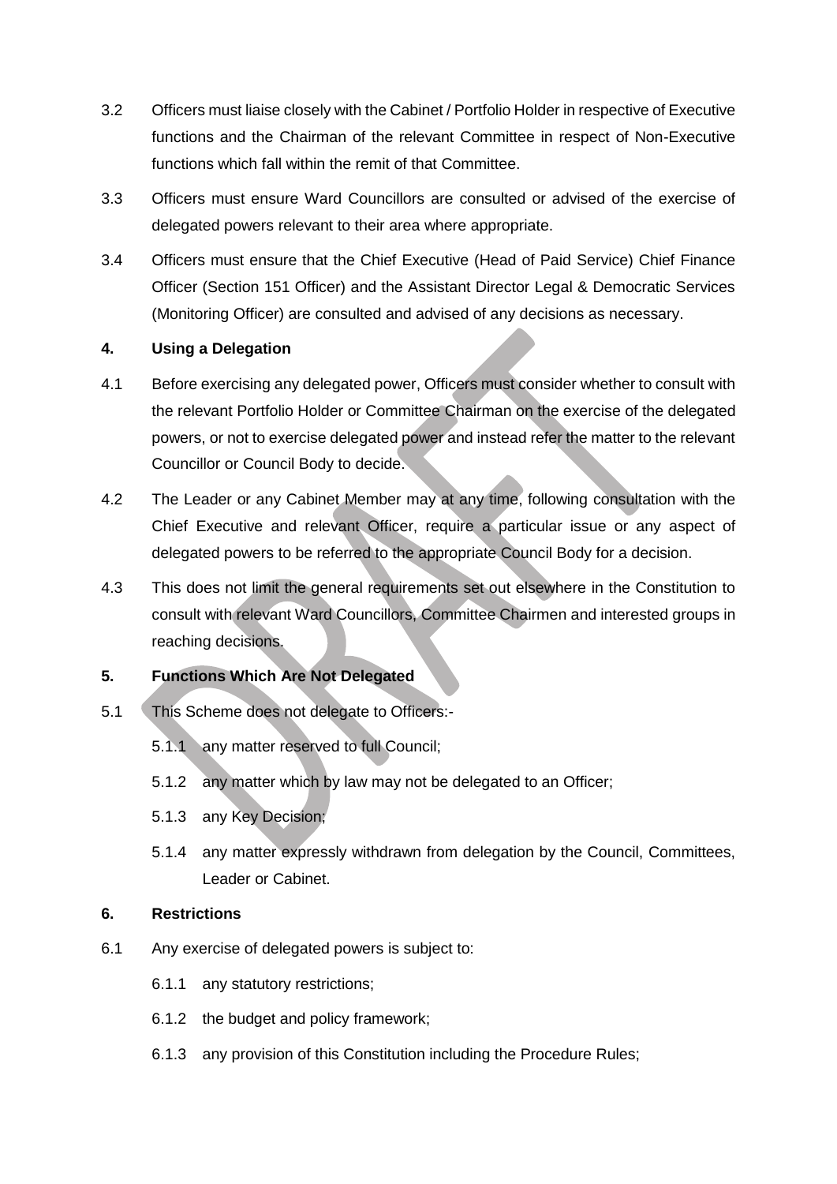3.2 Officers must liaise closely with the Cabinet / Portfolio Holder in respective of Executive functions and the Chairman of the relevant Committee in respect of Non-Executive functions which fall within the remit of that Committee.

3.3 Officers must ensure Ward Councillors are consulted or advised of the exercise of delegated powers relevant to their area where appropriate.

3.4 Officers must ensure that the Chief Executive (Head of Paid Service) Chief Finance Officer (Section 151 Officer) and the Assistant Director Legal & Democratic Services (Monitoring Officer) are consulted and advised of any decisions as necessary.

**4. Using a Delegation**

4.1 Before exercising any delegated power, Officers must consider whether to consult with the relevant Portfolio Holder or Committee Chairman on the exercise of the delegated powers, or not to exercise delegated power and instead refer the matter to the relevant Councillor or Council Body to decide.

4.2 The Leader or any Cabinet Member may at any time, following consultation with the Chief Executive and relevant Officer, require a particular issue or any aspect of delegated powers to be referred to the appropriate Council Body for a decision.

4.3 This does not limit the general requirements set out elsewhere in the Constitution to consult with relevant Ward Councillors, Committee Chairmen and interested groups in reaching decisions.

**5. Functions Which Are Not Delegated**

5.1 This Scheme does not delegate to Officers:-

5.1.1 any matter reserved to full Council;

5.1.2 any matter which by law may not be delegated to an Officer;

5.1.3 any Key Decision;

5.1.4 any matter expressly withdrawn from delegation by the Council, Committees, Leader or Cabinet.

**6. Restrictions**

6.1 Any exercise of delegated powers is subject to:

6.1.1 any statutory restrictions;

6.1.2 the budget and policy framework;

6.1.3 any provision of this Constitution including the Procedure Rules;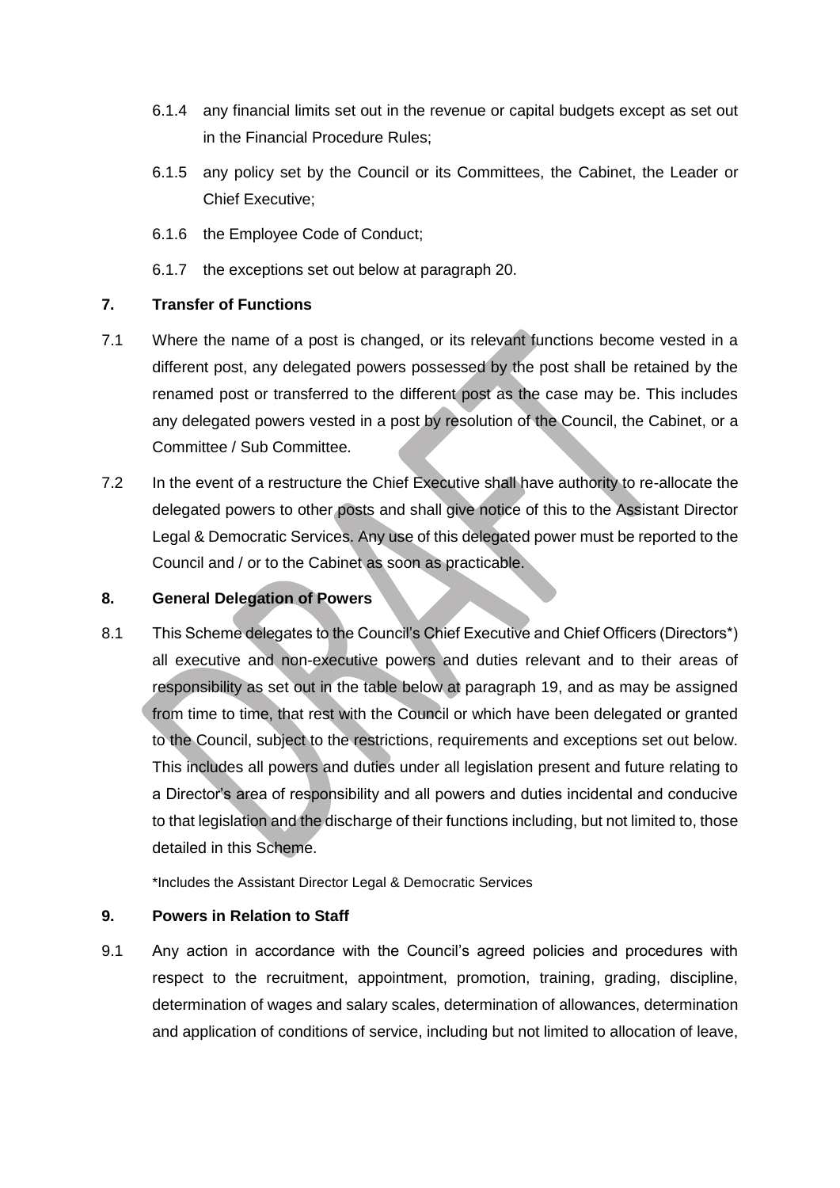6.1.4 any financial limits set out in the revenue or capital budgets except as set out in the Financial Procedure Rules;

6.1.5 any policy set by the Council or its Committees, the Cabinet, the Leader or Chief Executive;

6.1.6 the Employee Code of Conduct;

6.1.7 the exceptions set out below at paragraph 20.

## 7. Transfer of Functions

7.1 Where the name of a post is changed, or its relevant functions become vested in a different post, any delegated powers possessed by the post shall be retained by the renamed post or transferred to the different post as the case may be. This includes any delegated powers vested in a post by resolution of the Council, the Cabinet, or a Committee / Sub Committee.

7.2 In the event of a restructure the Chief Executive shall have authority to re-allocate the delegated powers to other posts and shall give notice of this to the Assistant Director Legal & Democratic Services. Any use of this delegated power must be reported to the Council and / or to the Cabinet as soon as practicable.

## 8. General Delegation of Powers

8.1 This Scheme delegates to the Council's Chief Executive and Chief Officers (Directors*) all executive and non-executive powers and duties relevant and to their areas of responsibility as set out in the table below at paragraph 19, and as may be assigned from time to time, that rest with the Council or which have been delegated or granted to the Council, subject to the restrictions, requirements and exceptions set out below. This includes all powers and duties under all legislation present and future relating to a Director's area of responsibility and all powers and duties incidental and conducive to that legislation and the discharge of their functions including, but not limited to, those detailed in this Scheme.

*Includes the Assistant Director Legal & Democratic Services

## 9. Powers in Relation to Staff

9.1 Any action in accordance with the Council's agreed policies and procedures with respect to the recruitment, appointment, promotion, training, grading, discipline, determination of wages and salary scales, determination of allowances, determination and application of conditions of service, including but not limited to allocation of leave,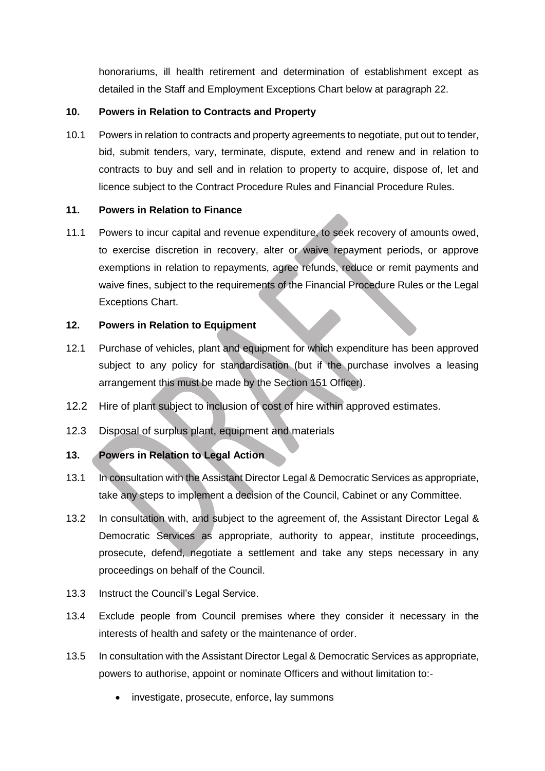honorariums, ill health retirement and determination of establishment except as detailed in the Staff and Employment Exceptions Chart below at paragraph 22.

**10. Powers in Relation to Contracts and Property**

10.1 Powers in relation to contracts and property agreements to negotiate, put out to tender, bid, submit tenders, vary, terminate, dispute, extend and renew and in relation to contracts to buy and sell and in relation to property to acquire, dispose of, let and licence subject to the Contract Procedure Rules and Financial Procedure Rules.

**11. Powers in Relation to Finance**

11.1 Powers to incur capital and revenue expenditure, to seek recovery of amounts owed, to exercise discretion in recovery, alter or waive repayment periods, or approve exemptions in relation to repayments, agree refunds, reduce or remit payments and waive fines, subject to the requirements of the Financial Procedure Rules or the Legal Exceptions Chart.

**12. Powers in Relation to Equipment**

12.1 Purchase of vehicles, plant and equipment for which expenditure has been approved subject to any policy for standardisation (but if the purchase involves a leasing arrangement this must be made by the Section 151 Officer).

12.2 Hire of plant subject to inclusion of cost of hire within approved estimates.

12.3 Disposal of surplus plant, equipment and materials

**13. Powers in Relation to Legal Action**

13.1 In consultation with the Assistant Director Legal & Democratic Services as appropriate, take any steps to implement a decision of the Council, Cabinet or any Committee.

13.2 In consultation with, and subject to the agreement of, the Assistant Director Legal & Democratic Services as appropriate, authority to appear, institute proceedings, prosecute, defend, negotiate a settlement and take any steps necessary in any proceedings on behalf of the Council.

13.3 Instruct the Council's Legal Service.

13.4 Exclude people from Council premises where they consider it necessary in the interests of health and safety or the maintenance of order.

13.5 In consultation with the Assistant Director Legal & Democratic Services as appropriate, powers to authorise, appoint or nominate Officers and without limitation to:-

- investigate, prosecute, enforce, lay summons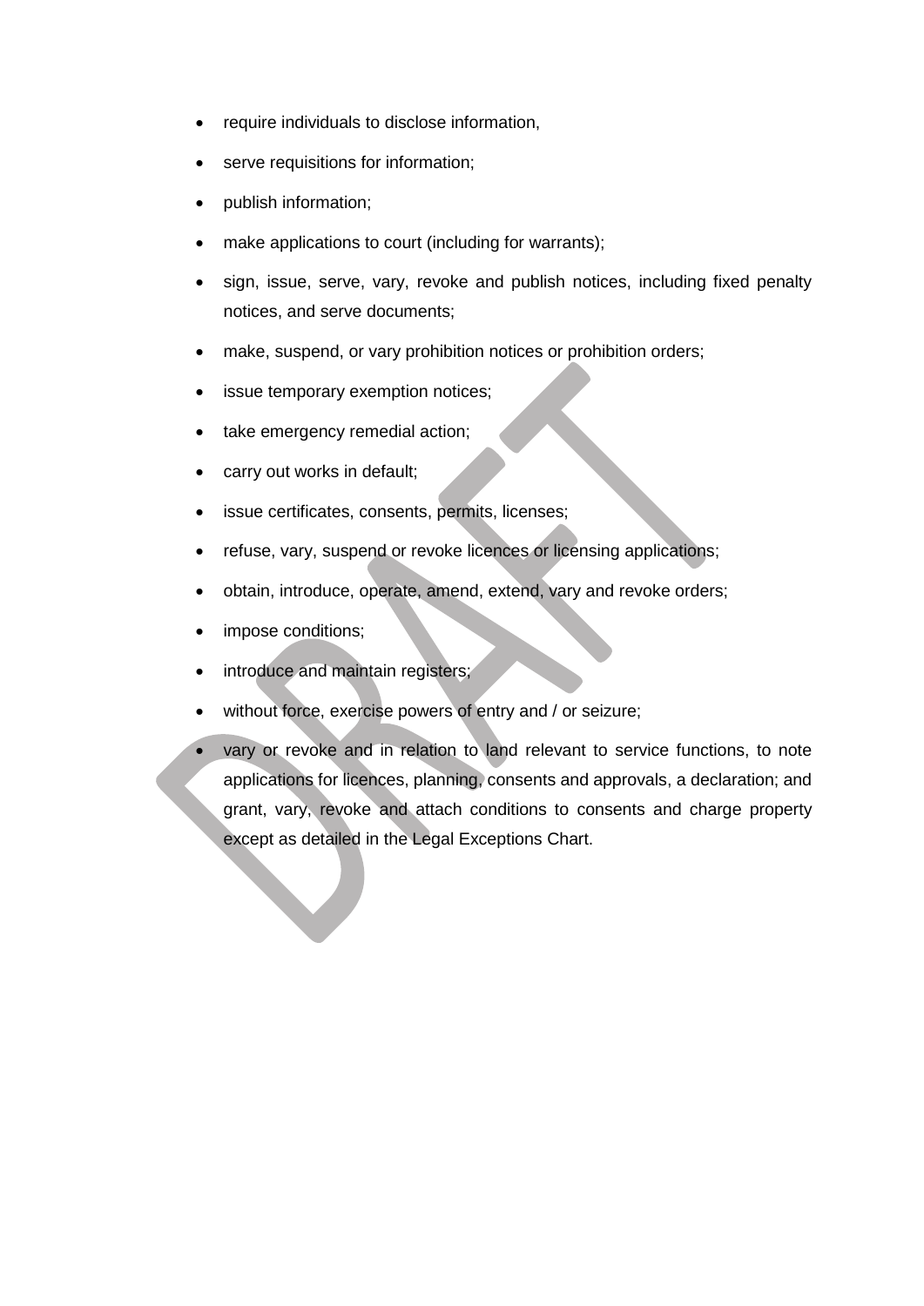- require individuals to disclose information,
- serve requisitions for information;
- publish information;
- make applications to court (including for warrants);
- sign, issue, serve, vary, revoke and publish notices, including fixed penalty notices, and serve documents;
- make, suspend, or vary prohibition notices or prohibition orders;
- issue temporary exemption notices;
- take emergency remedial action;
- carry out works in default;
- issue certificates, consents, permits, licenses;
- refuse, vary, suspend or revoke licences or licensing applications;
- obtain, introduce, operate, amend, extend, vary and revoke orders;
- impose conditions;
- introduce and maintain registers;
- without force, exercise powers of entry and / or seizure;
- vary or revoke and in relation to land relevant to service functions, to note applications for licences, planning, consents and approvals, a declaration; and grant, vary, revoke and attach conditions to consents and charge property except as detailed in the Legal Exceptions Chart.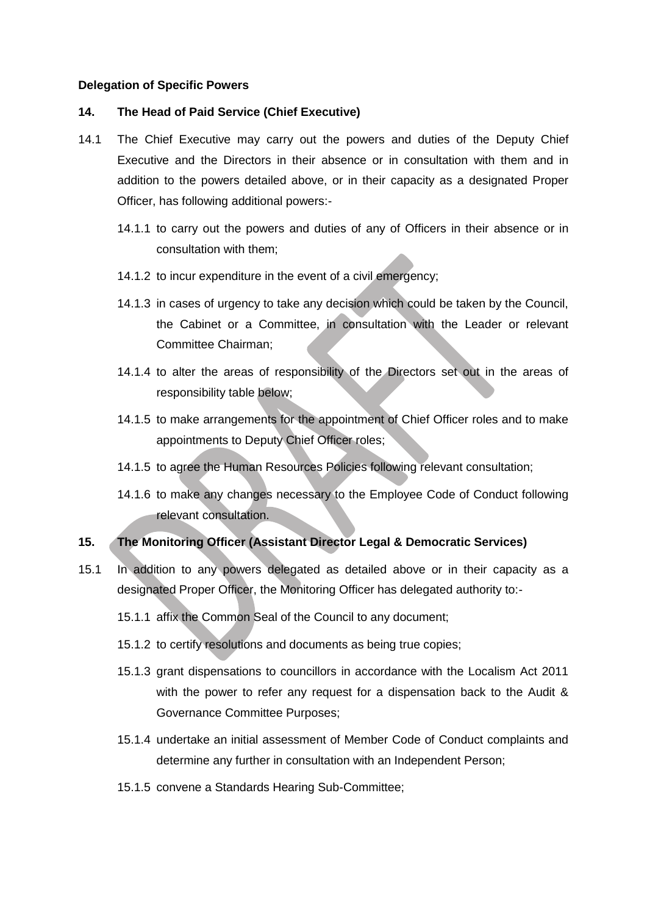**Delegation of Specific Powers**

**14. The Head of Paid Service (Chief Executive)**

14.1 The Chief Executive may carry out the powers and duties of the Deputy Chief Executive and the Directors in their absence or in consultation with them and in addition to the powers detailed above, or in their capacity as a designated Proper Officer, has following additional powers:-

14.1.1 to carry out the powers and duties of any of Officers in their absence or in consultation with them;

14.1.2 to incur expenditure in the event of a civil emergency;

14.1.3 in cases of urgency to take any decision which could be taken by the Council, the Cabinet or a Committee, in consultation with the Leader or relevant Committee Chairman;

14.1.4 to alter the areas of responsibility of the Directors set out in the areas of responsibility table below;

14.1.5 to make arrangements for the appointment of Chief Officer roles and to make appointments to Deputy Chief Officer roles;

14.1.5 to agree the Human Resources Policies following relevant consultation;

14.1.6 to make any changes necessary to the Employee Code of Conduct following relevant consultation.

**15. The Monitoring Officer (Assistant Director Legal & Democratic Services)**

15.1 In addition to any powers delegated as detailed above or in their capacity as a designated Proper Officer, the Monitoring Officer has delegated authority to:-

15.1.1 affix the Common Seal of the Council to any document;

15.1.2 to certify resolutions and documents as being true copies;

15.1.3 grant dispensations to councillors in accordance with the Localism Act 2011 with the power to refer any request for a dispensation back to the Audit & Governance Committee Purposes;

15.1.4 undertake an initial assessment of Member Code of Conduct complaints and determine any further in consultation with an Independent Person;

15.1.5 convene a Standards Hearing Sub-Committee;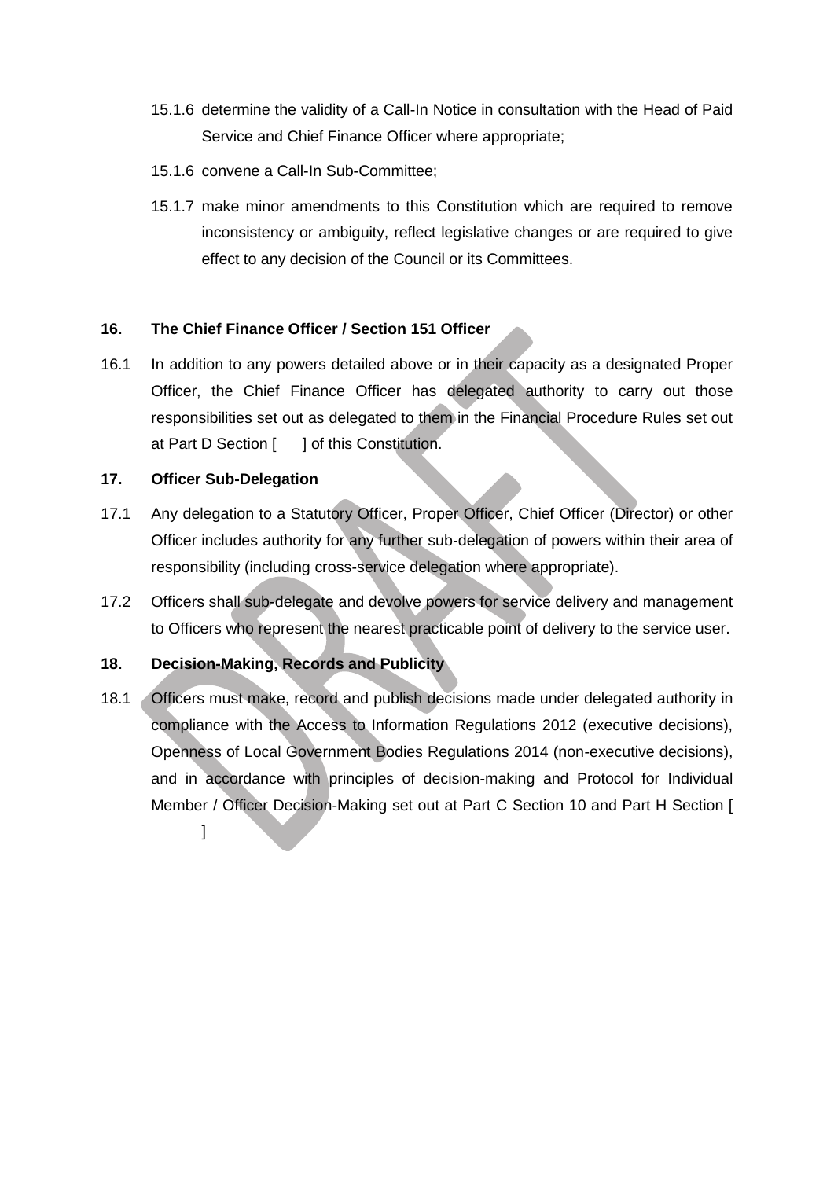15.1.6 determine the validity of a Call-In Notice in consultation with the Head of Paid Service and Chief Finance Officer where appropriate;

15.1.6 convene a Call-In Sub-Committee;

15.1.7 make minor amendments to this Constitution which are required to remove inconsistency or ambiguity, reflect legislative changes or are required to give effect to any decision of the Council or its Committees.

## 16. The Chief Finance Officer / Section 151 Officer

16.1 In addition to any powers detailed above or in their capacity as a designated Proper Officer, the Chief Finance Officer has delegated authority to carry out those responsibilities set out as delegated to them in the Financial Procedure Rules set out at Part D Section [ ] of this Constitution.

## 17. Officer Sub-Delegation

17.1 Any delegation to a Statutory Officer, Proper Officer, Chief Officer (Director) or other Officer includes authority for any further sub-delegation of powers within their area of responsibility (including cross-service delegation where appropriate).

17.2 Officers shall sub-delegate and devolve powers for service delivery and management to Officers who represent the nearest practicable point of delivery to the service user.

## 18. Decision-Making, Records and Publicity

18.1 Officers must make, record and publish decisions made under delegated authority in compliance with the Access to Information Regulations 2012 (executive decisions), Openness of Local Government Bodies Regulations 2014 (non-executive decisions), and in accordance with principles of decision-making and Protocol for Individual Member / Officer Decision-Making set out at Part C Section 10 and Part H Section [ ]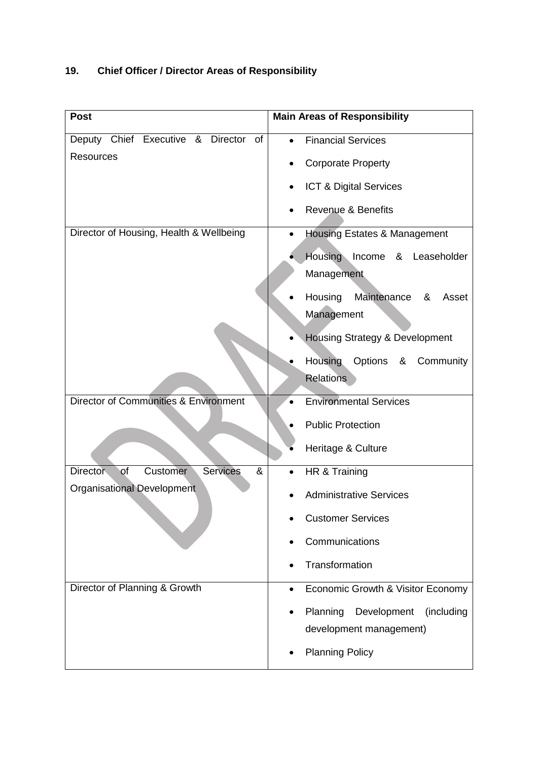## 19. Chief Officer / Director Areas of Responsibility

| Post | Main Areas of Responsibility |
|---|---|
| Deputy Chief Executive & Director of Resources | • Financial Services<br>• Corporate Property<br>• ICT & Digital Services<br>• Revenue & Benefits |
| Director of Housing, Health & Wellbeing | • Housing Estates & Management<br>• Housing Income & Leaseholder Management<br>• Housing Maintenance & Asset Management<br>• Housing Strategy & Development<br>• Housing Options & Community Relations |
| Director of Communities & Environment | • Environmental Services<br>• Public Protection<br>• Heritage & Culture |
| Director of Customer Services & Organisational Development | • HR & Training<br>• Administrative Services<br>• Customer Services<br>• Communications<br>• Transformation |
| Director of Planning & Growth | • Economic Growth & Visitor Economy<br>• Planning Development (including development management)<br>• Planning Policy |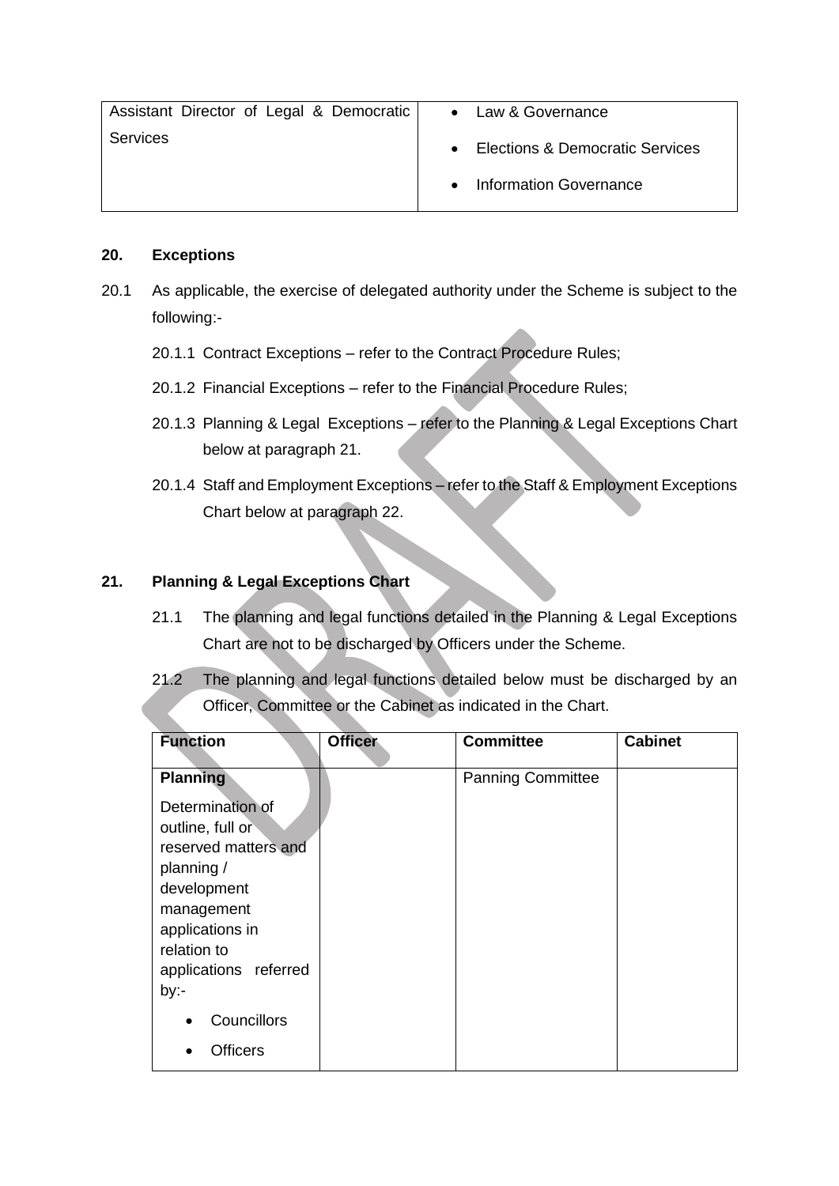| Assistant Director of Legal & Democratic Services | • Law & Governance<br>• Elections & Democratic Services<br>• Information Governance |
|---|---|

## 20. Exceptions

20.1 As applicable, the exercise of delegated authority under the Scheme is subject to the following:-

20.1.1 Contract Exceptions – refer to the Contract Procedure Rules;

20.1.2 Financial Exceptions – refer to the Financial Procedure Rules;

20.1.3 Planning & Legal Exceptions – refer to the Planning & Legal Exceptions Chart below at paragraph 21.

20.1.4 Staff and Employment Exceptions – refer to the Staff & Employment Exceptions Chart below at paragraph 22.

## 21. Planning & Legal Exceptions Chart

21.1 The planning and legal functions detailed in the Planning & Legal Exceptions Chart are not to be discharged by Officers under the Scheme.

21.2 The planning and legal functions detailed below must be discharged by an Officer, Committee or the Cabinet as indicated in the Chart.

| Function | Officer | Committee | Cabinet |
|---|---|---|---|
| **Planning**<br>Determination of outline, full or reserved matters and planning / development management applications in relation to applications referred by:-<br>• Councillors<br>• Officers | | Panning Committee | |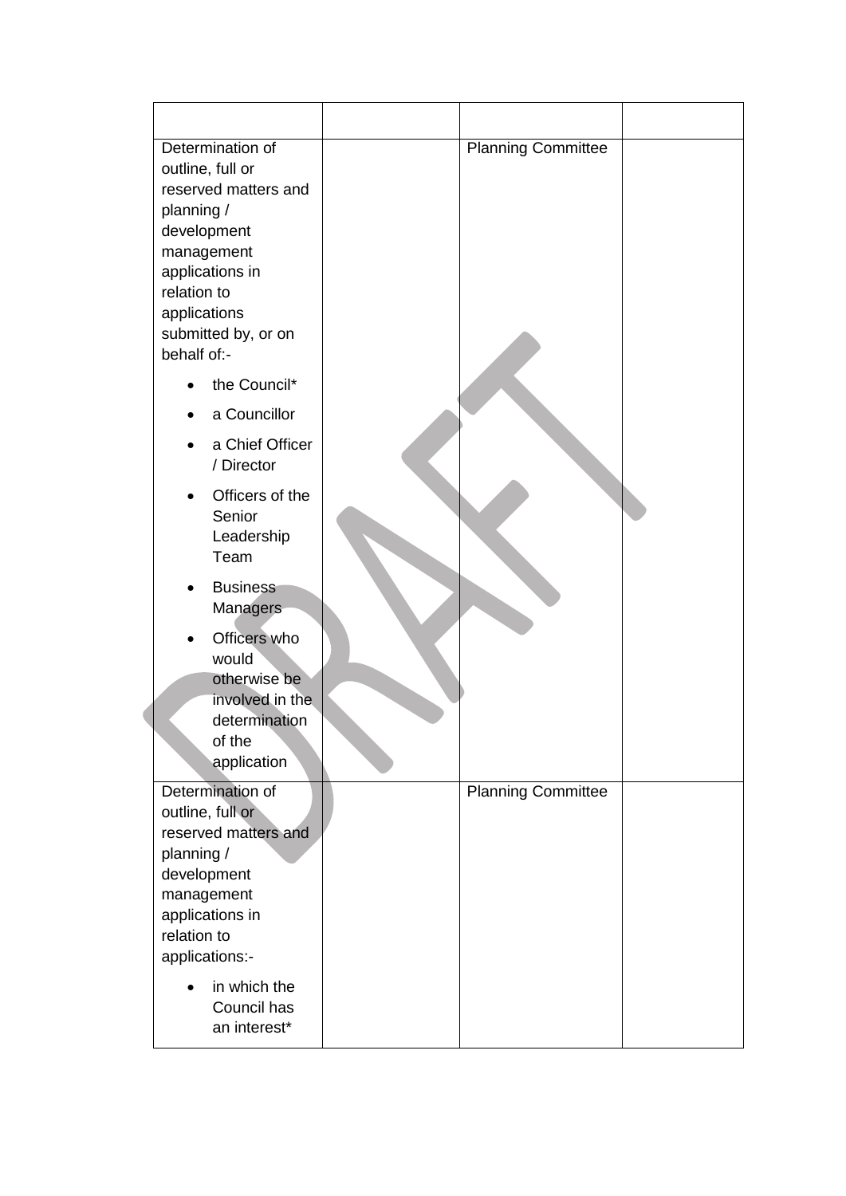| | | | |
|---|---|---|---|
| Determination of outline, full or reserved matters and planning / development management applications in relation to applications submitted by, or on behalf of:-<br><br>• the Council*<br>• a Councillor<br>• a Chief Officer / Director<br>• Officers of the Senior Leadership Team<br>• Business Managers<br>• Officers who would otherwise be involved in the determination of the application | | Planning Committee | |
| Determination of outline, full or reserved matters and planning / development management applications in relation to applications:-<br><br>• in which the Council has an interest* | | Planning Committee | |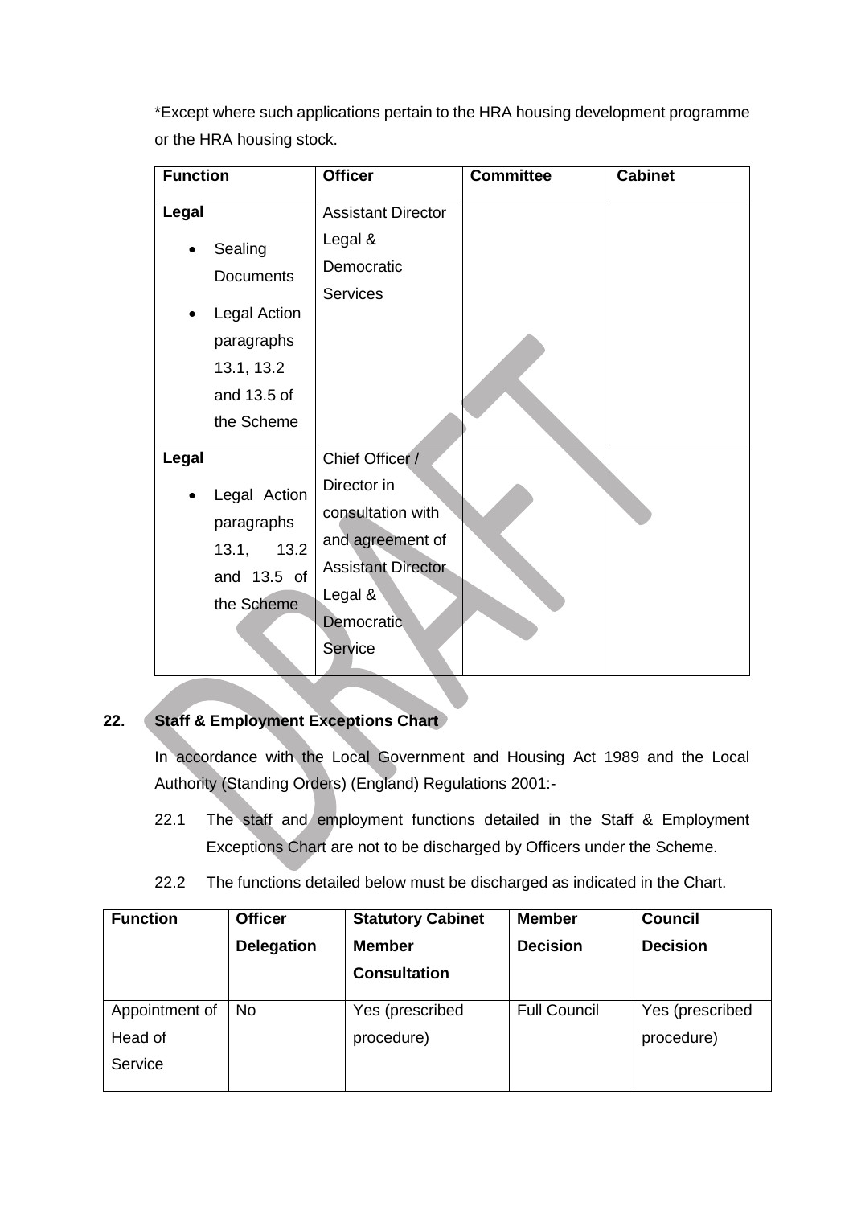*Except where such applications pertain to the HRA housing development programme or the HRA housing stock.

| Function | Officer | Committee | Cabinet |
|---|---|---|---|
| **Legal**<br>• Sealing Documents<br>• Legal Action paragraphs 13.1, 13.2 and 13.5 of the Scheme | Assistant Director Legal & Democratic Services | | |
| **Legal**<br>• Legal Action paragraphs 13.1, 13.2 and 13.5 of the Scheme | Chief Officer / Director in consultation with and agreement of Assistant Director Legal & Democratic Service | | |

## 22. Staff & Employment Exceptions Chart

In accordance with the Local Government and Housing Act 1989 and the Local Authority (Standing Orders) (England) Regulations 2001:-

22.1 The staff and employment functions detailed in the Staff & Employment Exceptions Chart are not to be discharged by Officers under the Scheme.

22.2 The functions detailed below must be discharged as indicated in the Chart.

| Function | Officer Delegation | Statutory Cabinet Member Consultation | Member Decision | Council Decision |
|---|---|---|---|---|
| Appointment of Head of Service | No | Yes (prescribed procedure) | Full Council | Yes (prescribed procedure) |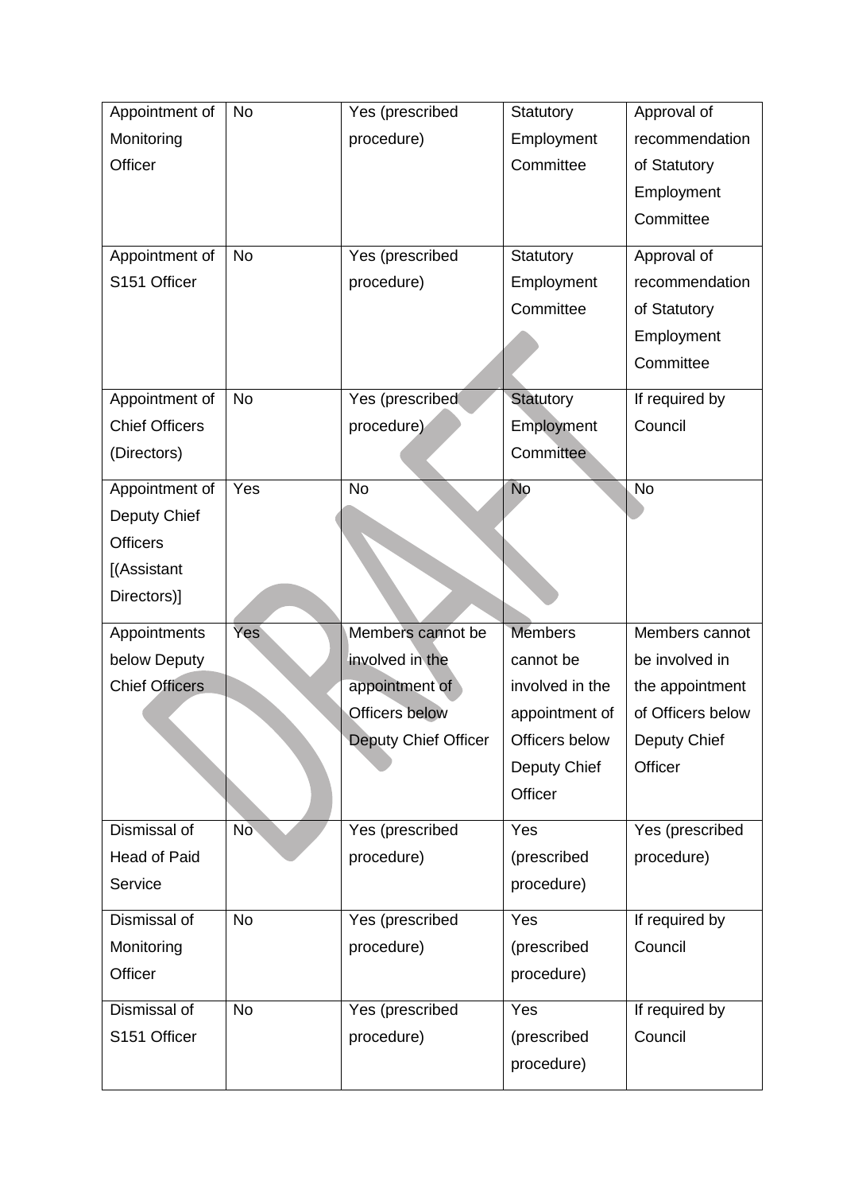| | | | | |
|---|---|---|---|---|
| Appointment of Monitoring Officer | No | Yes (prescribed procedure) | Statutory Employment Committee | Approval of recommendation of Statutory Employment Committee |
| Appointment of S151 Officer | No | Yes (prescribed procedure) | Statutory Employment Committee | Approval of recommendation of Statutory Employment Committee |
| Appointment of Chief Officers (Directors) | No | Yes (prescribed procedure) | Statutory Employment Committee | If required by Council |
| Appointment of Deputy Chief Officers [(Assistant Directors)] | Yes | No | No | No |
| Appointments below Deputy Chief Officers | Yes | Members cannot be involved in the appointment of Officers below Deputy Chief Officer | Members cannot be involved in the appointment of Officers below Deputy Chief Officer | Members cannot be involved in the appointment of Officers below Deputy Chief Officer |
| Dismissal of Head of Paid Service | No | Yes (prescribed procedure) | Yes (prescribed procedure) | Yes (prescribed procedure) |
| Dismissal of Monitoring Officer | No | Yes (prescribed procedure) | Yes (prescribed procedure) | If required by Council |
| Dismissal of S151 Officer | No | Yes (prescribed procedure) | Yes (prescribed procedure) | If required by Council |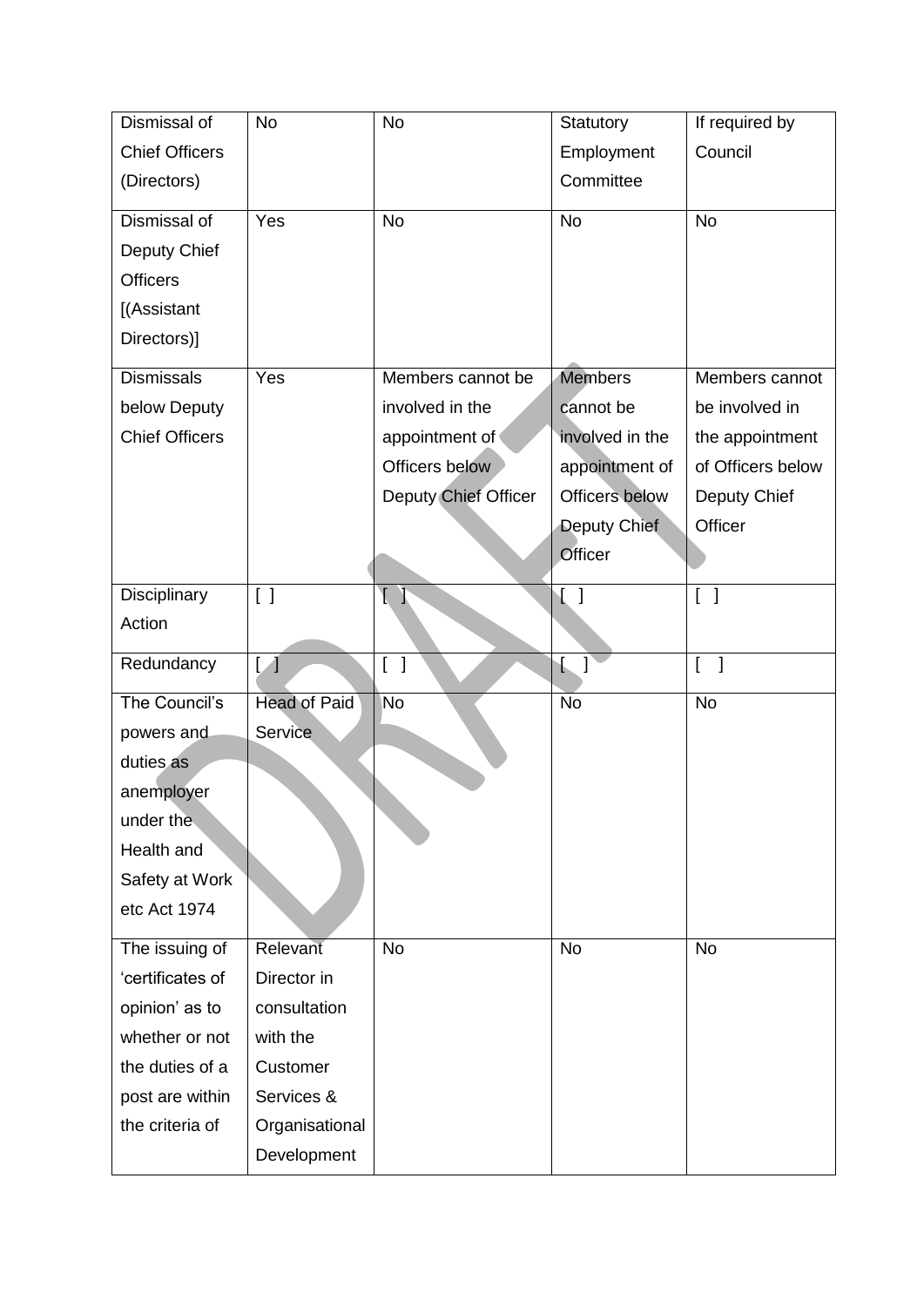| Dismissal of Chief Officers (Directors) | No | No | Statutory Employment Committee | If required by Council |
|---|---|---|---|---|
| Dismissal of Deputy Chief Officers [(Assistant Directors)] | Yes | No | No | No |
| Dismissals below Deputy Chief Officers | Yes | Members cannot be involved in the appointment of Officers below Deputy Chief Officer | Members cannot be involved in the appointment of Officers below Deputy Chief Officer | Members cannot be involved in the appointment of Officers below Deputy Chief Officer |
| Disciplinary Action | [ ] | [ ] | [ ] | [ ] |
| Redundancy | [ ] | [ ] | [ ] | [ ] |
| The Council's powers and duties as anemployer under the Health and Safety at Work etc Act 1974 | Head of Paid Service | No | No | No |
| The issuing of 'certificates of opinion' as to whether or not the duties of a post are within the criteria of | Relevant Director in consultation with the Customer Services & Organisational Development | No | No | No |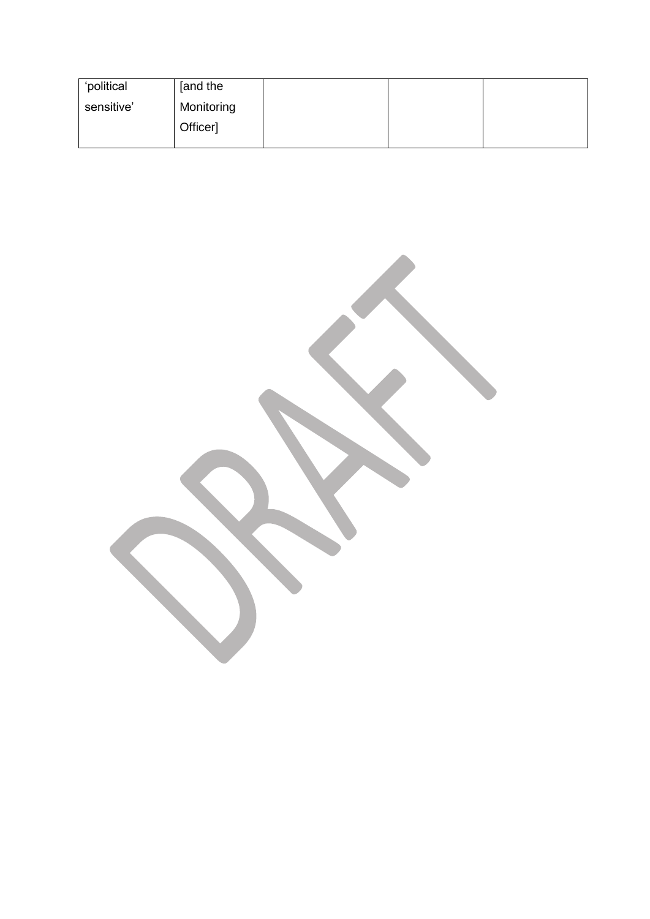| | | | | |
|---|---|---|---|---|
| 'political sensitive' | [and the Monitoring Officer] | | | |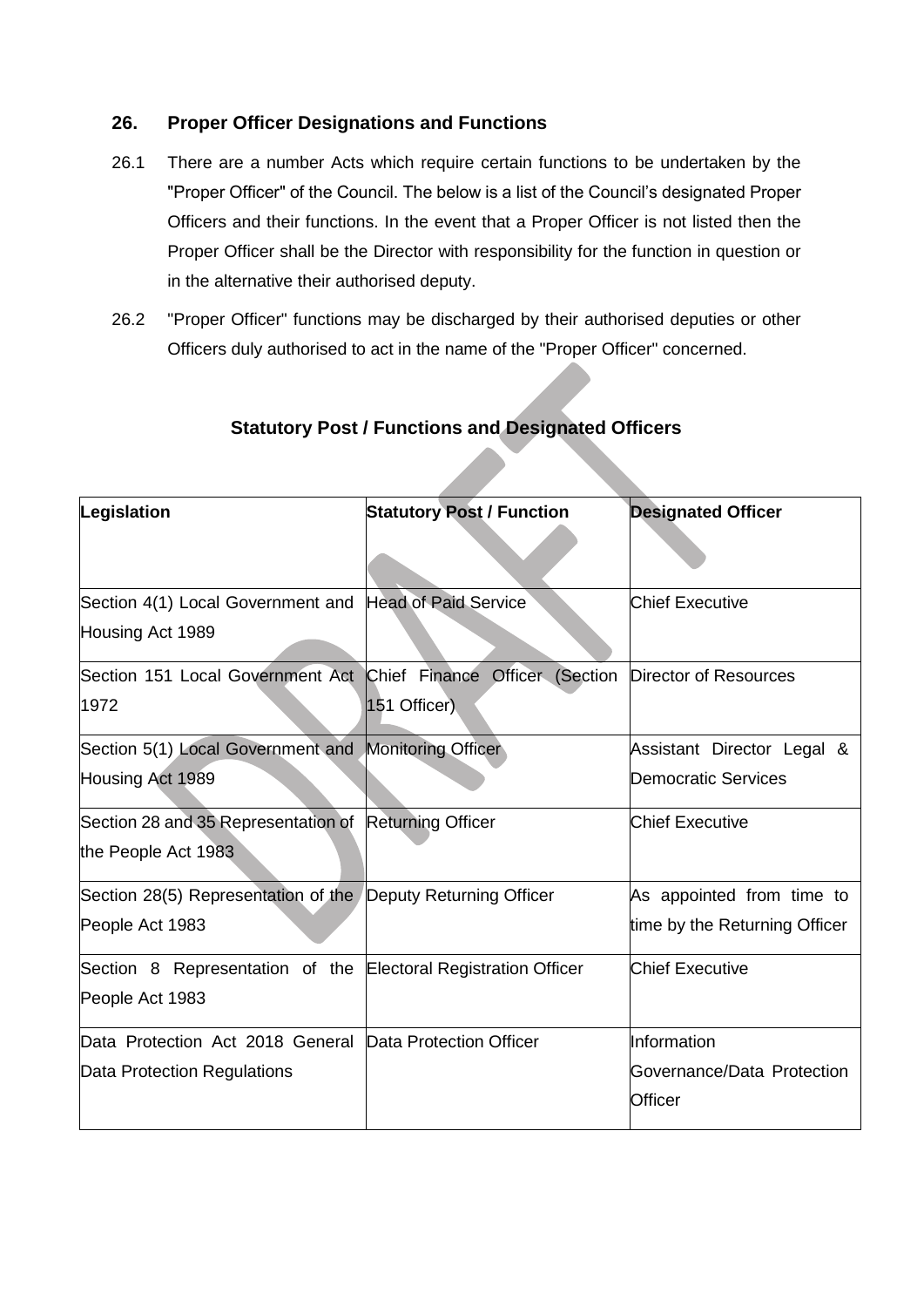## 26. Proper Officer Designations and Functions

26.1 There are a number Acts which require certain functions to be undertaken by the "Proper Officer" of the Council. The below is a list of the Council's designated Proper Officers and their functions. In the event that a Proper Officer is not listed then the Proper Officer shall be the Director with responsibility for the function in question or in the alternative their authorised deputy.

26.2 "Proper Officer" functions may be discharged by their authorised deputies or other Officers duly authorised to act in the name of the "Proper Officer" concerned.

### Statutory Post / Functions and Designated Officers

| Legislation | Statutory Post / Function | Designated Officer |
|---|---|---|
| Section 4(1) Local Government and Housing Act 1989 | Head of Paid Service | Chief Executive |
| Section 151 Local Government Act 1972 | Chief Finance Officer (Section 151 Officer) | Director of Resources |
| Section 5(1) Local Government and Housing Act 1989 | Monitoring Officer | Assistant Director Legal & Democratic Services |
| Section 28 and 35 Representation of the People Act 1983 | Returning Officer | Chief Executive |
| Section 28(5) Representation of the People Act 1983 | Deputy Returning Officer | As appointed from time to time by the Returning Officer |
| Section 8 Representation of the People Act 1983 | Electoral Registration Officer | Chief Executive |
| Data Protection Act 2018 General Data Protection Regulations | Data Protection Officer | Information Governance/Data Protection Officer |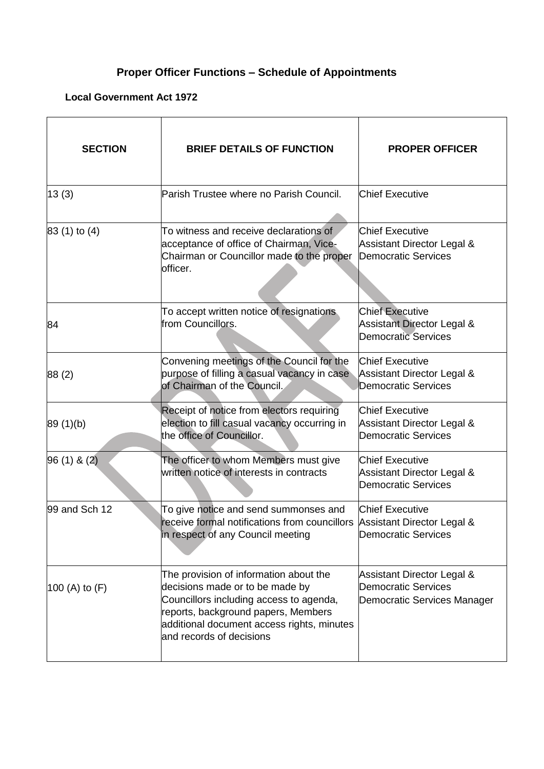## Proper Officer Functions – Schedule of Appointments

**Local Government Act 1972**

| SECTION | BRIEF DETAILS OF FUNCTION | PROPER OFFICER |
|---|---|---|
| 13 (3) | Parish Trustee where no Parish Council. | Chief Executive |
| 83 (1) to (4) | To witness and receive declarations of acceptance of office of Chairman, Vice-Chairman or Councillor made to the proper officer. | Chief Executive<br>Assistant Director Legal & Democratic Services |
| 84 | To accept written notice of resignations from Councillors. | Chief Executive<br>Assistant Director Legal & Democratic Services |
| 88 (2) | Convening meetings of the Council for the purpose of filling a casual vacancy in case of Chairman of the Council. | Chief Executive<br>Assistant Director Legal & Democratic Services |
| 89 (1)(b) | Receipt of notice from electors requiring election to fill casual vacancy occurring in the office of Councillor. | Chief Executive<br>Assistant Director Legal & Democratic Services |
| 96 (1) & (2) | The officer to whom Members must give written notice of interests in contracts | Chief Executive<br>Assistant Director Legal & Democratic Services |
| 99 and Sch 12 | To give notice and send summonses and receive formal notifications from councillors in respect of any Council meeting | Chief Executive<br>Assistant Director Legal & Democratic Services |
| 100 (A) to (F) | The provision of information about the decisions made or to be made by Councillors including access to agenda, reports, background papers, Members additional document access rights, minutes and records of decisions | Assistant Director Legal & Democratic Services<br>Democratic Services Manager |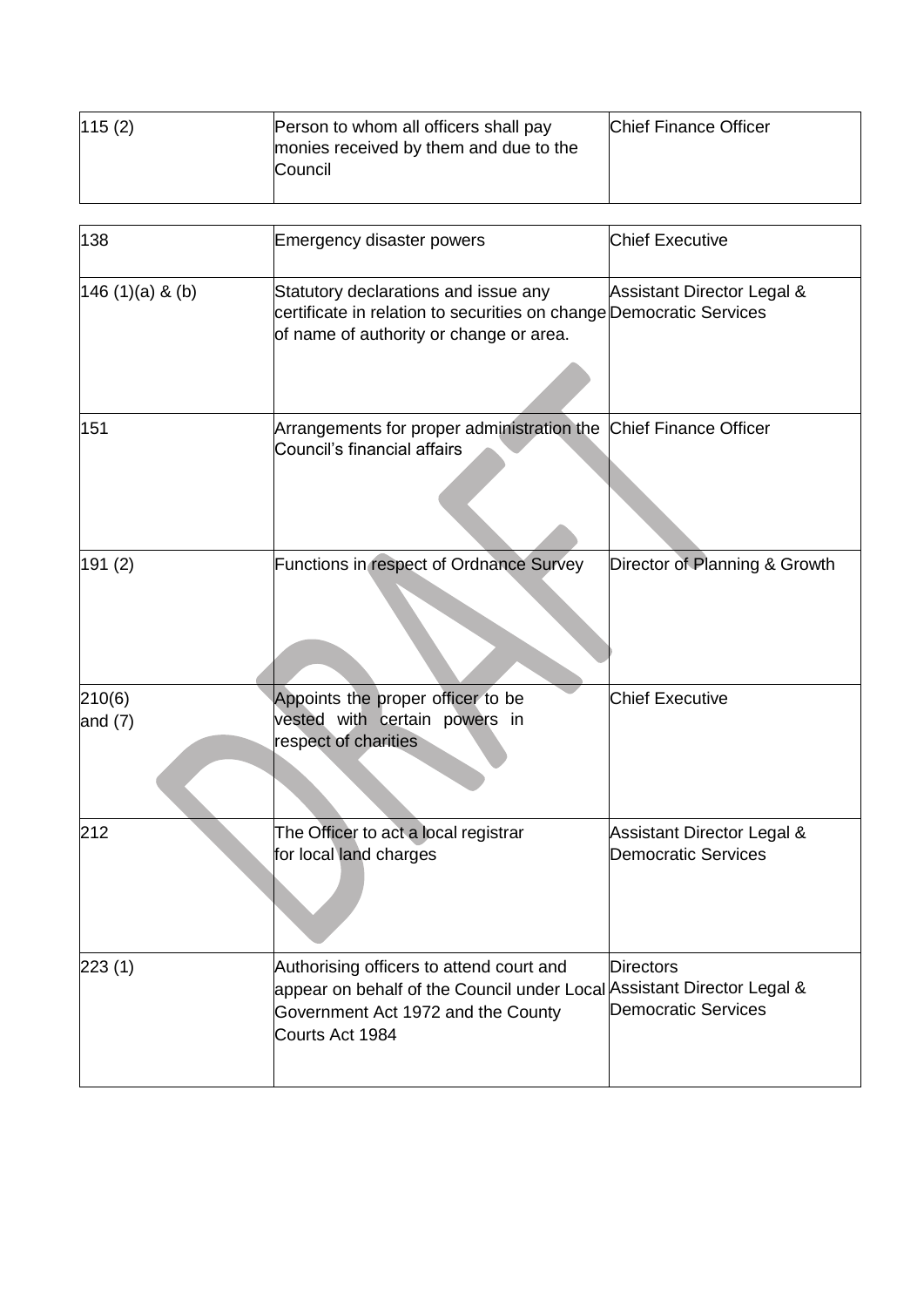| | | |
|---|---|---|
| 115 (2) | Person to whom all officers shall pay monies received by them and due to the Council | Chief Finance Officer |
| 138 | Emergency disaster powers | Chief Executive |
| 146 (1)(a) & (b) | Statutory declarations and issue any certificate in relation to securities on change of name of authority or change or area. | Assistant Director Legal & Democratic Services |
| 151 | Arrangements for proper administration the Council's financial affairs | Chief Finance Officer |
| 191 (2) | Functions in respect of Ordnance Survey | Director of Planning & Growth |
| 210(6) and (7) | Appoints the proper officer to be vested with certain powers in respect of charities | Chief Executive |
| 212 | The Officer to act a local registrar for local land charges | Assistant Director Legal & Democratic Services |
| 223 (1) | Authorising officers to attend court and appear on behalf of the Council under Local Government Act 1972 and the County Courts Act 1984 | Directors<br>Assistant Director Legal & Democratic Services |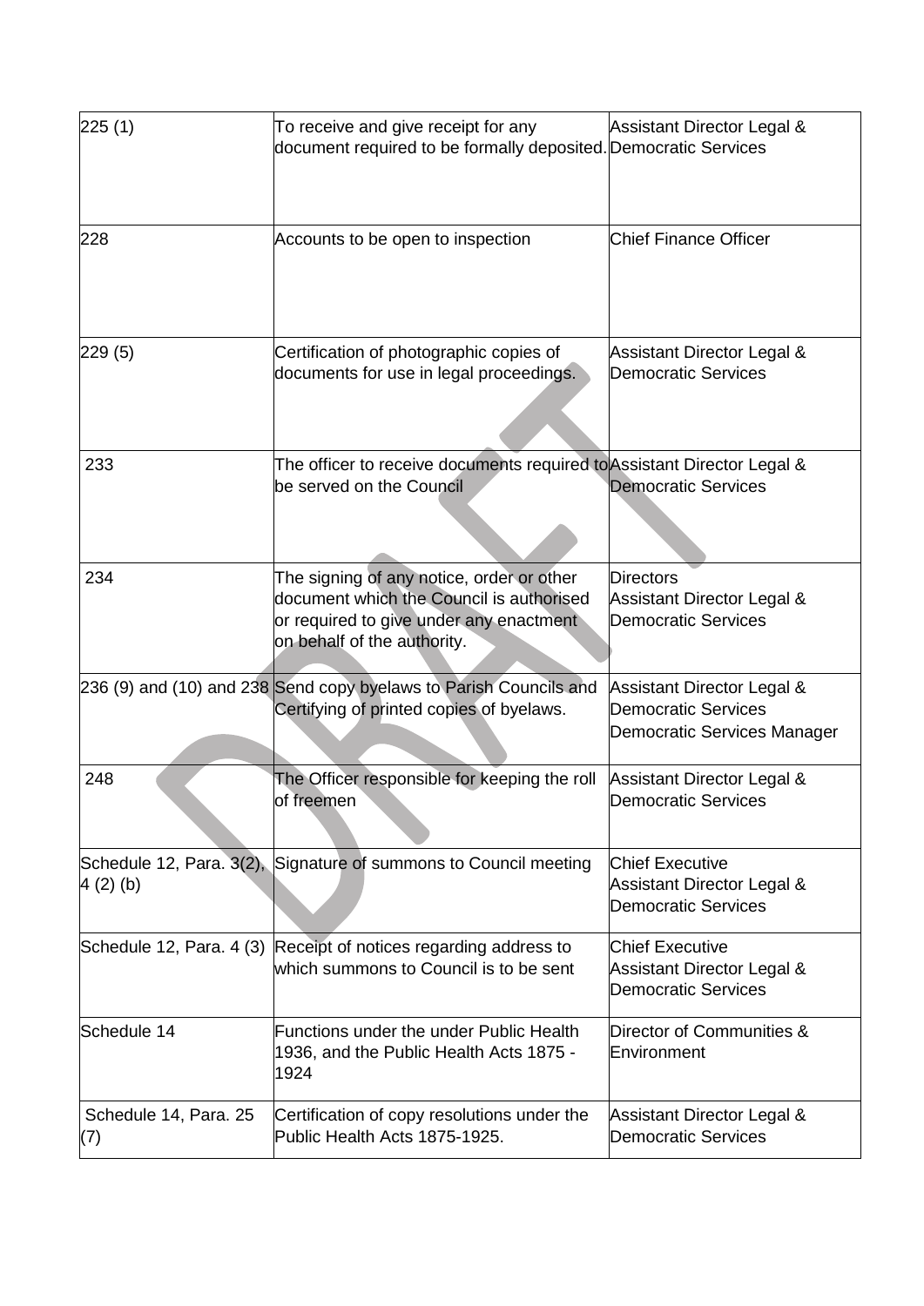| 225 (1) | To receive and give receipt for any document required to be formally deposited. | Assistant Director Legal & Democratic Services |
|---|---|---|
| 228 | Accounts to be open to inspection | Chief Finance Officer |
| 229 (5) | Certification of photographic copies of documents for use in legal proceedings. | Assistant Director Legal & Democratic Services |
| 233 | The officer to receive documents required to be served on the Council | Assistant Director Legal & Democratic Services |
| 234 | The signing of any notice, order or other document which the Council is authorised or required to give under any enactment on behalf of the authority. | Directors<br>Assistant Director Legal & Democratic Services |
| 236 (9) and (10) and 238 | Send copy byelaws to Parish Councils and Certifying of printed copies of byelaws. | Assistant Director Legal & Democratic Services<br>Democratic Services Manager |
| 248 | The Officer responsible for keeping the roll of freemen | Assistant Director Legal & Democratic Services |
| Schedule 12, Para. 3(2), 4 (2) (b) | Signature of summons to Council meeting | Chief Executive<br>Assistant Director Legal & Democratic Services |
| Schedule 12, Para. 4 (3) | Receipt of notices regarding address to which summons to Council is to be sent | Chief Executive<br>Assistant Director Legal & Democratic Services |
| Schedule 14 | Functions under the under Public Health 1936, and the Public Health Acts 1875 - 1924 | Director of Communities & Environment |
| Schedule 14, Para. 25 (7) | Certification of copy resolutions under the Public Health Acts 1875-1925. | Assistant Director Legal & Democratic Services |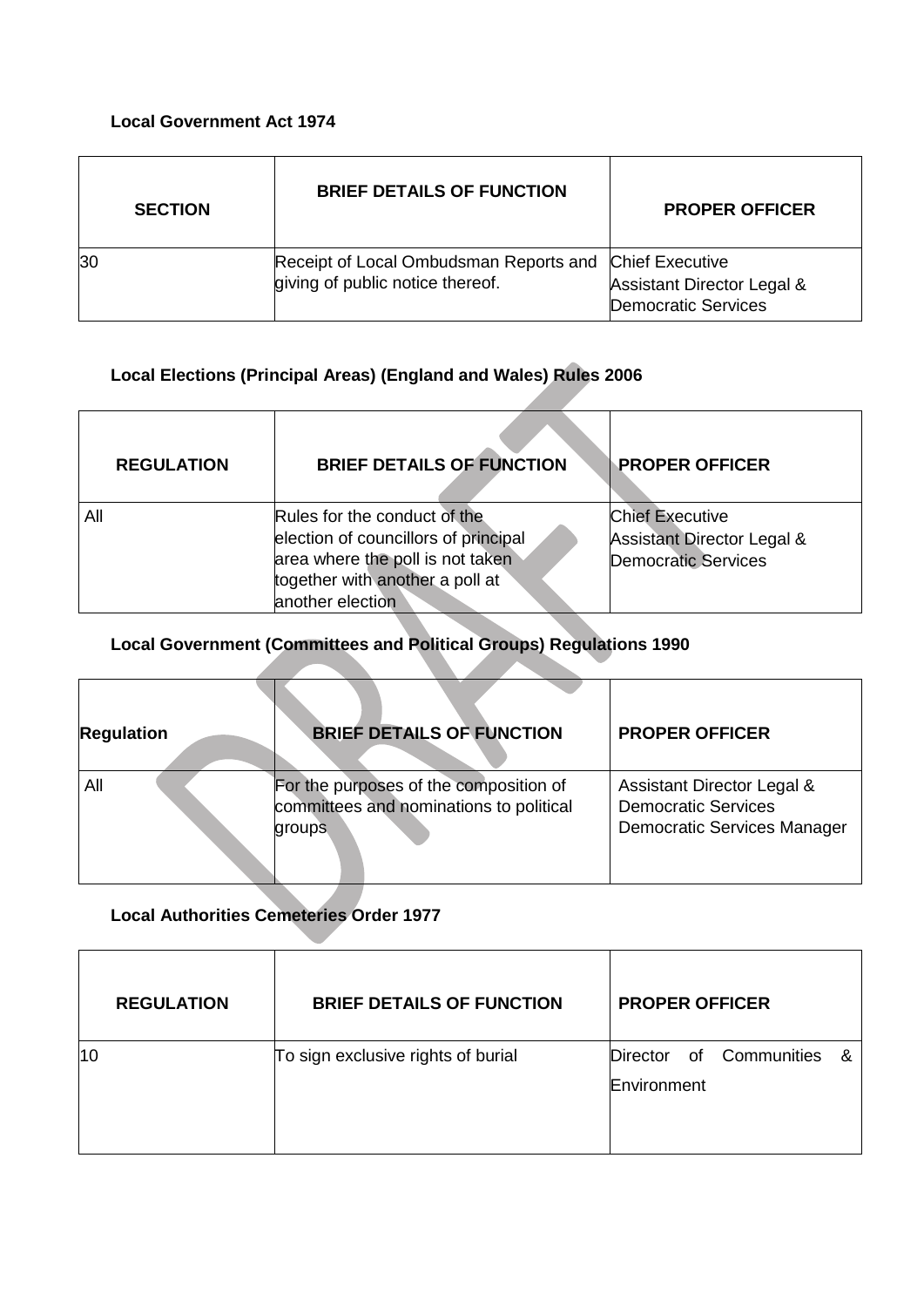**Local Government Act 1974**

| SECTION | BRIEF DETAILS OF FUNCTION | PROPER OFFICER |
|---|---|---|
| 30 | Receipt of Local Ombudsman Reports and giving of public notice thereof. | Chief Executive<br>Assistant Director Legal & Democratic Services |

**Local Elections (Principal Areas) (England and Wales) Rules 2006**

| REGULATION | BRIEF DETAILS OF FUNCTION | PROPER OFFICER |
|---|---|---|
| All | Rules for the conduct of the election of councillors of principal area where the poll is not taken together with another a poll at another election | Chief Executive<br>Assistant Director Legal & Democratic Services |

**Local Government (Committees and Political Groups) Regulations 1990**

| Regulation | BRIEF DETAILS OF FUNCTION | PROPER OFFICER |
|---|---|---|
| All | For the purposes of the composition of committees and nominations to political groups | Assistant Director Legal & Democratic Services<br>Democratic Services Manager |

**Local Authorities Cemeteries Order 1977**

| REGULATION | BRIEF DETAILS OF FUNCTION | PROPER OFFICER |
|---|---|---|
| 10 | To sign exclusive rights of burial | Director of Communities & Environment |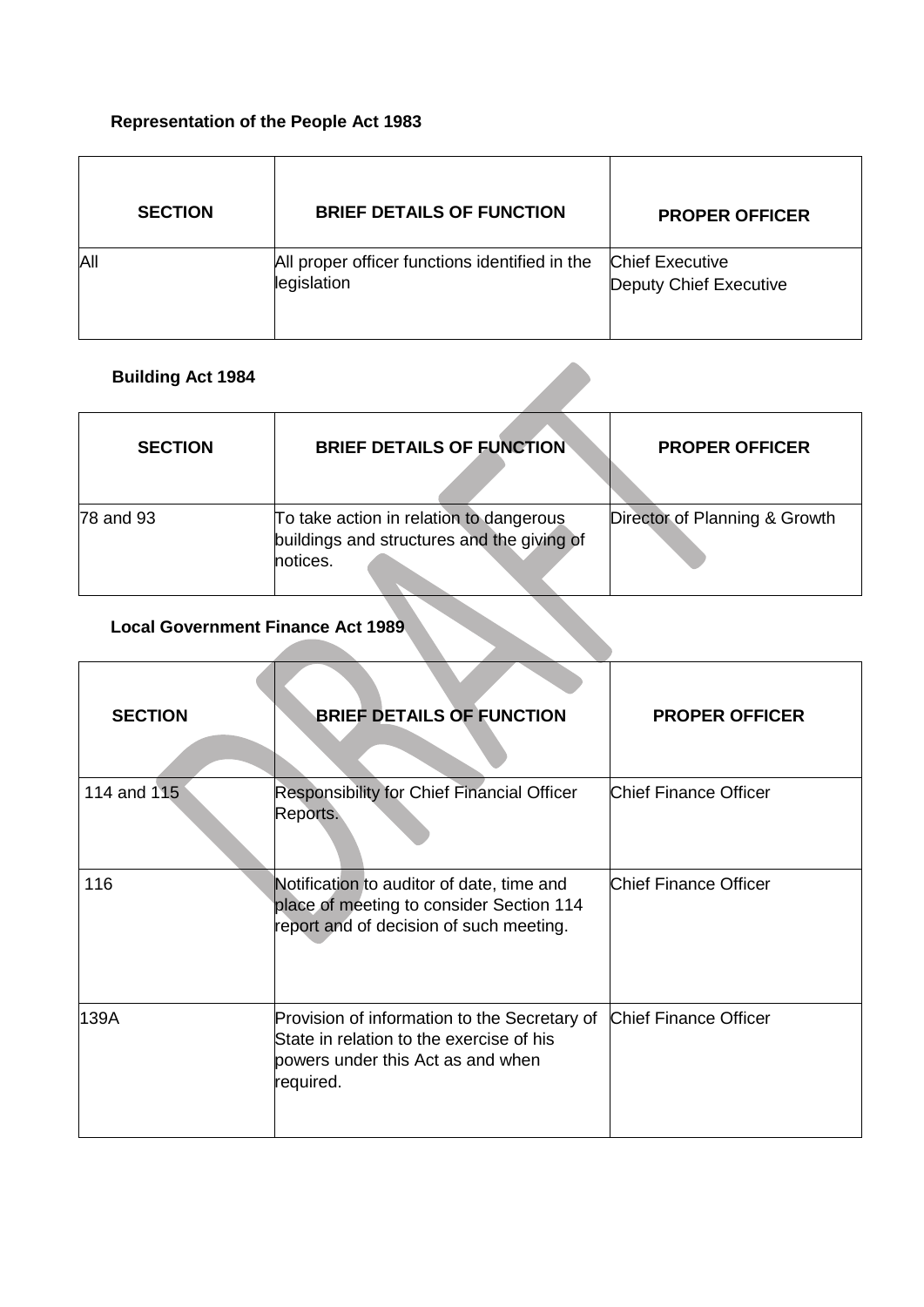**Representation of the People Act 1983**

| SECTION | BRIEF DETAILS OF FUNCTION | PROPER OFFICER |
|---|---|---|
| All | All proper officer functions identified in the legislation | Chief Executive<br>Deputy Chief Executive |

**Building Act 1984**

| SECTION | BRIEF DETAILS OF FUNCTION | PROPER OFFICER |
|---|---|---|
| 78 and 93 | To take action in relation to dangerous buildings and structures and the giving of notices. | Director of Planning & Growth |

**Local Government Finance Act 1989**

| SECTION | BRIEF DETAILS OF FUNCTION | PROPER OFFICER |
|---|---|---|
| 114 and 115 | Responsibility for Chief Financial Officer Reports. | Chief Finance Officer |
| 116 | Notification to auditor of date, time and place of meeting to consider Section 114 report and of decision of such meeting. | Chief Finance Officer |
| 139A | Provision of information to the Secretary of State in relation to the exercise of his powers under this Act as and when required. | Chief Finance Officer |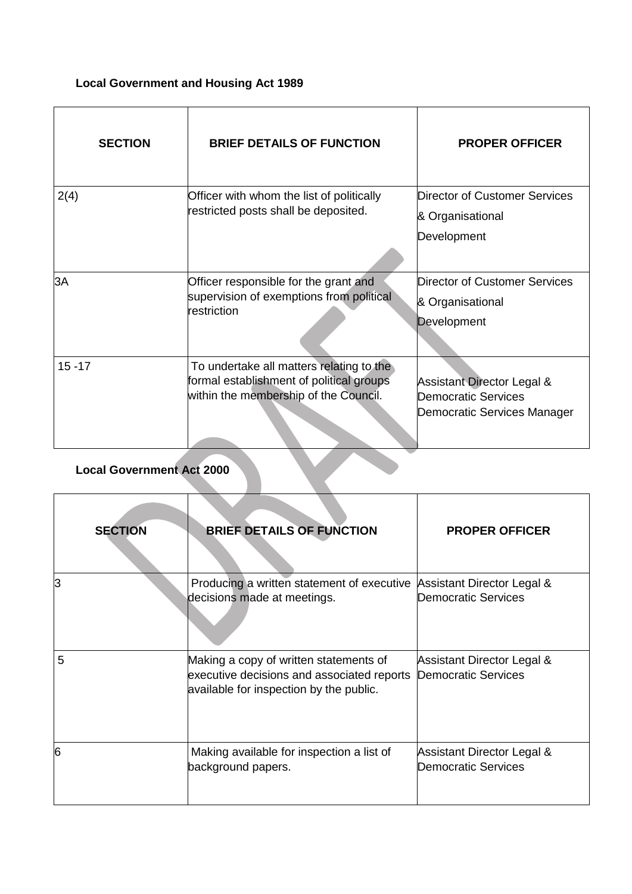**Local Government and Housing Act 1989**

| SECTION | BRIEF DETAILS OF FUNCTION | PROPER OFFICER |
|---|---|---|
| 2(4) | Officer with whom the list of politically restricted posts shall be deposited. | Director of Customer Services & Organisational Development |
| 3A | Officer responsible for the grant and supervision of exemptions from political restriction | Director of Customer Services & Organisational Development |
| 15 -17 | To undertake all matters relating to the formal establishment of political groups within the membership of the Council. | Assistant Director Legal & Democratic Services Democratic Services Manager |

**Local Government Act 2000**

| SECTION | BRIEF DETAILS OF FUNCTION | PROPER OFFICER |
|---|---|---|
| 3 | Producing a written statement of executive decisions made at meetings. | Assistant Director Legal & Democratic Services |
| 5 | Making a copy of written statements of executive decisions and associated reports available for inspection by the public. | Assistant Director Legal & Democratic Services |
| 6 | Making available for inspection a list of background papers. | Assistant Director Legal & Democratic Services |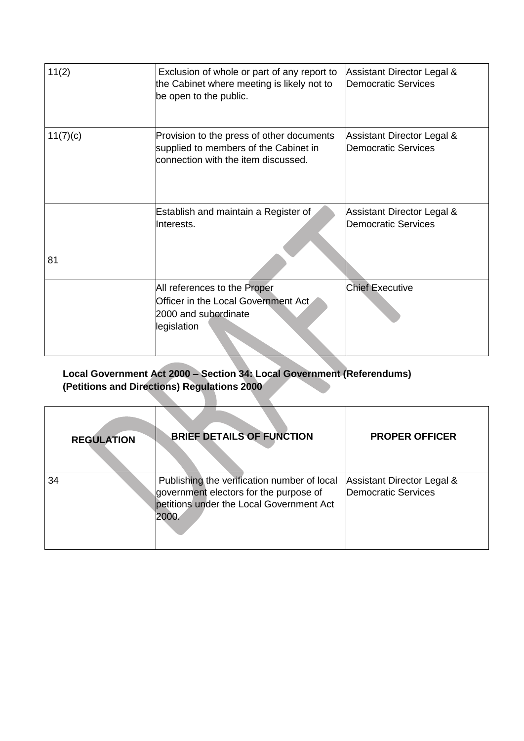| | | |
|---|---|---|
| 11(2) | Exclusion of whole or part of any report to the Cabinet where meeting is likely not to be open to the public. | Assistant Director Legal & Democratic Services |
| 11(7)(c) | Provision to the press of other documents supplied to members of the Cabinet in connection with the item discussed. | Assistant Director Legal & Democratic Services |
| 81 | Establish and maintain a Register of Interests. | Assistant Director Legal & Democratic Services |
| | All references to the Proper Officer in the Local Government Act 2000 and subordinate legislation | Chief Executive |

**Local Government Act 2000 – Section 34: Local Government (Referendums) (Petitions and Directions) Regulations 2000**

| REGULATION | BRIEF DETAILS OF FUNCTION | PROPER OFFICER |
|---|---|---|
| 34 | Publishing the verification number of local government electors for the purpose of petitions under the Local Government Act 2000. | Assistant Director Legal & Democratic Services |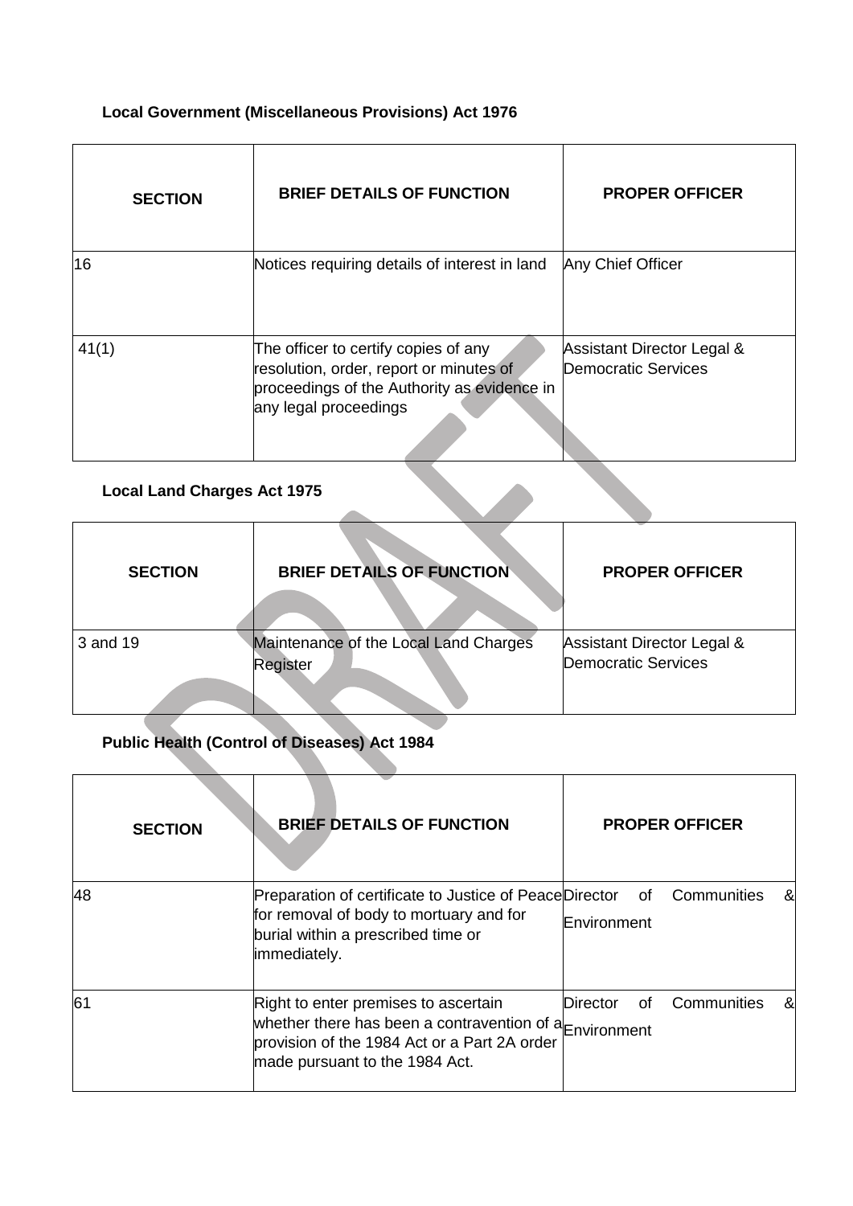**Local Government (Miscellaneous Provisions) Act 1976**

| SECTION | BRIEF DETAILS OF FUNCTION | PROPER OFFICER |
|---|---|---|
| 16 | Notices requiring details of interest in land | Any Chief Officer |
| 41(1) | The officer to certify copies of any resolution, order, report or minutes of proceedings of the Authority as evidence in any legal proceedings | Assistant Director Legal & Democratic Services |

**Local Land Charges Act 1975**

| SECTION | BRIEF DETAILS OF FUNCTION | PROPER OFFICER |
|---|---|---|
| 3 and 19 | Maintenance of the Local Land Charges Register | Assistant Director Legal & Democratic Services |

**Public Health (Control of Diseases) Act 1984**

| SECTION | BRIEF DETAILS OF FUNCTION | PROPER OFFICER |
|---|---|---|
| 48 | Preparation of certificate to Justice of Peace for removal of body to mortuary and for burial within a prescribed time or immediately. | Director of Communities & Environment |
| 61 | Right to enter premises to ascertain whether there has been a contravention of a provision of the 1984 Act or a Part 2A order made pursuant to the 1984 Act. | Director of Communities & Environment |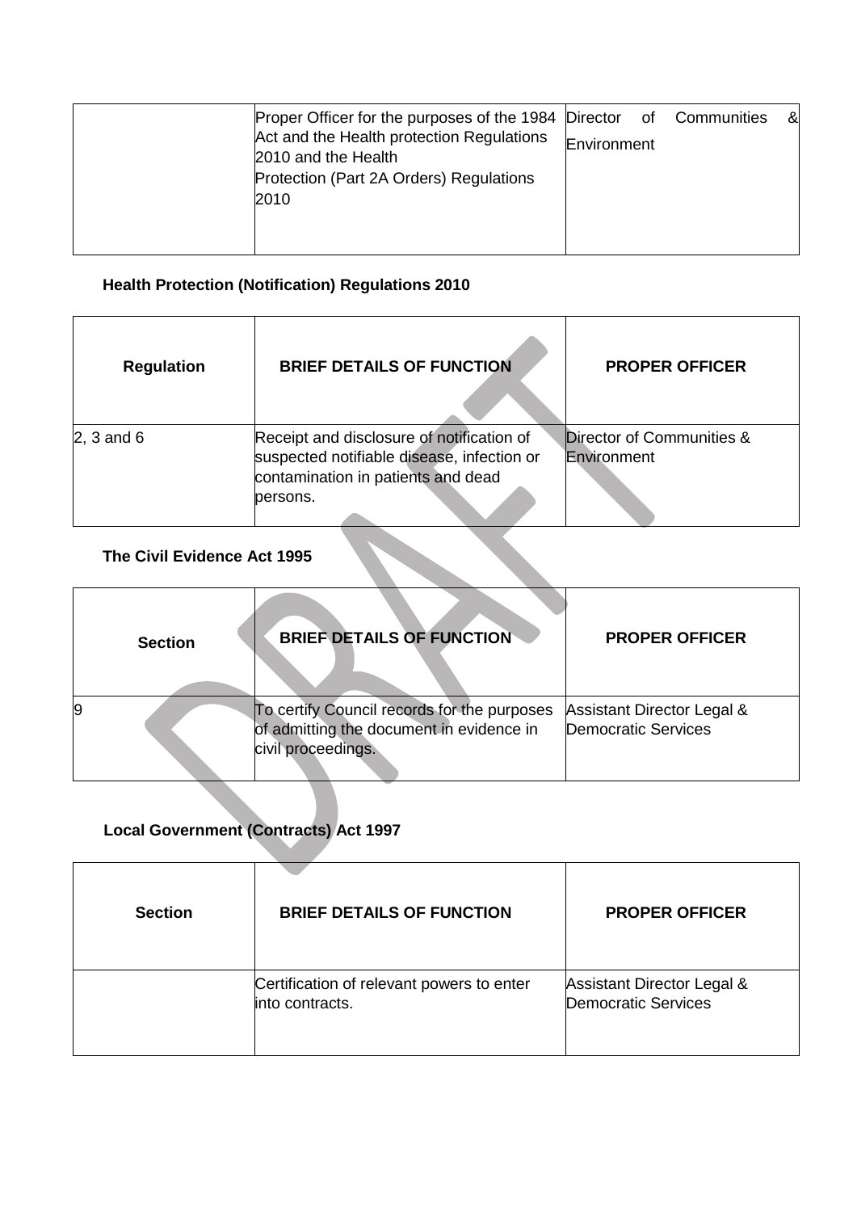| | Proper Officer for the purposes of the 1984 Act and the Health protection Regulations 2010 and the Health Protection (Part 2A Orders) Regulations 2010 | Director of Communities & Environment |
|---|---|---|

**Health Protection (Notification) Regulations 2010**

| Regulation | BRIEF DETAILS OF FUNCTION | PROPER OFFICER |
|---|---|---|
| 2, 3 and 6 | Receipt and disclosure of notification of suspected notifiable disease, infection or contamination in patients and dead persons. | Director of Communities & Environment |

**The Civil Evidence Act 1995**

| Section | BRIEF DETAILS OF FUNCTION | PROPER OFFICER |
|---|---|---|
| 9 | To certify Council records for the purposes of admitting the document in evidence in civil proceedings. | Assistant Director Legal & Democratic Services |

**Local Government (Contracts) Act 1997**

| Section | BRIEF DETAILS OF FUNCTION | PROPER OFFICER |
|---|---|---|
| | Certification of relevant powers to enter into contracts. | Assistant Director Legal & Democratic Services |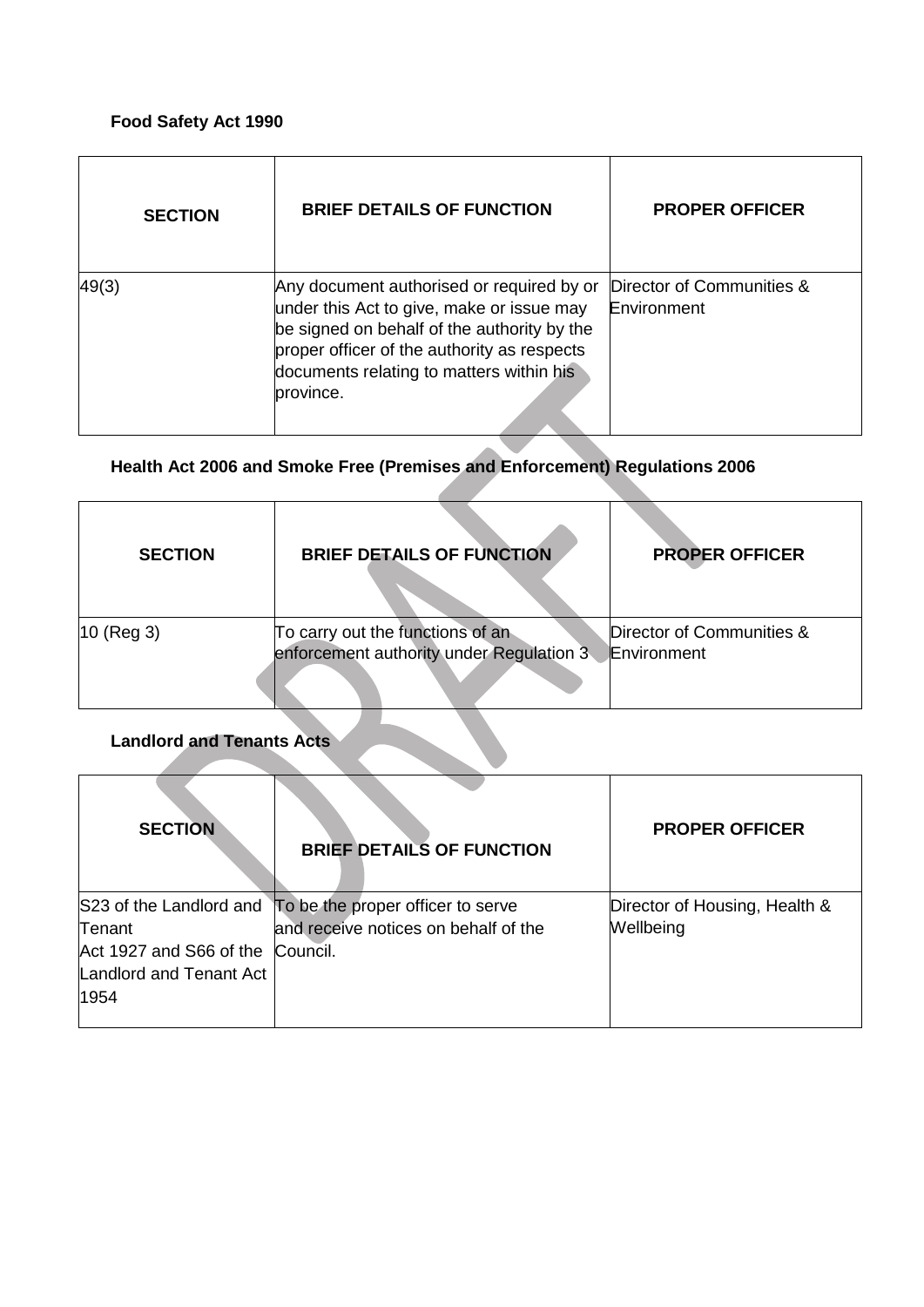**Food Safety Act 1990**

| SECTION | BRIEF DETAILS OF FUNCTION | PROPER OFFICER |
|---|---|---|
| 49(3) | Any document authorised or required by or under this Act to give, make or issue may be signed on behalf of the authority by the proper officer of the authority as respects documents relating to matters within his province. | Director of Communities & Environment |

**Health Act 2006 and Smoke Free (Premises and Enforcement) Regulations 2006**

| SECTION | BRIEF DETAILS OF FUNCTION | PROPER OFFICER |
|---|---|---|
| 10 (Reg 3) | To carry out the functions of an enforcement authority under Regulation 3 | Director of Communities & Environment |

**Landlord and Tenants Acts**

| SECTION | BRIEF DETAILS OF FUNCTION | PROPER OFFICER |
|---|---|---|
| S23 of the Landlord and Tenant Act 1927 and S66 of the Landlord and Tenant Act 1954 | To be the proper officer to serve and receive notices on behalf of the Council. | Director of Housing, Health & Wellbeing |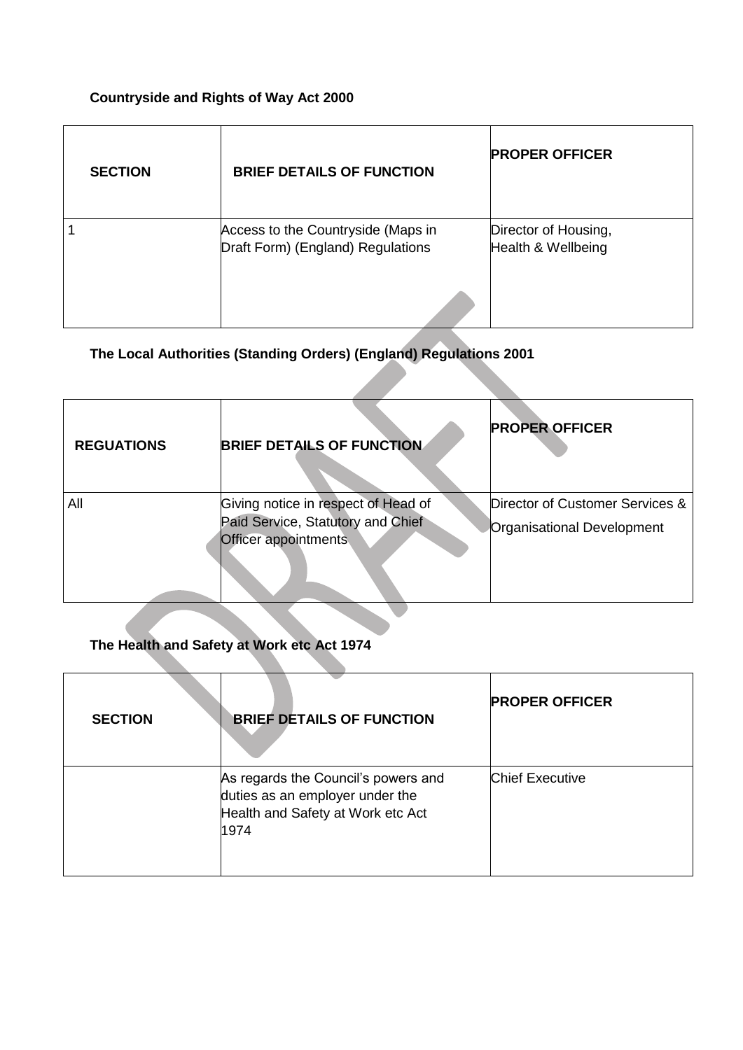**Countryside and Rights of Way Act 2000**

| SECTION | BRIEF DETAILS OF FUNCTION | PROPER OFFICER |
|---|---|---|
| 1 | Access to the Countryside (Maps in Draft Form) (England) Regulations | Director of Housing, Health & Wellbeing |

**The Local Authorities (Standing Orders) (England) Regulations 2001**

| REGUATIONS | BRIEF DETAILS OF FUNCTION | PROPER OFFICER |
|---|---|---|
| All | Giving notice in respect of Head of Paid Service, Statutory and Chief Officer appointments | Director of Customer Services & Organisational Development |

**The Health and Safety at Work etc Act 1974**

| SECTION | BRIEF DETAILS OF FUNCTION | PROPER OFFICER |
|---|---|---|
| | As regards the Council's powers and duties as an employer under the Health and Safety at Work etc Act 1974 | Chief Executive |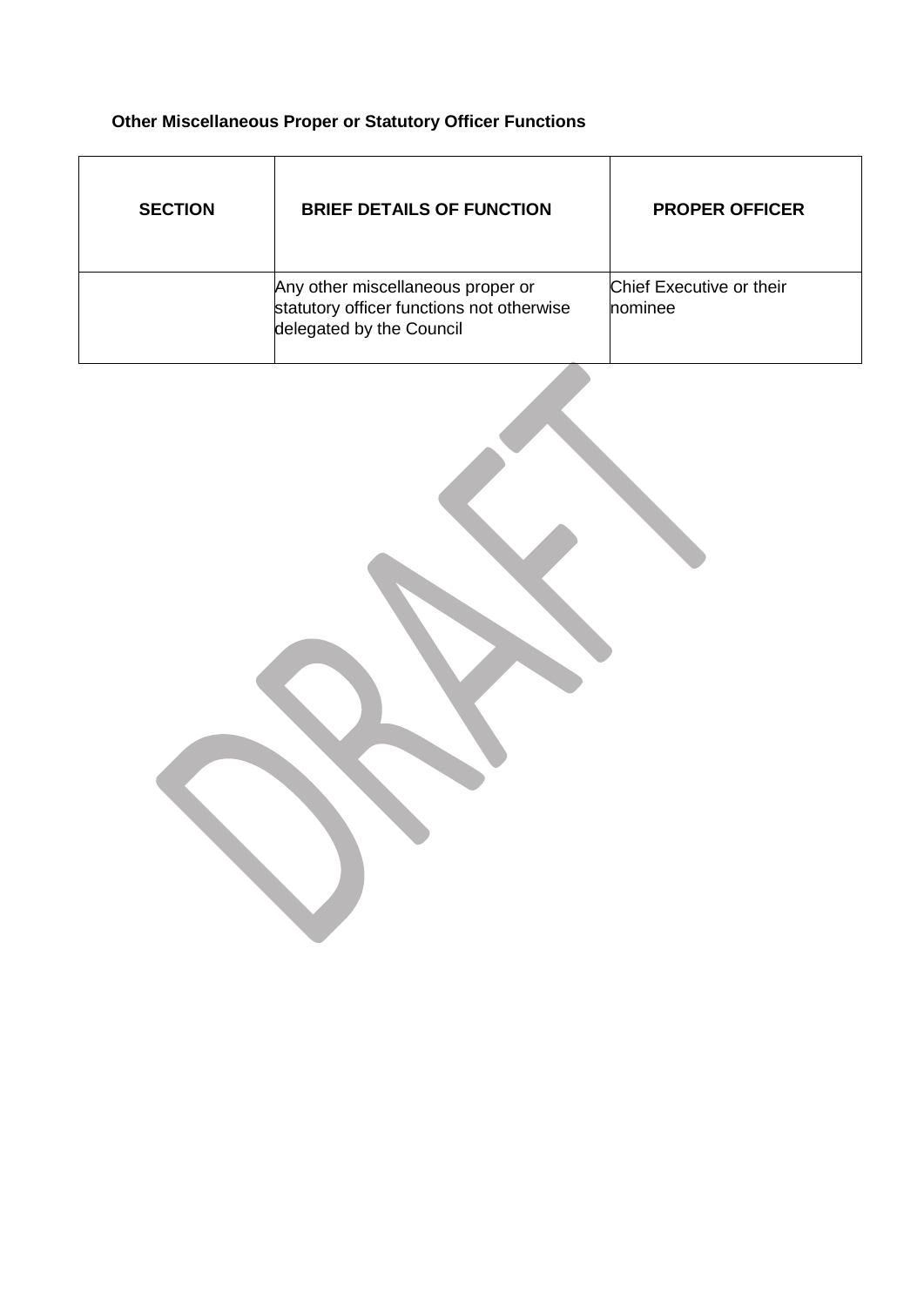**Other Miscellaneous Proper or Statutory Officer Functions**

| SECTION | BRIEF DETAILS OF FUNCTION | PROPER OFFICER |
|---|---|---|
| | Any other miscellaneous proper or statutory officer functions not otherwise delegated by the Council | Chief Executive or their nominee |